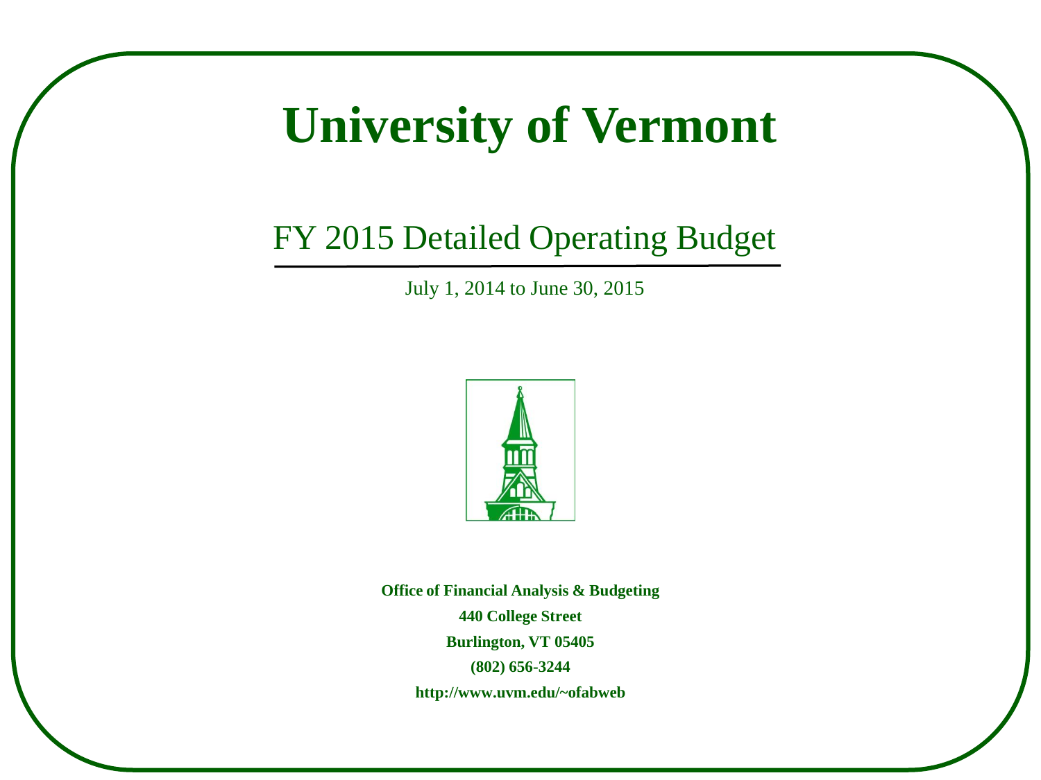# University of Vermont

## FY 2015 Detailed Operating Budget

July 1, 2014 to June 30, 2015

**Office of Financial Analysis & Budgeting**

**440 College Street**

**Burlington, VT 05405**

**(802) 656-3244**

**http://www.uvm.edu/~ofabweb**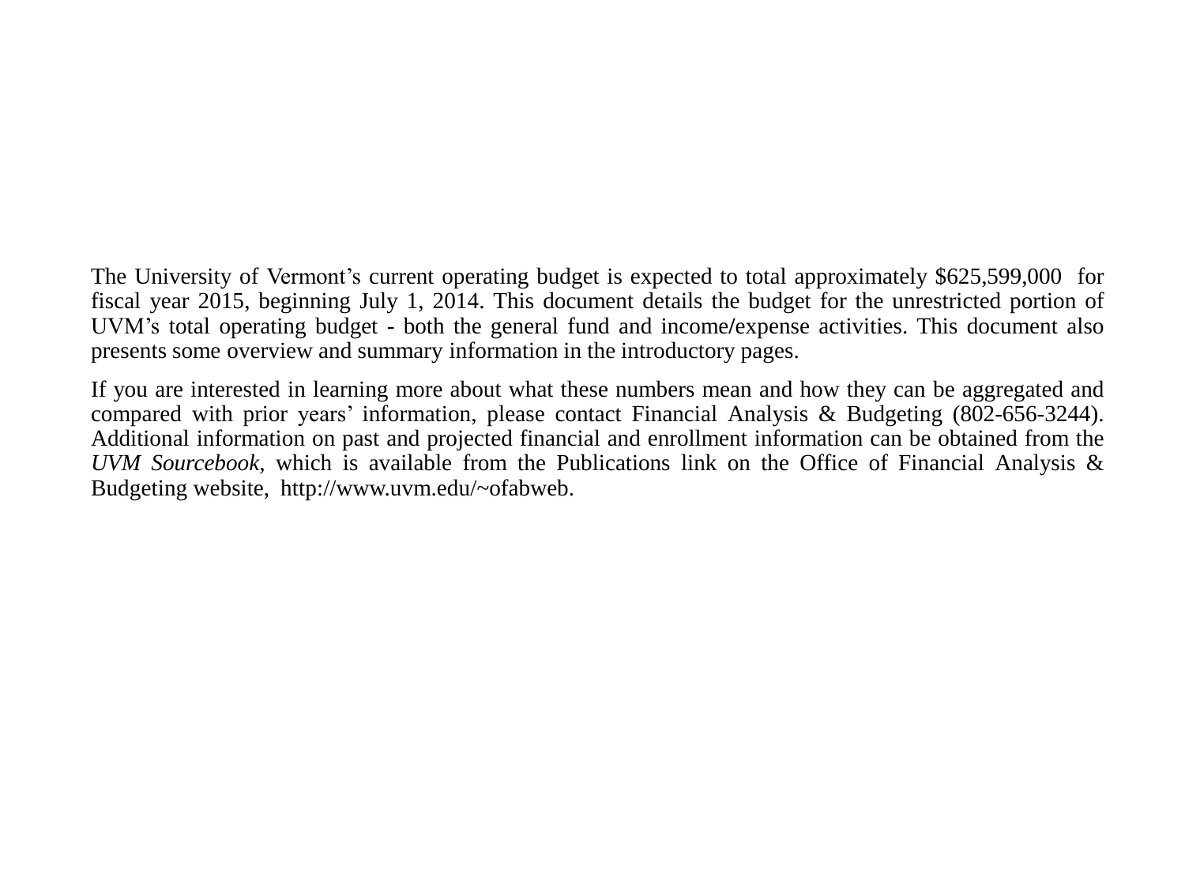The University of Vermont's current operating budget is expected to total approximately $625,599,000 for fiscal year 2015, beginning July 1, 2014. This document details the budget for the unrestricted portion of UVM's total operating budget - both the general fund and income/expense activities. This document also presents some overview and summary information in the introductory pages.

If you are interested in learning more about what these numbers mean and how they can be aggregated and compared with prior years' information, please contact Financial Analysis & Budgeting (802-656-3244). Additional information on past and projected financial and enrollment information can be obtained from the *UVM Sourcebook,* which is available from the Publications link on the Office of Financial Analysis & Budgeting website, http://www.uvm.edu/~ofabweb.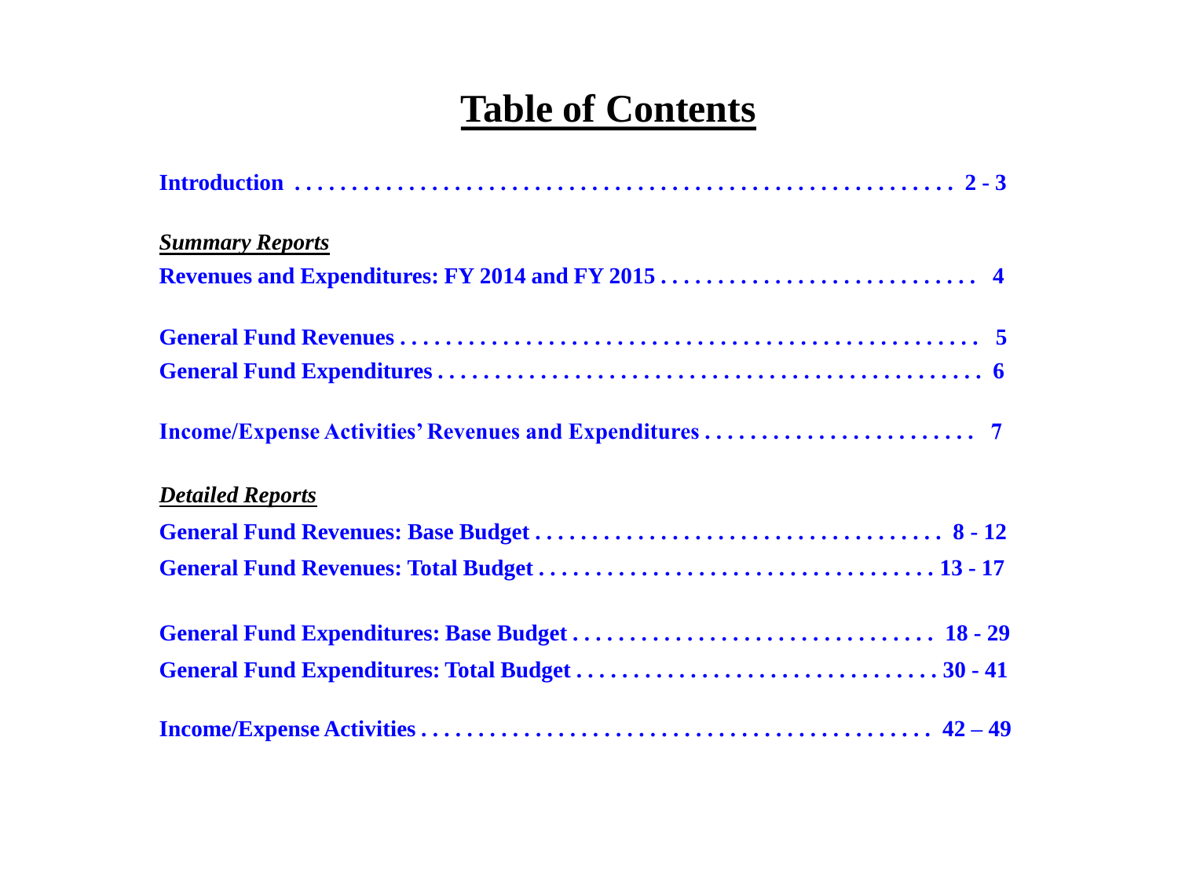# Table of Contents

| | |
|---|---|
| **Introduction** | **2 - 3** |
| ***Summary Reports*** | |
| **Revenues and Expenditures: FY 2014 and FY 2015** | **4** |
| **General Fund Revenues** | **5** |
| **General Fund Expenditures** | **6** |
| **Income/Expense Activities' Revenues and Expenditures** | **7** |
| ***Detailed Reports*** | |
| **General Fund Revenues: Base Budget** | **8 - 12** |
| **General Fund Revenues: Total Budget** | **13 - 17** |
| **General Fund Expenditures: Base Budget** | **18 - 29** |
| **General Fund Expenditures: Total Budget** | **30 - 41** |
| **Income/Expense Activities** | **42 – 49** |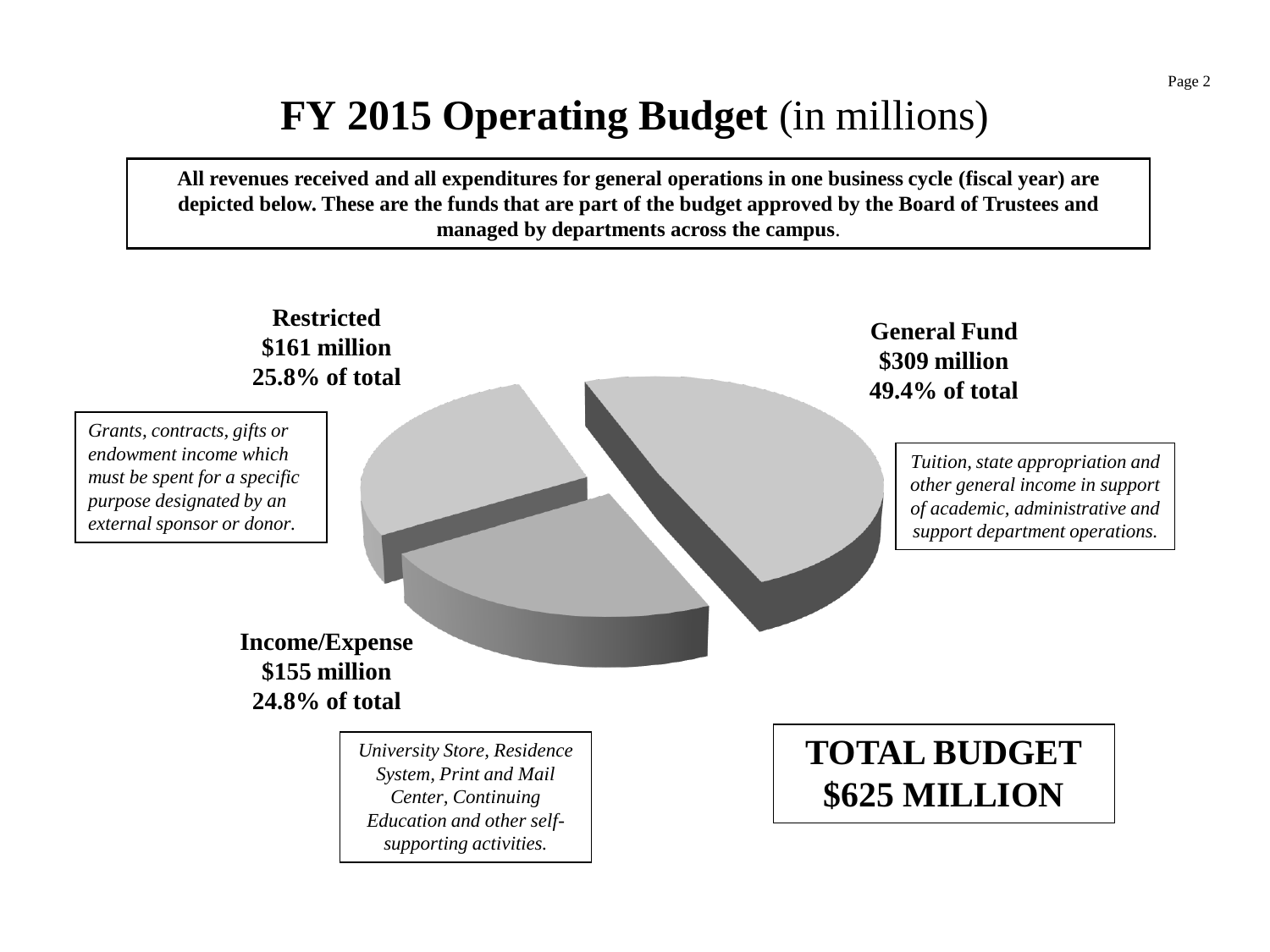# **FY 2015 Operating Budget** (in millions)

**All revenues received and all expenditures for general operations in one business cycle (fiscal year) are depicted below. These are the funds that are part of the budget approved by the Board of Trustees and managed by departments across the campus**.

**Restricted**
**$161 million**
**25.8% of total**

*Grants, contracts, gifts or endowment income which must be spent for a specific purpose designated by an external sponsor or donor.*

**General Fund**
**$309 million**
**49.4% of total**

*Tuition, state appropriation and other general income in support of academic, administrative and support department operations.*

**Income/Expense**
**$155 million**
**24.8% of total**

*University Store, Residence System, Print and Mail Center, Continuing Education and other self-supporting activities.*

**TOTAL BUDGET**
**$625 MILLION**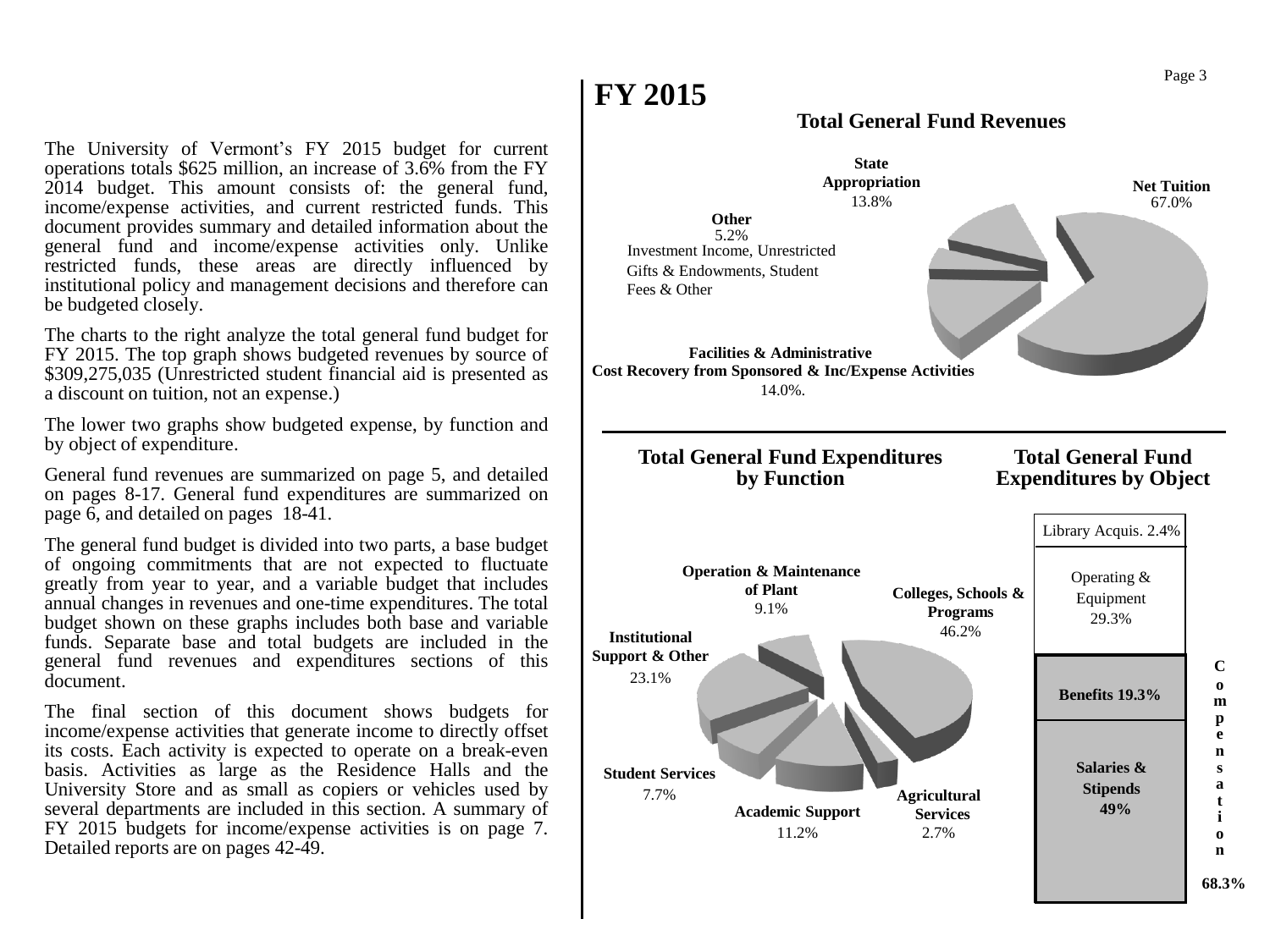# FY 2015

The University of Vermont's FY 2015 budget for current operations totals $625 million, an increase of 3.6% from the FY 2014 budget. This amount consists of: the general fund, income/expense activities, and current restricted funds. This document provides summary and detailed information about the general fund and income/expense activities only. Unlike restricted funds, these areas are directly influenced by institutional policy and management decisions and therefore can be budgeted closely.

The charts to the right analyze the total general fund budget for FY 2015. The top graph shows budgeted revenues by source of $309,275,035 (Unrestricted student financial aid is presented as a discount on tuition, not an expense.)

The lower two graphs show budgeted expense, by function and by object of expenditure.

General fund revenues are summarized on page 5, and detailed on pages 8-17. General fund expenditures are summarized on page 6, and detailed on pages 18-41.

The general fund budget is divided into two parts, a base budget of ongoing commitments that are not expected to fluctuate greatly from year to year, and a variable budget that includes annual changes in revenues and one-time expenditures. The total budget shown on these graphs includes both base and variable funds. Separate base and total budgets are included in the general fund revenues and expenditures sections of this document.

The final section of this document shows budgets for income/expense activities that generate income to directly offset its costs. Each activity is expected to operate on a break-even basis. Activities as large as the Residence Halls and the University Store and as small as copiers or vehicles used by several departments are included in this section. A summary of FY 2015 budgets for income/expense activities is on page 7. Detailed reports are on pages 42-49.

## Total General Fund Revenues

- **Net Tuition** 67.0%
- **State Appropriation** 13.8%
- **Other** 5.2% Investment Income, Unrestricted Gifts & Endowments, Student Fees & Other
- **Facilities & Administrative Cost Recovery from Sponsored & Inc/Expense Activities** 14.0%.

## Total General Fund Expenditures by Function

- **Colleges, Schools & Programs** 46.2%
- **Agricultural Services** 2.7%
- **Academic Support** 11.2%
- **Student Services** 7.7%
- **Institutional Support & Other** 23.1%
- **Operation & Maintenance of Plant** 9.1%

## Total General Fund Expenditures by Object

- Library Acquis. 2.4%
- Operating & Equipment 29.3%
- **Compensation 68.3%**
  - **Benefits 19.3%**
  - **Salaries & Stipends 49%**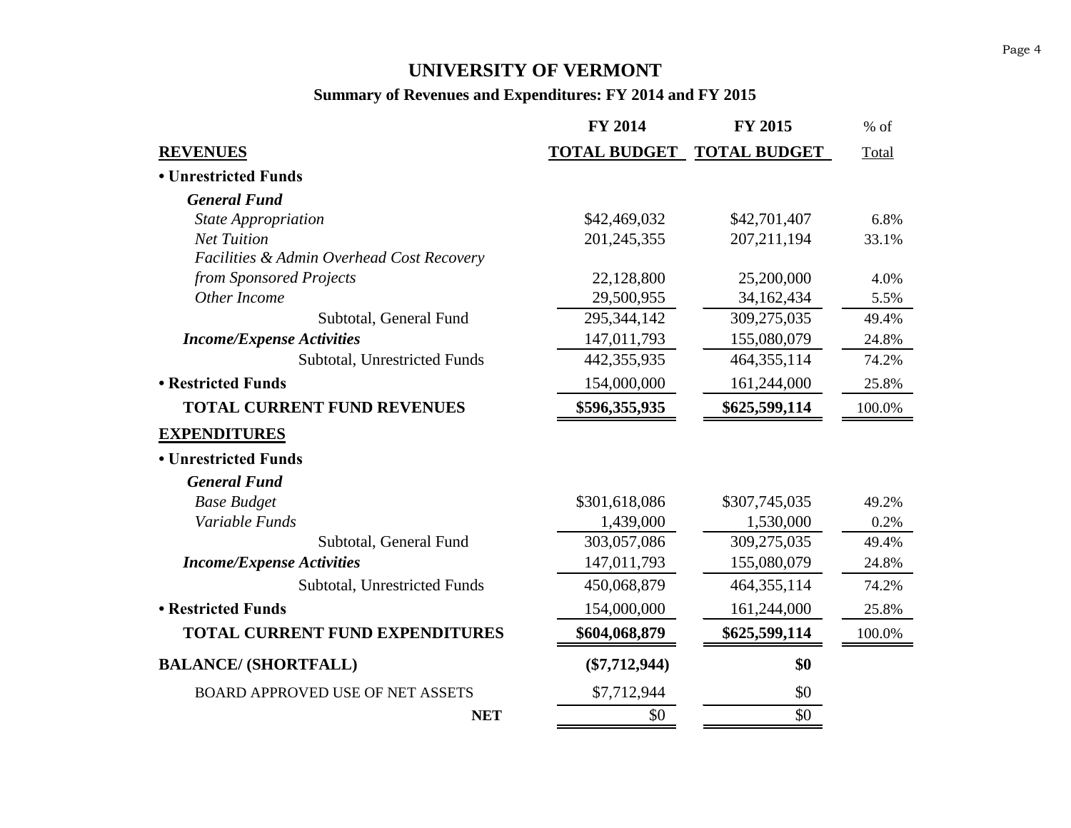# UNIVERSITY OF VERMONT

## Summary of Revenues and Expenditures: FY 2014 and FY 2015

| | FY 2014 | FY 2015 | % of |
|---|---|---|---|
| **REVENUES** | **TOTAL BUDGET** | **TOTAL BUDGET** | Total |
| **• Unrestricted Funds** | | | |
| ***General Fund*** | | | |
| *State Appropriation* | $42,469,032 | $42,701,407 | 6.8% |
| *Net Tuition* | 201,245,355 | 207,211,194 | 33.1% |
| *Facilities & Admin Overhead Cost Recovery from Sponsored Projects* | 22,128,800 | 25,200,000 | 4.0% |
| *Other Income* | 29,500,955 | 34,162,434 | 5.5% |
| Subtotal, General Fund | 295,344,142 | 309,275,035 | 49.4% |
| ***Income/Expense Activities*** | 147,011,793 | 155,080,079 | 24.8% |
| Subtotal, Unrestricted Funds | 442,355,935 | 464,355,114 | 74.2% |
| **• Restricted Funds** | 154,000,000 | 161,244,000 | 25.8% |
| **TOTAL CURRENT FUND REVENUES** | **$596,355,935** | **$625,599,114** | 100.0% |
| **EXPENDITURES** | | | |
| **• Unrestricted Funds** | | | |
| ***General Fund*** | | | |
| *Base Budget* | $301,618,086 | $307,745,035 | 49.2% |
| *Variable Funds* | 1,439,000 | 1,530,000 | 0.2% |
| Subtotal, General Fund | 303,057,086 | 309,275,035 | 49.4% |
| ***Income/Expense Activities*** | 147,011,793 | 155,080,079 | 24.8% |
| Subtotal, Unrestricted Funds | 450,068,879 | 464,355,114 | 74.2% |
| **• Restricted Funds** | 154,000,000 | 161,244,000 | 25.8% |
| **TOTAL CURRENT FUND EXPENDITURES** | **$604,068,879** | **$625,599,114** | 100.0% |
| **BALANCE/ (SHORTFALL)** | **($7,712,944)** | **$0** | |
| BOARD APPROVED USE OF NET ASSETS | $7,712,944 | $0 | |
| **NET** | $0 | $0 | |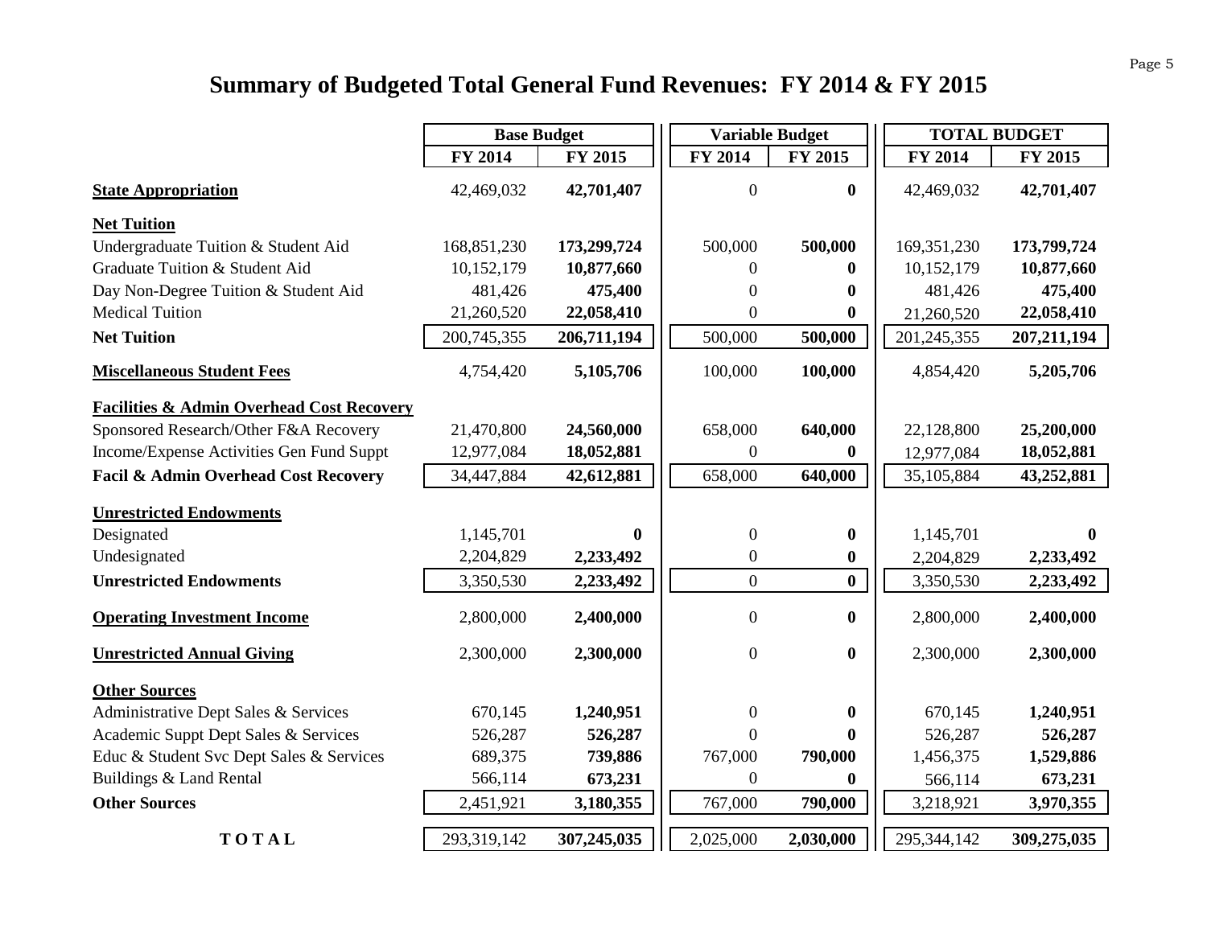# Summary of Budgeted Total General Fund Revenues: FY 2014 & FY 2015

| | Base Budget | | Variable Budget | | TOTAL BUDGET | |
|---|---|---|---|---|---|---|
| | FY 2014 | FY 2015 | FY 2014 | FY 2015 | FY 2014 | FY 2015 |
| **State Appropriation** | 42,469,032 | **42,701,407** | 0 | **0** | 42,469,032 | **42,701,407** |
| **Net Tuition** | | | | | | |
| Undergraduate Tuition & Student Aid | 168,851,230 | **173,299,724** | 500,000 | **500,000** | 169,351,230 | **173,799,724** |
| Graduate Tuition & Student Aid | 10,152,179 | **10,877,660** | 0 | **0** | 10,152,179 | **10,877,660** |
| Day Non-Degree Tuition & Student Aid | 481,426 | **475,400** | 0 | **0** | 481,426 | **475,400** |
| Medical Tuition | 21,260,520 | **22,058,410** | 0 | **0** | 21,260,520 | **22,058,410** |
| **Net Tuition** | 200,745,355 | **206,711,194** | 500,000 | **500,000** | 201,245,355 | **207,211,194** |
| **Miscellaneous Student Fees** | 4,754,420 | **5,105,706** | 100,000 | **100,000** | 4,854,420 | **5,205,706** |
| **Facilities & Admin Overhead Cost Recovery** | | | | | | |
| Sponsored Research/Other F&A Recovery | 21,470,800 | **24,560,000** | 658,000 | **640,000** | 22,128,800 | **25,200,000** |
| Income/Expense Activities Gen Fund Suppt | 12,977,084 | **18,052,881** | 0 | **0** | 12,977,084 | **18,052,881** |
| **Facil & Admin Overhead Cost Recovery** | 34,447,884 | **42,612,881** | 658,000 | **640,000** | 35,105,884 | **43,252,881** |
| **Unrestricted Endowments** | | | | | | |
| Designated | 1,145,701 | **0** | 0 | **0** | 1,145,701 | **0** |
| Undesignated | 2,204,829 | **2,233,492** | 0 | **0** | 2,204,829 | **2,233,492** |
| **Unrestricted Endowments** | 3,350,530 | **2,233,492** | 0 | **0** | 3,350,530 | **2,233,492** |
| **Operating Investment Income** | 2,800,000 | **2,400,000** | 0 | **0** | 2,800,000 | **2,400,000** |
| **Unrestricted Annual Giving** | 2,300,000 | **2,300,000** | 0 | **0** | 2,300,000 | **2,300,000** |
| **Other Sources** | | | | | | |
| Administrative Dept Sales & Services | 670,145 | **1,240,951** | 0 | **0** | 670,145 | **1,240,951** |
| Academic Suppt Dept Sales & Services | 526,287 | **526,287** | 0 | **0** | 526,287 | **526,287** |
| Educ & Student Svc Dept Sales & Services | 689,375 | **739,886** | 767,000 | **790,000** | 1,456,375 | **1,529,886** |
| Buildings & Land Rental | 566,114 | **673,231** | 0 | **0** | 566,114 | **673,231** |
| **Other Sources** | 2,451,921 | **3,180,355** | 767,000 | **790,000** | 3,218,921 | **3,970,355** |
| **T O T A L** | 293,319,142 | **307,245,035** | 2,025,000 | **2,030,000** | 295,344,142 | **309,275,035** |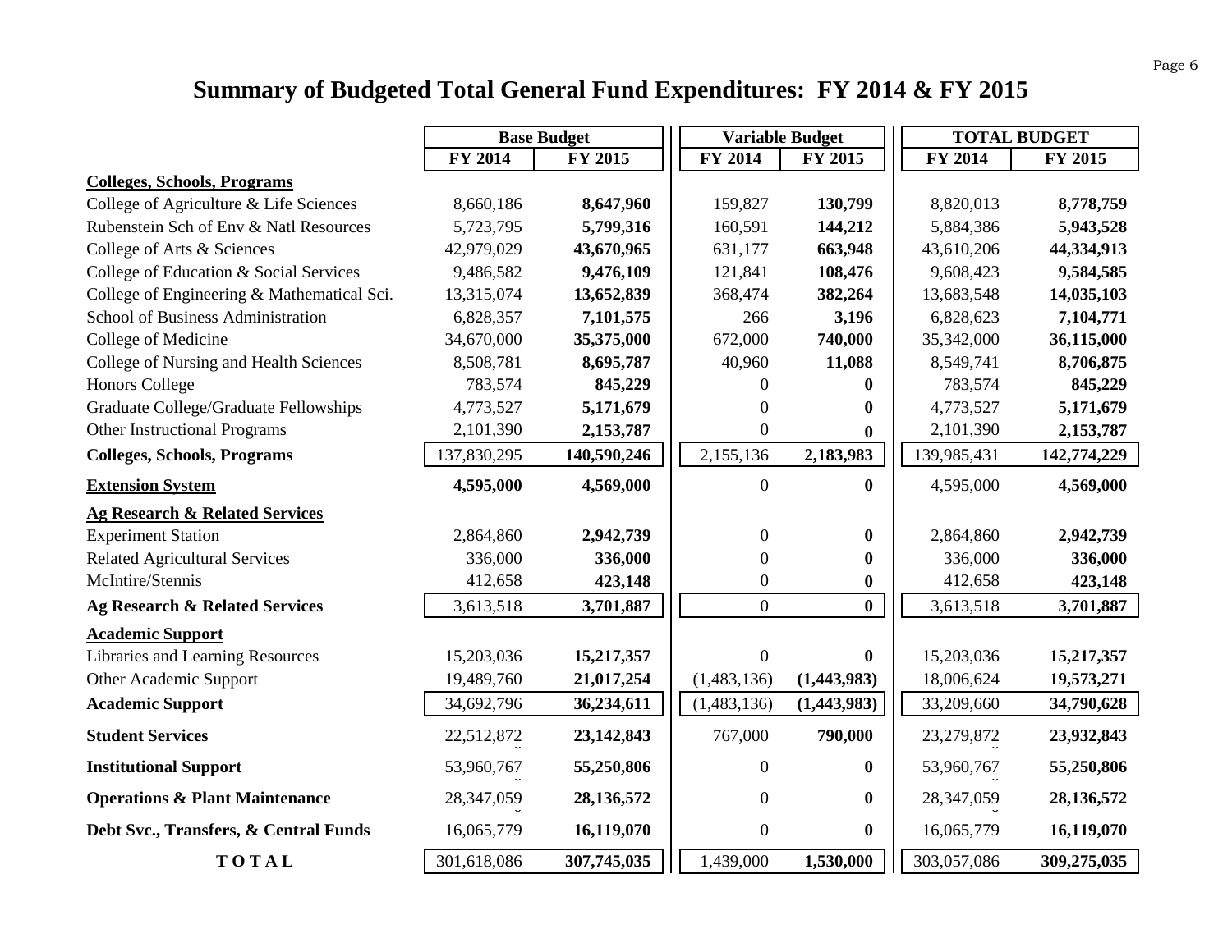# Summary of Budgeted Total General Fund Expenditures: FY 2014 & FY 2015

| | Base Budget | | Variable Budget | | TOTAL BUDGET | |
|---|---|---|---|---|---|---|
| | FY 2014 | FY 2015 | FY 2014 | FY 2015 | FY 2014 | FY 2015 |
| **Colleges, Schools, Programs** | | | | | | |
| College of Agriculture & Life Sciences | 8,660,186 | **8,647,960** | 159,827 | **130,799** | 8,820,013 | **8,778,759** |
| Rubenstein Sch of Env & Natl Resources | 5,723,795 | **5,799,316** | 160,591 | **144,212** | 5,884,386 | **5,943,528** |
| College of Arts & Sciences | 42,979,029 | **43,670,965** | 631,177 | **663,948** | 43,610,206 | **44,334,913** |
| College of Education & Social Services | 9,486,582 | **9,476,109** | 121,841 | **108,476** | 9,608,423 | **9,584,585** |
| College of Engineering & Mathematical Sci. | 13,315,074 | **13,652,839** | 368,474 | **382,264** | 13,683,548 | **14,035,103** |
| School of Business Administration | 6,828,357 | **7,101,575** | 266 | **3,196** | 6,828,623 | **7,104,771** |
| College of Medicine | 34,670,000 | **35,375,000** | 672,000 | **740,000** | 35,342,000 | **36,115,000** |
| College of Nursing and Health Sciences | 8,508,781 | **8,695,787** | 40,960 | **11,088** | 8,549,741 | **8,706,875** |
| Honors College | 783,574 | **845,229** | 0 | **0** | 783,574 | **845,229** |
| Graduate College/Graduate Fellowships | 4,773,527 | **5,171,679** | 0 | **0** | 4,773,527 | **5,171,679** |
| Other Instructional Programs | 2,101,390 | **2,153,787** | 0 | **0** | 2,101,390 | **2,153,787** |
| **Colleges, Schools, Programs** | 137,830,295 | **140,590,246** | 2,155,136 | **2,183,983** | 139,985,431 | **142,774,229** |
| **Extension System** | **4,595,000** | **4,569,000** | 0 | **0** | 4,595,000 | **4,569,000** |
| **Ag Research & Related Services** | | | | | | |
| Experiment Station | 2,864,860 | **2,942,739** | 0 | **0** | 2,864,860 | **2,942,739** |
| Related Agricultural Services | 336,000 | **336,000** | 0 | **0** | 336,000 | **336,000** |
| McIntire/Stennis | 412,658 | **423,148** | 0 | **0** | 412,658 | **423,148** |
| **Ag Research & Related Services** | 3,613,518 | **3,701,887** | 0 | **0** | 3,613,518 | **3,701,887** |
| **Academic Support** | | | | | | |
| Libraries and Learning Resources | 15,203,036 | **15,217,357** | 0 | **0** | 15,203,036 | **15,217,357** |
| Other Academic Support | 19,489,760 | **21,017,254** | (1,483,136) | **(1,443,983)** | 18,006,624 | **19,573,271** |
| **Academic Support** | 34,692,796 | **36,234,611** | (1,483,136) | **(1,443,983)** | 33,209,660 | **34,790,628** |
| **Student Services** | 22,512,872 | **23,142,843** | 767,000 | **790,000** | 23,279,872 | **23,932,843** |
| **Institutional Support** | 53,960,767 | **55,250,806** | 0 | **0** | 53,960,767 | **55,250,806** |
| **Operations & Plant Maintenance** | 28,347,059 | **28,136,572** | 0 | **0** | 28,347,059 | **28,136,572** |
| **Debt Svc., Transfers, & Central Funds** | 16,065,779 | **16,119,070** | 0 | **0** | 16,065,779 | **16,119,070** |
| **T O T A L** | 301,618,086 | **307,745,035** | 1,439,000 | **1,530,000** | 303,057,086 | **309,275,035** |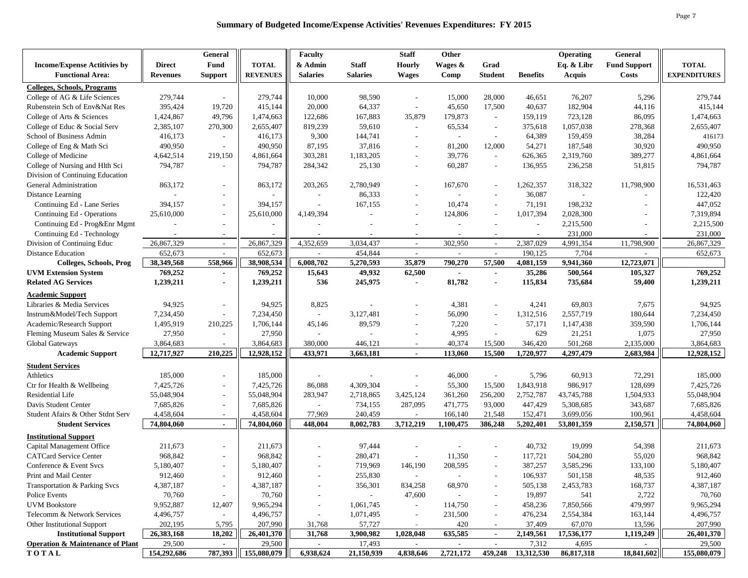## Summary of Budgeted Income/Expense Activities' Revenues Expenditures: FY 2015

| Income/Expense Actitivies by Functional Area: | Direct Revenues | General Fund Support | TOTAL REVENUES | Faculty & Admin Salaries | Staff Salaries | Staff Hourly Wages | Other Wages & Comp | Grad Student | Benefits | Operating Eq. & Libr Acquis | General Fund Support Costs | TOTAL EXPENDITURES |
|---|---|---|---|---|---|---|---|---|---|---|---|---|
| **Colleges, Schools, Programs** | | | | | | | | | | | | |
| College of AG & Life Sciences | 279,744 | - | 279,744 | 10,000 | 98,590 | - | 15,000 | 28,000 | 46,651 | 76,207 | 5,296 | 279,744 |
| Rubenstein Sch of Env&Nat Res | 395,424 | 19,720 | 415,144 | 20,000 | 64,337 | - | 45,650 | 17,500 | 40,637 | 182,904 | 44,116 | 415,144 |
| College of Arts & Sciences | 1,424,867 | 49,796 | 1,474,663 | 122,686 | 167,883 | 35,879 | 179,873 | - | 159,119 | 723,128 | 86,095 | 1,474,663 |
| College of Educ & Social Serv | 2,385,107 | 270,300 | 2,655,407 | 819,239 | 59,610 | - | 65,534 | - | 375,618 | 1,057,038 | 278,368 | 2,655,407 |
| School of Business Admin | 416,173 | - | 416,173 | 9,300 | 144,741 | - | - | - | 64,389 | 159,459 | 38,284 | 416173 |
| College of Eng & Math Sci | 490,950 | - | 490,950 | 87,195 | 37,816 | - | 81,200 | 12,000 | 54,271 | 187,548 | 30,920 | 490,950 |
| College of Medicine | 4,642,514 | 219,150 | 4,861,664 | 303,281 | 1,183,205 | - | 39,776 | - | 626,365 | 2,319,760 | 389,277 | 4,861,664 |
| College of Nursing and Hlth Sci | 794,787 | - | 794,787 | 284,342 | 25,130 | - | 60,287 | - | 136,955 | 236,258 | 51,815 | 794,787 |
| Division of Continuing Education | | | | | | | | | | | | |
| General Administration | 863,172 | - | 863,172 | 203,265 | 2,780,949 | - | 167,670 | - | 1,262,357 | 318,322 | 11,798,900 | 16,531,463 |
| Distance Learning | - | - | - | - | 86,333 | - | - | - | 36,087 | - | - | 122,420 |
| Continuing Ed - Lane Series | 394,157 | - | 394,157 | - | 167,155 | - | 10,474 | - | 71,191 | 198,232 | - | 447,052 |
| Continuing Ed - Operations | 25,610,000 | - | 25,610,000 | 4,149,394 | - | - | 124,806 | - | 1,017,394 | 2,028,300 | - | 7,319,894 |
| Continuing Ed - Prog&Enr Mgmt | - | - | - | - | - | - | - | - | - | 2,215,500 | - | 2,215,500 |
| Continuing Ed - Technology | - | - | - | - | - | - | - | - | - | 231,000 | - | 231,000 |
| Division of Continuing Educ | 26,867,329 | - | 26,867,329 | 4,352,659 | 3,034,437 | - | 302,950 | - | 2,387,029 | 4,991,354 | 11,798,900 | 26,867,329 |
| Distance Education | 652,673 | - | 652,673 | - | 454,844 | - | - | - | 190,125 | 7,704 | - | 652,673 |
| **Colleges, Schools, Prog** | **38,349,568** | **558,966** | **38,908,534** | **6,008,702** | **5,270,593** | **35,879** | **790,270** | **57,500** | **4,081,159** | **9,941,360** | **12,723,071** | |
| **UVM Extension System** | **769,252** | **-** | **769,252** | **15,643** | **49,932** | **62,500** | **-** | **-** | **35,286** | **500,564** | **105,327** | **769,252** |
| **Related AG Services** | **1,239,211** | **-** | **1,239,211** | **536** | **245,975** | **-** | **81,782** | **-** | **115,834** | **735,684** | **59,400** | **1,239,211** |
| **Academic Support** | | | | | | | | | | | | |
| Libraries & Media Services | 94,925 | - | 94,925 | 8,825 | - | - | 4,381 | - | 4,241 | 69,803 | 7,675 | 94,925 |
| Instrum&Model/Tech Support | 7,234,450 | - | 7,234,450 | - | 3,127,481 | - | 56,090 | - | 1,312,516 | 2,557,719 | 180,644 | 7,234,450 |
| Academic/Research Support | 1,495,919 | 210,225 | 1,706,144 | 45,146 | 89,579 | - | 7,220 | - | 57,171 | 1,147,438 | 359,590 | 1,706,144 |
| Fleming Museum Sales & Service | 27,950 | - | 27,950 | - | - | - | 4,995 | - | 629 | 21,251 | 1,075 | 27,950 |
| Global Gateways | 3,864,683 | - | 3,864,683 | 380,000 | 446,121 | - | 40,374 | 15,500 | 346,420 | 501,268 | 2,135,000 | 3,864,683 |
| **Academic Support** | **12,717,927** | **210,225** | **12,928,152** | **433,971** | **3,663,181** | **-** | **113,060** | **15,500** | **1,720,977** | **4,297,479** | **2,683,984** | **12,928,152** |
| **Student Services** | | | | | | | | | | | | |
| Athletics | 185,000 | - | 185,000 | - | - | - | 46,000 | - | 5,796 | 60,913 | 72,291 | 185,000 |
| Ctr for Health & Wellbeing | 7,425,726 | - | 7,425,726 | 86,088 | 4,309,304 | - | 55,300 | 15,500 | 1,843,918 | 986,917 | 128,699 | 7,425,726 |
| Residential Life | 55,048,904 | - | 55,048,904 | 283,947 | 2,718,865 | 3,425,124 | 361,260 | 256,200 | 2,752,787 | 43,745,788 | 1,504,933 | 55,048,904 |
| Davis Student Center | 7,685,826 | - | 7,685,826 | - | 734,155 | 287,095 | 471,775 | 93,000 | 447,429 | 5,308,685 | 343,687 | 7,685,826 |
| Student Afairs & Other Stdnt Serv | 4,458,604 | - | 4,458,604 | 77,969 | 240,459 | - | 166,140 | 21,548 | 152,471 | 3,699,056 | 100,961 | 4,458,604 |
| **Student Services** | **74,804,060** | **-** | **74,804,060** | **448,004** | **8,002,783** | **3,712,219** | **1,100,475** | **386,248** | **5,202,401** | **53,801,359** | **2,150,571** | **74,804,060** |
| **Institutional Support** | | | | | | | | | | | | |
| Capital Management Office | 211,673 | - | 211,673 | - | 97,444 | - | - | - | 40,732 | 19,099 | 54,398 | 211,673 |
| CATCard Service Center | 968,842 | - | 968,842 | - | 280,471 | - | 11,350 | - | 117,721 | 504,280 | 55,020 | 968,842 |
| Conference & Event Svcs | 5,180,407 | - | 5,180,407 | - | 719,969 | 146,190 | 208,595 | - | 387,257 | 3,585,296 | 133,100 | 5,180,407 |
| Print and Mail Center | 912,460 | - | 912,460 | - | 255,830 | - | - | - | 106,937 | 501,158 | 48,535 | 912,460 |
| Transportation & Parking Svcs | 4,387,187 | - | 4,387,187 | - | 356,301 | 834,258 | 68,970 | - | 505,138 | 2,453,783 | 168,737 | 4,387,187 |
| Police Events | 70,760 | - | 70,760 | - | - | 47,600 | - | - | 19,897 | 541 | 2,722 | 70,760 |
| UVM Bookstore | 9,952,887 | 12,407 | 9,965,294 | - | 1,061,745 | - | 114,750 | - | 458,236 | 7,850,566 | 479,997 | 9,965,294 |
| Telecomm & Network Services | 4,496,757 | - | 4,496,757 | - | 1,071,495 | - | 231,500 | - | 476,234 | 2,554,384 | 163,144 | 4,496,757 |
| Other Institutional Support | 202,195 | 5,795 | 207,990 | 31,768 | 57,727 | - | 420 | - | 37,409 | 67,070 | 13,596 | 207,990 |
| **Institutional Support** | **26,383,168** | **18,202** | **26,401,370** | **31,768** | **3,900,982** | **1,028,048** | **635,585** | **-** | **2,149,561** | **17,536,177** | **1,119,249** | **26,401,370** |
| **Operation & Maintenance of Plant** | **29,500** | **-** | **29,500** | **-** | **17,493** | **-** | **-** | **-** | **7,312** | **4,695** | **-** | **29,500** |
| **TOTAL** | **154,292,686** | **787,393** | **155,080,079** | **6,938,624** | **21,150,939** | **4,838,646** | **2,721,172** | **459,248** | **13,312,530** | **86,817,318** | **18,841,602** | **155,080,079** |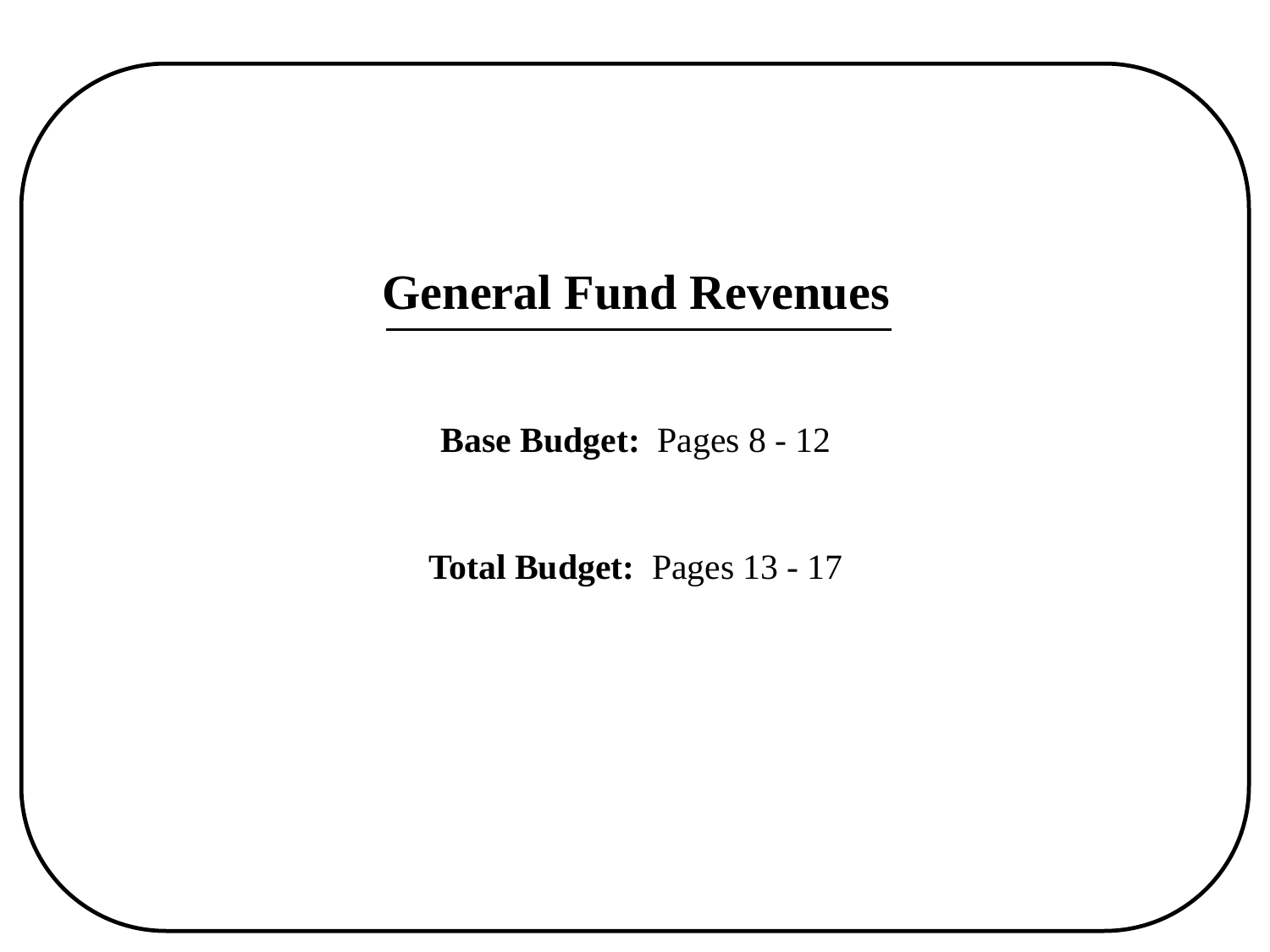# General Fund Revenues

**Base Budget:** Pages 8 - 12

**Total Budget:** Pages 13 - 17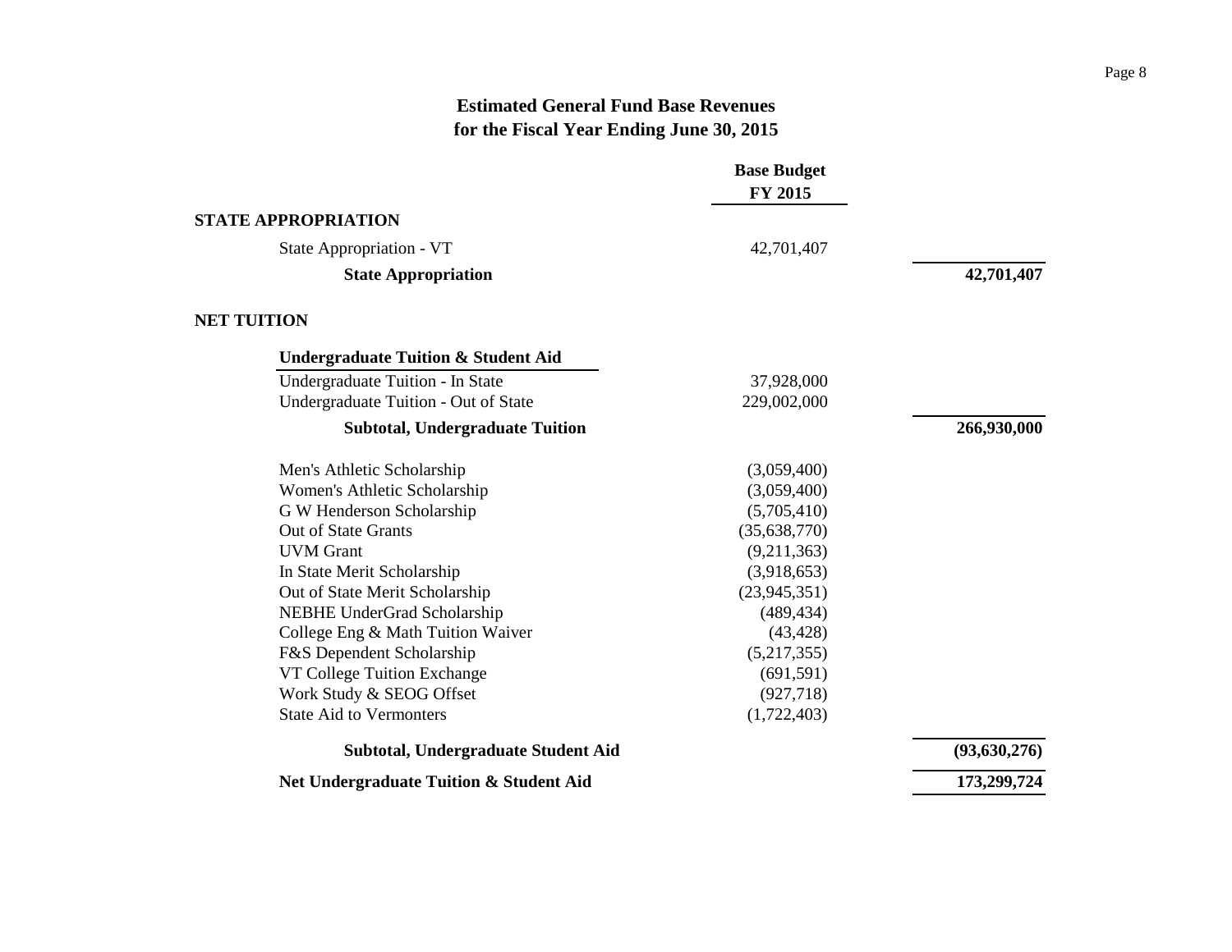# Estimated General Fund Base Revenues
## for the Fiscal Year Ending June 30, 2015

| | Base Budget FY 2015 | |
|---|---|---|
| **STATE APPROPRIATION** | | |
| State Appropriation - VT | 42,701,407 | |
| **State Appropriation** | | **42,701,407** |
| | | |
| **NET TUITION** | | |
| | | |
| **Undergraduate Tuition & Student Aid** | | |
| Undergraduate Tuition - In State | 37,928,000 | |
| Undergraduate Tuition - Out of State | 229,002,000 | |
| **Subtotal, Undergraduate Tuition** | | **266,930,000** |
| | | |
| Men's Athletic Scholarship | (3,059,400) | |
| Women's Athletic Scholarship | (3,059,400) | |
| G W Henderson Scholarship | (5,705,410) | |
| Out of State Grants | (35,638,770) | |
| UVM Grant | (9,211,363) | |
| In State Merit Scholarship | (3,918,653) | |
| Out of State Merit Scholarship | (23,945,351) | |
| NEBHE UnderGrad Scholarship | (489,434) | |
| College Eng & Math Tuition Waiver | (43,428) | |
| F&S Dependent Scholarship | (5,217,355) | |
| VT College Tuition Exchange | (691,591) | |
| Work Study & SEOG Offset | (927,718) | |
| State Aid to Vermonters | (1,722,403) | |
| **Subtotal, Undergraduate Student Aid** | | **(93,630,276)** |
| **Net Undergraduate Tuition & Student Aid** | | **173,299,724** |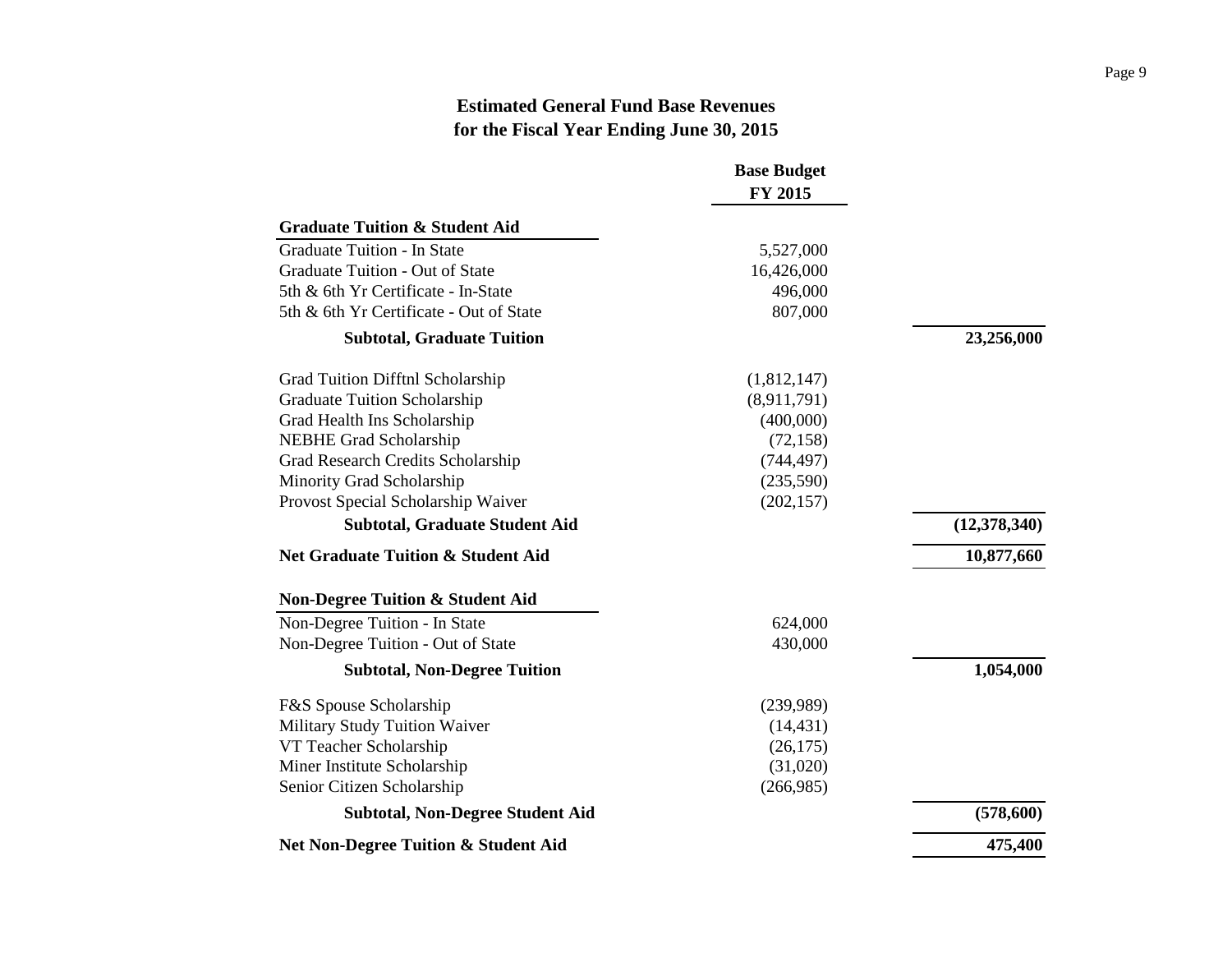# Estimated General Fund Base Revenues
## for the Fiscal Year Ending June 30, 2015

| | Base Budget FY 2015 | |
|---|---|---|
| **Graduate Tuition & Student Aid** | | |
| Graduate Tuition - In State | 5,527,000 | |
| Graduate Tuition - Out of State | 16,426,000 | |
| 5th & 6th Yr Certificate - In-State | 496,000 | |
| 5th & 6th Yr Certificate - Out of State | 807,000 | |
| **Subtotal, Graduate Tuition** | | **23,256,000** |
| Grad Tuition Difftnl Scholarship | (1,812,147) | |
| Graduate Tuition Scholarship | (8,911,791) | |
| Grad Health Ins Scholarship | (400,000) | |
| NEBHE Grad Scholarship | (72,158) | |
| Grad Research Credits Scholarship | (744,497) | |
| Minority Grad Scholarship | (235,590) | |
| Provost Special Scholarship Waiver | (202,157) | |
| **Subtotal, Graduate Student Aid** | | **(12,378,340)** |
| **Net Graduate Tuition & Student Aid** | | **10,877,660** |
| **Non-Degree Tuition & Student Aid** | | |
| Non-Degree Tuition - In State | 624,000 | |
| Non-Degree Tuition - Out of State | 430,000 | |
| **Subtotal, Non-Degree Tuition** | | **1,054,000** |
| F&S Spouse Scholarship | (239,989) | |
| Military Study Tuition Waiver | (14,431) | |
| VT Teacher Scholarship | (26,175) | |
| Miner Institute Scholarship | (31,020) | |
| Senior Citizen Scholarship | (266,985) | |
| **Subtotal, Non-Degree Student Aid** | | **(578,600)** |
| **Net Non-Degree Tuition & Student Aid** | | **475,400** |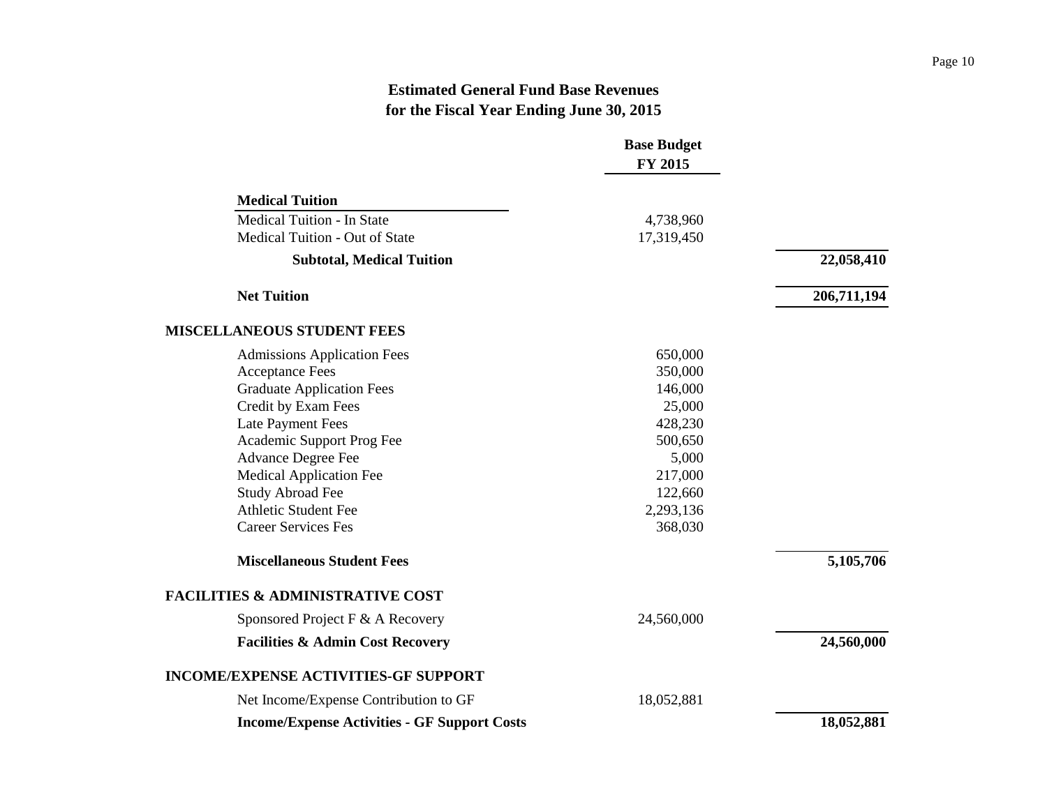# Estimated General Fund Base Revenues
## for the Fiscal Year Ending June 30, 2015

| | Base Budget FY 2015 | |
|---|---|---|
| **Medical Tuition** | | |
| Medical Tuition - In State | 4,738,960 | |
| Medical Tuition - Out of State | 17,319,450 | |
| **Subtotal, Medical Tuition** | | **22,058,410** |
| **Net Tuition** | | **206,711,194** |
| **MISCELLANEOUS STUDENT FEES** | | |
| Admissions Application Fees | 650,000 | |
| Acceptance Fees | 350,000 | |
| Graduate Application Fees | 146,000 | |
| Credit by Exam Fees | 25,000 | |
| Late Payment Fees | 428,230 | |
| Academic Support Prog Fee | 500,650 | |
| Advance Degree Fee | 5,000 | |
| Medical Application Fee | 217,000 | |
| Study Abroad Fee | 122,660 | |
| Athletic Student Fee | 2,293,136 | |
| Career Services Fes | 368,030 | |
| **Miscellaneous Student Fees** | | **5,105,706** |
| **FACILITIES & ADMINISTRATIVE COST** | | |
| Sponsored Project F & A Recovery | 24,560,000 | |
| **Facilities & Admin Cost Recovery** | | **24,560,000** |
| **INCOME/EXPENSE ACTIVITIES-GF SUPPORT** | | |
| Net Income/Expense Contribution to GF | 18,052,881 | |
| **Income/Expense Activities - GF Support Costs** | | **18,052,881** |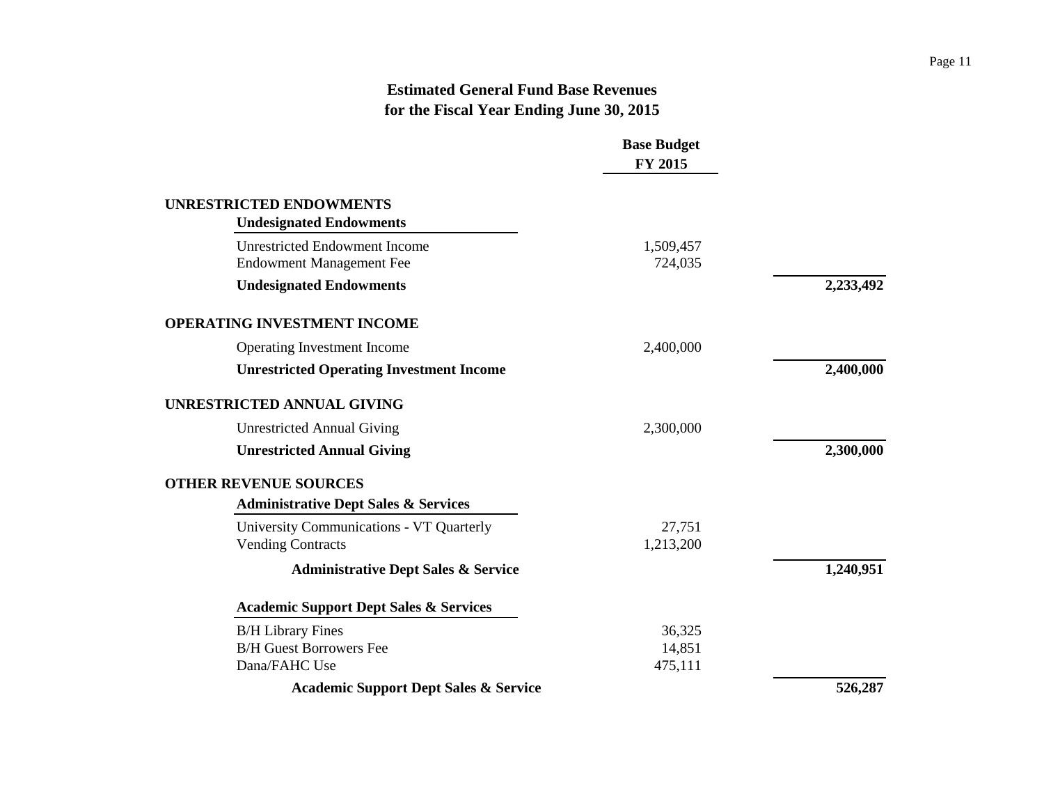# Estimated General Fund Base Revenues
## for the Fiscal Year Ending June 30, 2015

| | Base Budget FY 2015 | |
|---|---|---|
| **UNRESTRICTED ENDOWMENTS** | | |
| **Undesignated Endowments** | | |
| Unrestricted Endowment Income | 1,509,457 | |
| Endowment Management Fee | 724,035 | |
| **Undesignated Endowments** | | **2,233,492** |
| **OPERATING INVESTMENT INCOME** | | |
| Operating Investment Income | 2,400,000 | |
| **Unrestricted Operating Investment Income** | | **2,400,000** |
| **UNRESTRICTED ANNUAL GIVING** | | |
| Unrestricted Annual Giving | 2,300,000 | |
| **Unrestricted Annual Giving** | | **2,300,000** |
| **OTHER REVENUE SOURCES** | | |
| **Administrative Dept Sales & Services** | | |
| University Communications - VT Quarterly | 27,751 | |
| Vending Contracts | 1,213,200 | |
| **Administrative Dept Sales & Service** | | **1,240,951** |
| **Academic Support Dept Sales & Services** | | |
| B/H Library Fines | 36,325 | |
| B/H Guest Borrowers Fee | 14,851 | |
| Dana/FAHC Use | 475,111 | |
| **Academic Support Dept Sales & Service** | | **526,287** |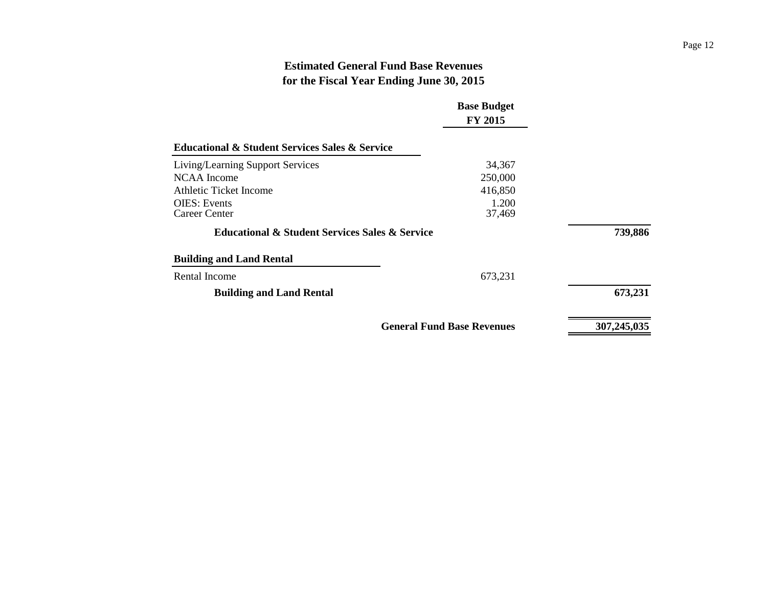# Estimated General Fund Base Revenues
## for the Fiscal Year Ending June 30, 2015

| | Base Budget FY 2015 | |
|---|---|---|
| **Educational & Student Services Sales & Service** | | |
| Living/Learning Support Services | 34,367 | |
| NCAA Income | 250,000 | |
| Athletic Ticket Income | 416,850 | |
| OIES: Events | 1.200 | |
| Career Center | 37,469 | |
| **Educational & Student Services Sales & Service** | | **739,886** |
| **Building and Land Rental** | | |
| Rental Income | 673,231 | |
| **Building and Land Rental** | | **673,231** |
| **General Fund Base Revenues** | | **307,245,035** |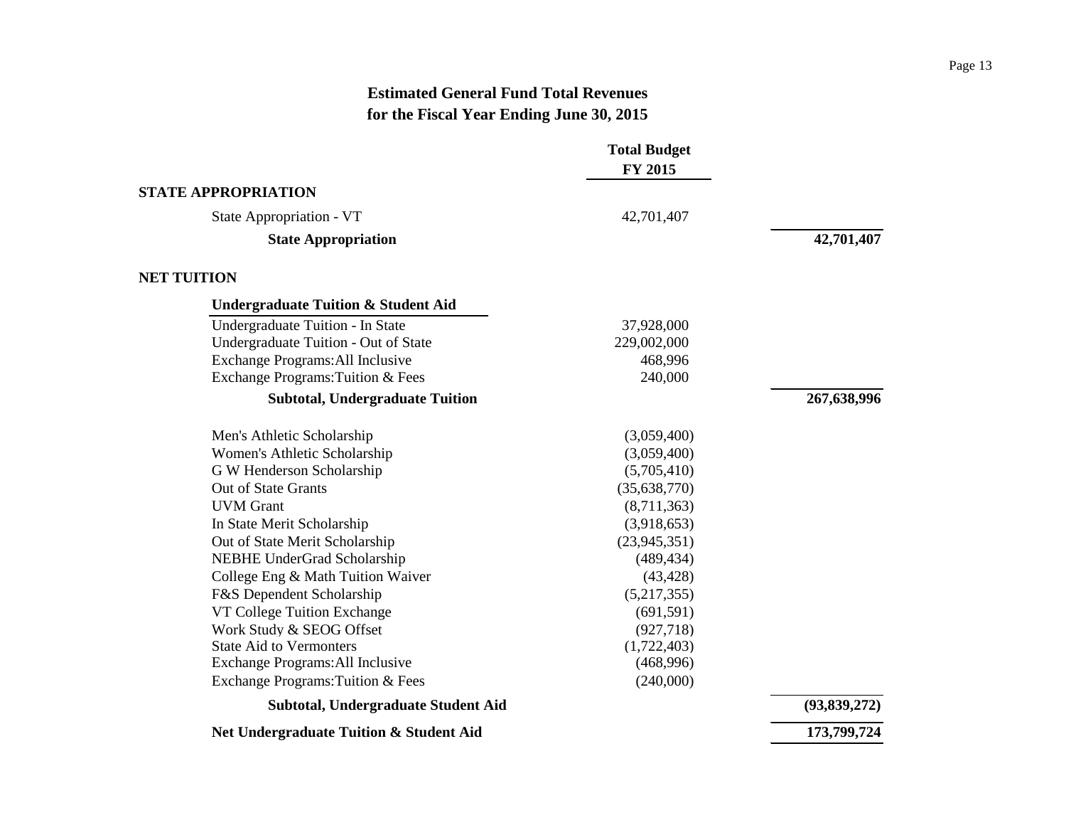# Estimated General Fund Total Revenues
## for the Fiscal Year Ending June 30, 2015

| | Total Budget FY 2015 | |
|---|---|---|
| **STATE APPROPRIATION** | | |
| State Appropriation - VT | 42,701,407 | |
| **State Appropriation** | | **42,701,407** |
| | | |
| **NET TUITION** | | |
| **Undergraduate Tuition & Student Aid** | | |
| Undergraduate Tuition - In State | 37,928,000 | |
| Undergraduate Tuition - Out of State | 229,002,000 | |
| Exchange Programs:All Inclusive | 468,996 | |
| Exchange Programs:Tuition & Fees | 240,000 | |
| **Subtotal, Undergraduate Tuition** | | **267,638,996** |
| | | |
| Men's Athletic Scholarship | (3,059,400) | |
| Women's Athletic Scholarship | (3,059,400) | |
| G W Henderson Scholarship | (5,705,410) | |
| Out of State Grants | (35,638,770) | |
| UVM Grant | (8,711,363) | |
| In State Merit Scholarship | (3,918,653) | |
| Out of State Merit Scholarship | (23,945,351) | |
| NEBHE UnderGrad Scholarship | (489,434) | |
| College Eng & Math Tuition Waiver | (43,428) | |
| F&S Dependent Scholarship | (5,217,355) | |
| VT College Tuition Exchange | (691,591) | |
| Work Study & SEOG Offset | (927,718) | |
| State Aid to Vermonters | (1,722,403) | |
| Exchange Programs:All Inclusive | (468,996) | |
| Exchange Programs:Tuition & Fees | (240,000) | |
| **Subtotal, Undergraduate Student Aid** | | **(93,839,272)** |
| **Net Undergraduate Tuition & Student Aid** | | **173,799,724** |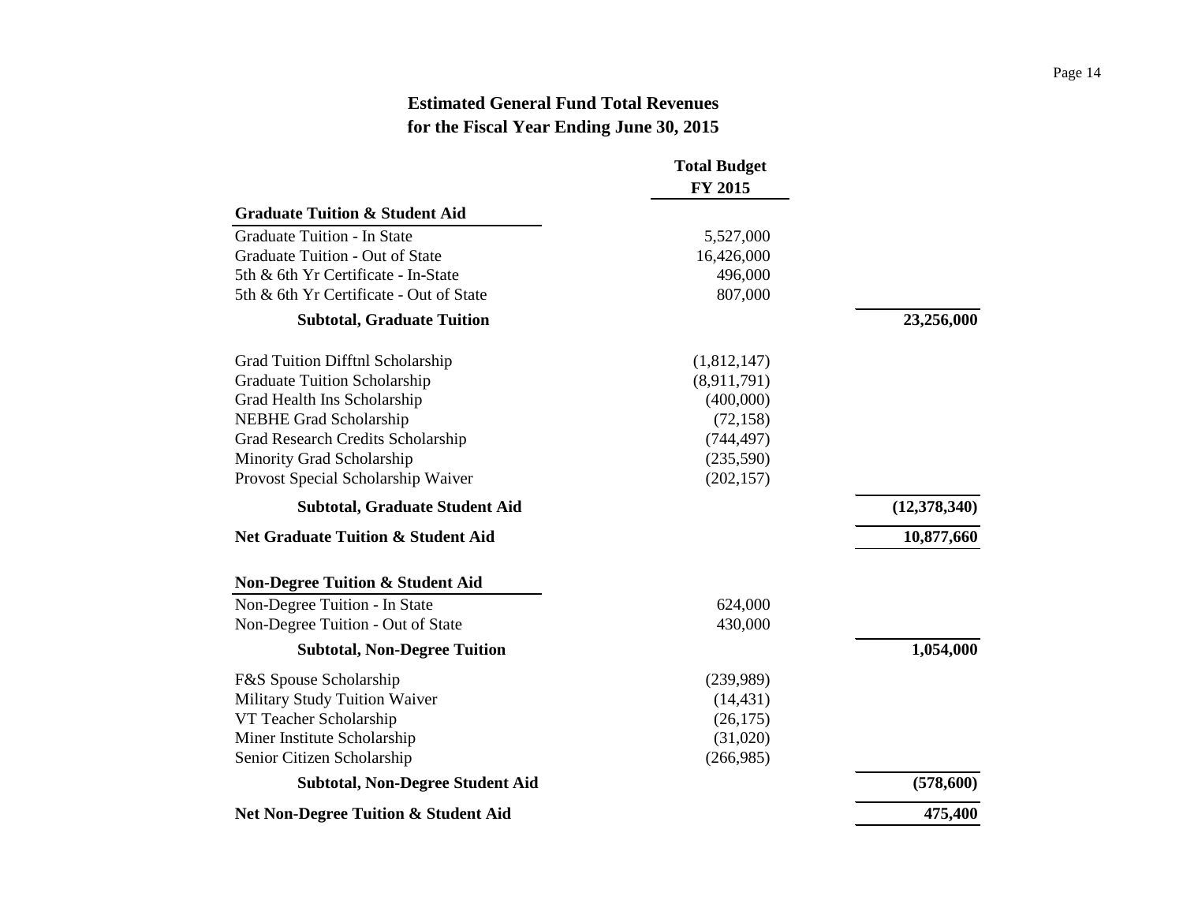# Estimated General Fund Total Revenues
## for the Fiscal Year Ending June 30, 2015

| | Total Budget FY 2015 | |
|---|---|---|
| **Graduate Tuition & Student Aid** | | |
| Graduate Tuition - In State | 5,527,000 | |
| Graduate Tuition - Out of State | 16,426,000 | |
| 5th & 6th Yr Certificate - In-State | 496,000 | |
| 5th & 6th Yr Certificate - Out of State | 807,000 | |
| **Subtotal, Graduate Tuition** | | **23,256,000** |
| Grad Tuition Difftnl Scholarship | (1,812,147) | |
| Graduate Tuition Scholarship | (8,911,791) | |
| Grad Health Ins Scholarship | (400,000) | |
| NEBHE Grad Scholarship | (72,158) | |
| Grad Research Credits Scholarship | (744,497) | |
| Minority Grad Scholarship | (235,590) | |
| Provost Special Scholarship Waiver | (202,157) | |
| **Subtotal, Graduate Student Aid** | | **(12,378,340)** |
| **Net Graduate Tuition & Student Aid** | | **10,877,660** |
| **Non-Degree Tuition & Student Aid** | | |
| Non-Degree Tuition - In State | 624,000 | |
| Non-Degree Tuition - Out of State | 430,000 | |
| **Subtotal, Non-Degree Tuition** | | **1,054,000** |
| F&S Spouse Scholarship | (239,989) | |
| Military Study Tuition Waiver | (14,431) | |
| VT Teacher Scholarship | (26,175) | |
| Miner Institute Scholarship | (31,020) | |
| Senior Citizen Scholarship | (266,985) | |
| **Subtotal, Non-Degree Student Aid** | | **(578,600)** |
| **Net Non-Degree Tuition & Student Aid** | | **475,400** |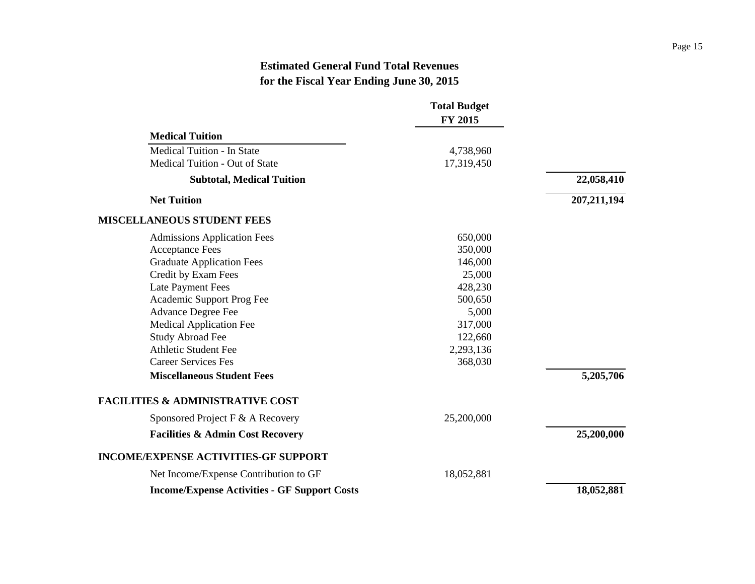## Estimated General Fund Total Revenues
## for the Fiscal Year Ending June 30, 2015

| | Total Budget FY 2015 | |
|---|---|---|
| **Medical Tuition** | | |
| Medical Tuition - In State | 4,738,960 | |
| Medical Tuition - Out of State | 17,319,450 | |
| **Subtotal, Medical Tuition** | | **22,058,410** |
| **Net Tuition** | | **207,211,194** |
| **MISCELLANEOUS STUDENT FEES** | | |
| Admissions Application Fees | 650,000 | |
| Acceptance Fees | 350,000 | |
| Graduate Application Fees | 146,000 | |
| Credit by Exam Fees | 25,000 | |
| Late Payment Fees | 428,230 | |
| Academic Support Prog Fee | 500,650 | |
| Advance Degree Fee | 5,000 | |
| Medical Application Fee | 317,000 | |
| Study Abroad Fee | 122,660 | |
| Athletic Student Fee | 2,293,136 | |
| Career Services Fes | 368,030 | |
| **Miscellaneous Student Fees** | | **5,205,706** |
| **FACILITIES & ADMINISTRATIVE COST** | | |
| Sponsored Project F & A Recovery | 25,200,000 | |
| **Facilities & Admin Cost Recovery** | | **25,200,000** |
| **INCOME/EXPENSE ACTIVITIES-GF SUPPORT** | | |
| Net Income/Expense Contribution to GF | 18,052,881 | |
| **Income/Expense Activities - GF Support Costs** | | **18,052,881** |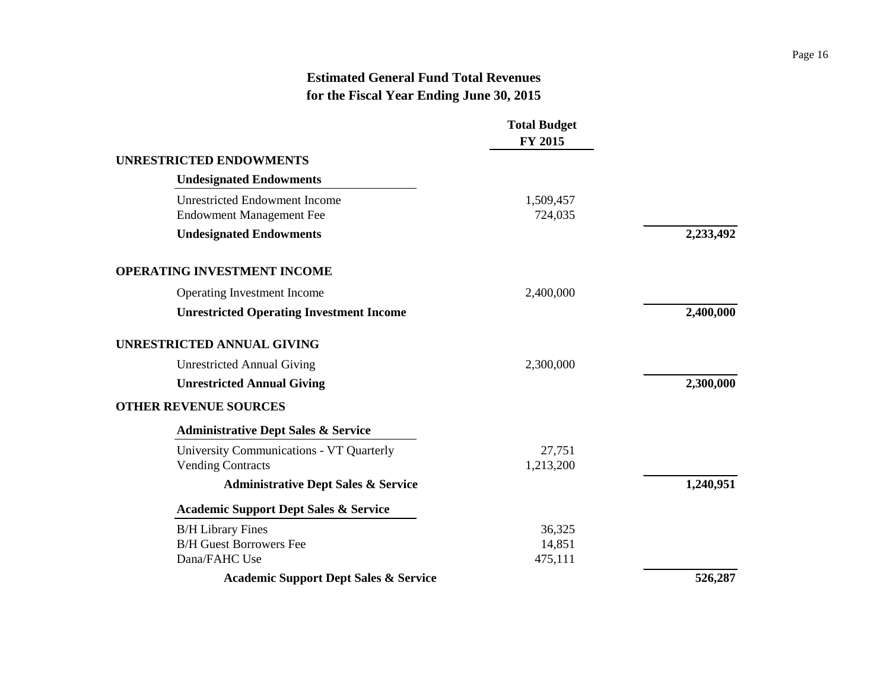# Estimated General Fund Total Revenues
## for the Fiscal Year Ending June 30, 2015

| | Total Budget FY 2015 | |
|---|---|---|
| **UNRESTRICTED ENDOWMENTS** | | |
| **Undesignated Endowments** | | |
| Unrestricted Endowment Income | 1,509,457 | |
| Endowment Management Fee | 724,035 | |
| **Undesignated Endowments** | | **2,233,492** |
| **OPERATING INVESTMENT INCOME** | | |
| Operating Investment Income | 2,400,000 | |
| **Unrestricted Operating Investment Income** | | **2,400,000** |
| **UNRESTRICTED ANNUAL GIVING** | | |
| Unrestricted Annual Giving | 2,300,000 | |
| **Unrestricted Annual Giving** | | **2,300,000** |
| **OTHER REVENUE SOURCES** | | |
| **Administrative Dept Sales & Service** | | |
| University Communications - VT Quarterly | 27,751 | |
| Vending Contracts | 1,213,200 | |
| **Administrative Dept Sales & Service** | | **1,240,951** |
| **Academic Support Dept Sales & Service** | | |
| B/H Library Fines | 36,325 | |
| B/H Guest Borrowers Fee | 14,851 | |
| Dana/FAHC Use | 475,111 | |
| **Academic Support Dept Sales & Service** | | **526,287** |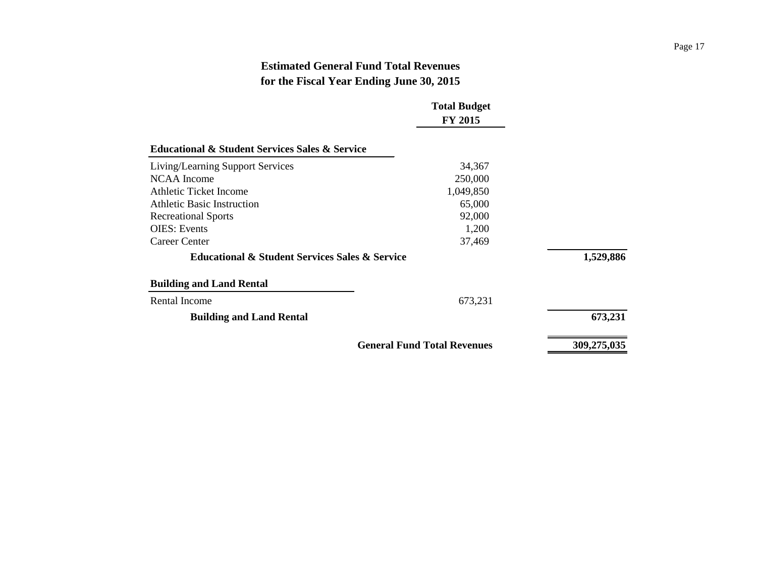## Estimated General Fund Total Revenues
## for the Fiscal Year Ending June 30, 2015

| | Total Budget FY 2015 | |
|---|---|---|
| **Educational & Student Services Sales & Service** | | |
| Living/Learning Support Services | 34,367 | |
| NCAA Income | 250,000 | |
| Athletic Ticket Income | 1,049,850 | |
| Athletic Basic Instruction | 65,000 | |
| Recreational Sports | 92,000 | |
| OIES: Events | 1,200 | |
| Career Center | 37,469 | |
| **Educational & Student Services Sales & Service** | | **1,529,886** |
| **Building and Land Rental** | | |
| Rental Income | 673,231 | |
| **Building and Land Rental** | | **673,231** |
| **General Fund Total Revenues** | | **309,275,035** |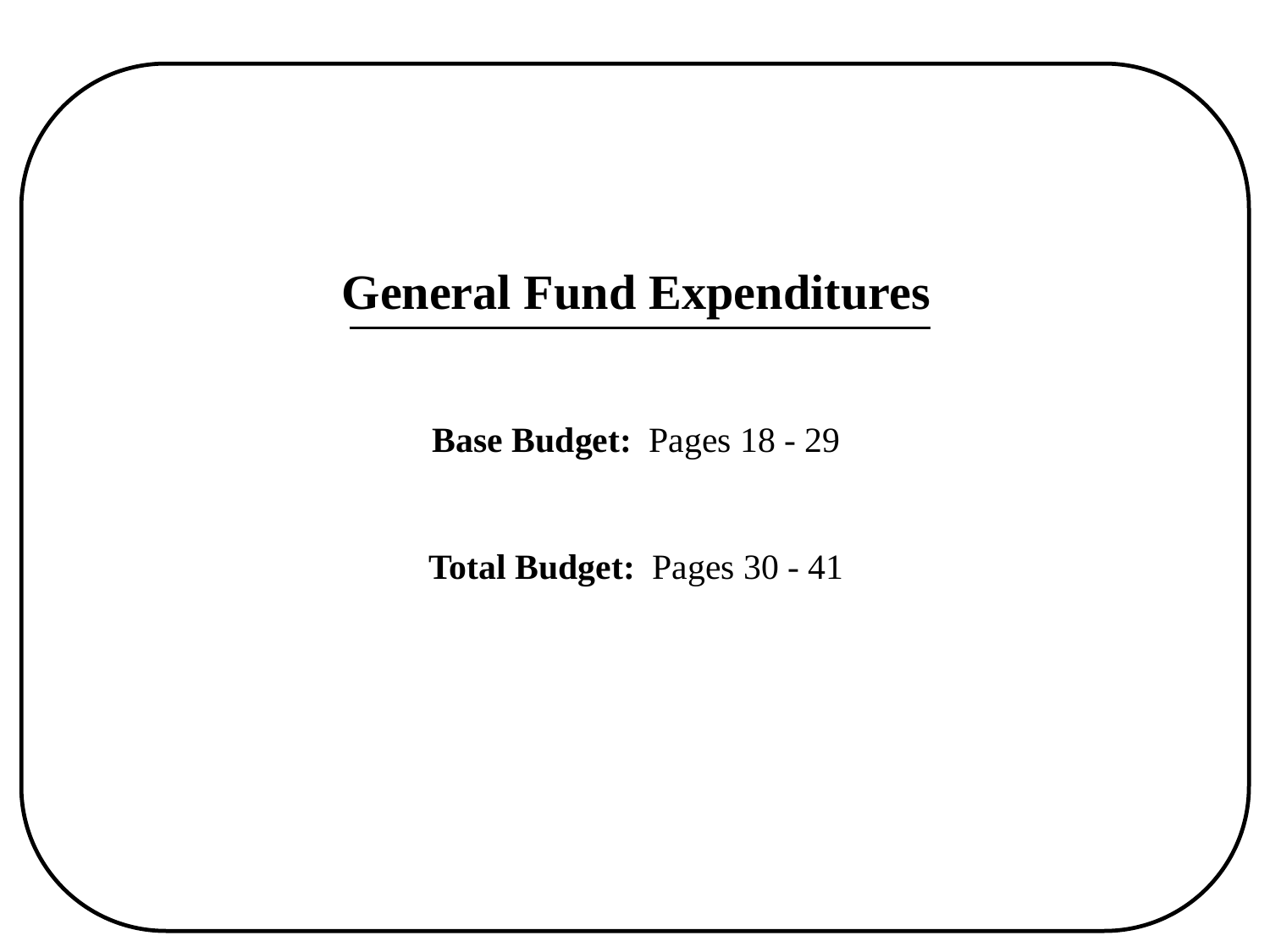# General Fund Expenditures

**Base Budget:** Pages 18 - 29

**Total Budget:** Pages 30 - 41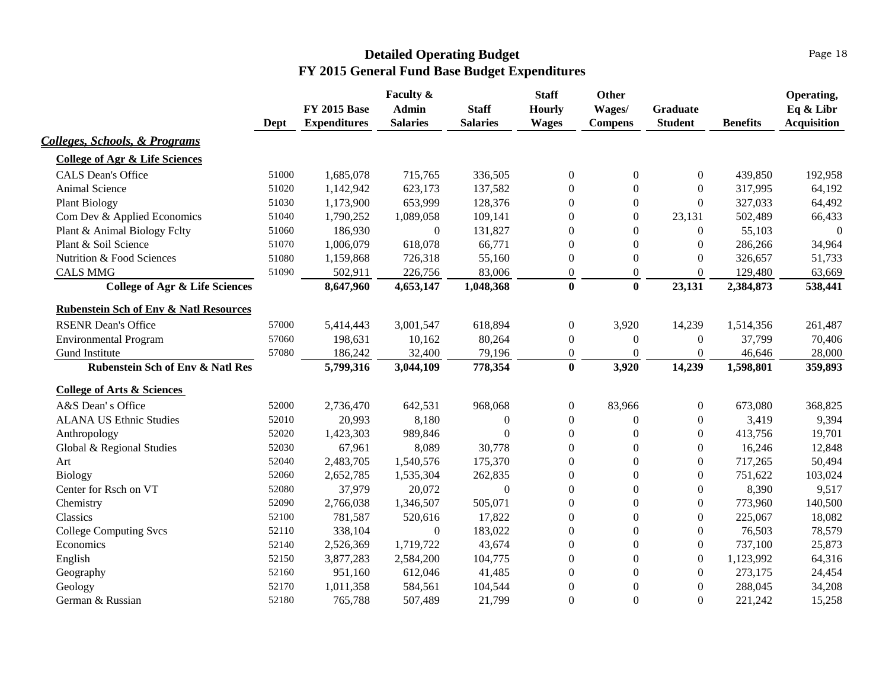# Detailed Operating Budget
## FY 2015 General Fund Base Budget Expenditures

| | Dept | FY 2015 Base Expenditures | Faculty & Admin Salaries | Staff Salaries | Staff Hourly Wages | Other Wages/ Compens | Graduate Student | Benefits | Operating, Eq & Libr Acquisition |
|---|---|---|---|---|---|---|---|---|---|
| ***Colleges, Schools, & Programs*** | | | | | | | | | |
| **College of Agr & Life Sciences** | | | | | | | | | |
| CALS Dean's Office | 51000 | 1,685,078 | 715,765 | 336,505 | 0 | 0 | 0 | 439,850 | 192,958 |
| Animal Science | 51020 | 1,142,942 | 623,173 | 137,582 | 0 | 0 | 0 | 317,995 | 64,192 |
| Plant Biology | 51030 | 1,173,900 | 653,999 | 128,376 | 0 | 0 | 0 | 327,033 | 64,492 |
| Com Dev & Applied Economics | 51040 | 1,790,252 | 1,089,058 | 109,141 | 0 | 0 | 23,131 | 502,489 | 66,433 |
| Plant & Animal Biology Fclty | 51060 | 186,930 | 0 | 131,827 | 0 | 0 | 0 | 55,103 | 0 |
| Plant & Soil Science | 51070 | 1,006,079 | 618,078 | 66,771 | 0 | 0 | 0 | 286,266 | 34,964 |
| Nutrition & Food Sciences | 51080 | 1,159,868 | 726,318 | 55,160 | 0 | 0 | 0 | 326,657 | 51,733 |
| CALS MMG | 51090 | 502,911 | 226,756 | 83,006 | 0 | 0 | 0 | 129,480 | 63,669 |
| **College of Agr & Life Sciences** | | **8,647,960** | **4,653,147** | **1,048,368** | **0** | **0** | **23,131** | **2,384,873** | **538,441** |
| **Rubenstein Sch of Env & Natl Resources** | | | | | | | | | |
| RSENR Dean's Office | 57000 | 5,414,443 | 3,001,547 | 618,894 | 0 | 3,920 | 14,239 | 1,514,356 | 261,487 |
| Environmental Program | 57060 | 198,631 | 10,162 | 80,264 | 0 | 0 | 0 | 37,799 | 70,406 |
| Gund Institute | 57080 | 186,242 | 32,400 | 79,196 | 0 | 0 | 0 | 46,646 | 28,000 |
| **Rubenstein Sch of Env & Natl Res** | | **5,799,316** | **3,044,109** | **778,354** | **0** | **3,920** | **14,239** | **1,598,801** | **359,893** |
| **College of Arts & Sciences** | | | | | | | | | |
| A&S Dean' s Office | 52000 | 2,736,470 | 642,531 | 968,068 | 0 | 83,966 | 0 | 673,080 | 368,825 |
| ALANA US Ethnic Studies | 52010 | 20,993 | 8,180 | 0 | 0 | 0 | 0 | 3,419 | 9,394 |
| Anthropology | 52020 | 1,423,303 | 989,846 | 0 | 0 | 0 | 0 | 413,756 | 19,701 |
| Global & Regional Studies | 52030 | 67,961 | 8,089 | 30,778 | 0 | 0 | 0 | 16,246 | 12,848 |
| Art | 52040 | 2,483,705 | 1,540,576 | 175,370 | 0 | 0 | 0 | 717,265 | 50,494 |
| Biology | 52060 | 2,652,785 | 1,535,304 | 262,835 | 0 | 0 | 0 | 751,622 | 103,024 |
| Center for Rsch on VT | 52080 | 37,979 | 20,072 | 0 | 0 | 0 | 0 | 8,390 | 9,517 |
| Chemistry | 52090 | 2,766,038 | 1,346,507 | 505,071 | 0 | 0 | 0 | 773,960 | 140,500 |
| Classics | 52100 | 781,587 | 520,616 | 17,822 | 0 | 0 | 0 | 225,067 | 18,082 |
| College Computing Svcs | 52110 | 338,104 | 0 | 183,022 | 0 | 0 | 0 | 76,503 | 78,579 |
| Economics | 52140 | 2,526,369 | 1,719,722 | 43,674 | 0 | 0 | 0 | 737,100 | 25,873 |
| English | 52150 | 3,877,283 | 2,584,200 | 104,775 | 0 | 0 | 0 | 1,123,992 | 64,316 |
| Geography | 52160 | 951,160 | 612,046 | 41,485 | 0 | 0 | 0 | 273,175 | 24,454 |
| Geology | 52170 | 1,011,358 | 584,561 | 104,544 | 0 | 0 | 0 | 288,045 | 34,208 |
| German & Russian | 52180 | 765,788 | 507,489 | 21,799 | 0 | 0 | 0 | 221,242 | 15,258 |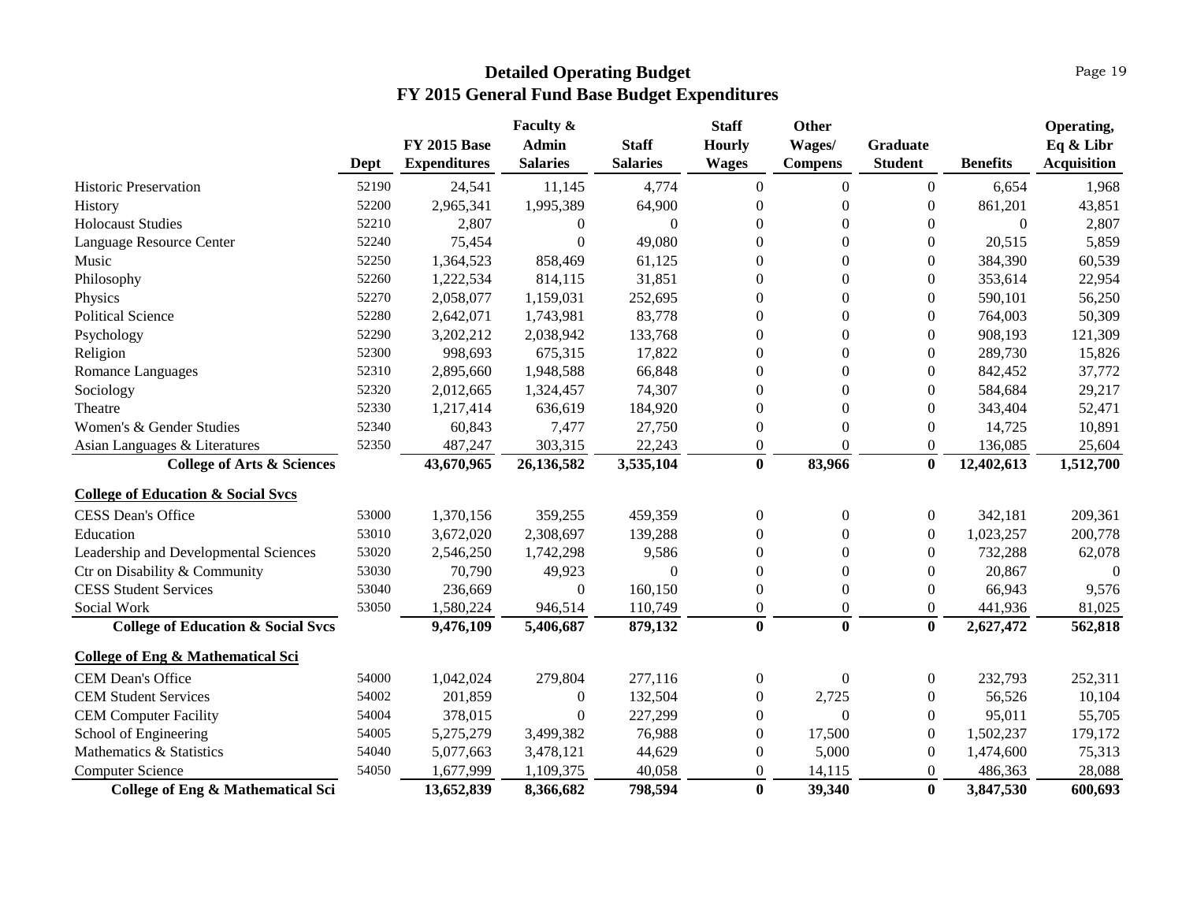# Detailed Operating Budget
## FY 2015 General Fund Base Budget Expenditures

| | Dept | FY 2015 Base Expenditures | Faculty & Admin Salaries | Staff Salaries | Staff Hourly Wages | Other Wages/ Compens | Graduate Student | Benefits | Operating, Eq & Libr Acquisition |
|---|---|---|---|---|---|---|---|---|---|
| Historic Preservation | 52190 | 24,541 | 11,145 | 4,774 | 0 | 0 | 0 | 6,654 | 1,968 |
| History | 52200 | 2,965,341 | 1,995,389 | 64,900 | 0 | 0 | 0 | 861,201 | 43,851 |
| Holocaust Studies | 52210 | 2,807 | 0 | 0 | 0 | 0 | 0 | 0 | 2,807 |
| Language Resource Center | 52240 | 75,454 | 0 | 49,080 | 0 | 0 | 0 | 20,515 | 5,859 |
| Music | 52250 | 1,364,523 | 858,469 | 61,125 | 0 | 0 | 0 | 384,390 | 60,539 |
| Philosophy | 52260 | 1,222,534 | 814,115 | 31,851 | 0 | 0 | 0 | 353,614 | 22,954 |
| Physics | 52270 | 2,058,077 | 1,159,031 | 252,695 | 0 | 0 | 0 | 590,101 | 56,250 |
| Political Science | 52280 | 2,642,071 | 1,743,981 | 83,778 | 0 | 0 | 0 | 764,003 | 50,309 |
| Psychology | 52290 | 3,202,212 | 2,038,942 | 133,768 | 0 | 0 | 0 | 908,193 | 121,309 |
| Religion | 52300 | 998,693 | 675,315 | 17,822 | 0 | 0 | 0 | 289,730 | 15,826 |
| Romance Languages | 52310 | 2,895,660 | 1,948,588 | 66,848 | 0 | 0 | 0 | 842,452 | 37,772 |
| Sociology | 52320 | 2,012,665 | 1,324,457 | 74,307 | 0 | 0 | 0 | 584,684 | 29,217 |
| Theatre | 52330 | 1,217,414 | 636,619 | 184,920 | 0 | 0 | 0 | 343,404 | 52,471 |
| Women's & Gender Studies | 52340 | 60,843 | 7,477 | 27,750 | 0 | 0 | 0 | 14,725 | 10,891 |
| Asian Languages & Literatures | 52350 | 487,247 | 303,315 | 22,243 | 0 | 0 | 0 | 136,085 | 25,604 |
| **College of Arts & Sciences** | | **43,670,965** | **26,136,582** | **3,535,104** | **0** | **83,966** | **0** | **12,402,613** | **1,512,700** |
| **College of Education & Social Svcs** | | | | | | | | | |
| CESS Dean's Office | 53000 | 1,370,156 | 359,255 | 459,359 | 0 | 0 | 0 | 342,181 | 209,361 |
| Education | 53010 | 3,672,020 | 2,308,697 | 139,288 | 0 | 0 | 0 | 1,023,257 | 200,778 |
| Leadership and Developmental Sciences | 53020 | 2,546,250 | 1,742,298 | 9,586 | 0 | 0 | 0 | 732,288 | 62,078 |
| Ctr on Disability & Community | 53030 | 70,790 | 49,923 | 0 | 0 | 0 | 0 | 20,867 | 0 |
| CESS Student Services | 53040 | 236,669 | 0 | 160,150 | 0 | 0 | 0 | 66,943 | 9,576 |
| Social Work | 53050 | 1,580,224 | 946,514 | 110,749 | 0 | 0 | 0 | 441,936 | 81,025 |
| **College of Education & Social Svcs** | | **9,476,109** | **5,406,687** | **879,132** | **0** | **0** | **0** | **2,627,472** | **562,818** |
| **College of Eng & Mathematical Sci** | | | | | | | | | |
| CEM Dean's Office | 54000 | 1,042,024 | 279,804 | 277,116 | 0 | 0 | 0 | 232,793 | 252,311 |
| CEM Student Services | 54002 | 201,859 | 0 | 132,504 | 0 | 2,725 | 0 | 56,526 | 10,104 |
| CEM Computer Facility | 54004 | 378,015 | 0 | 227,299 | 0 | 0 | 0 | 95,011 | 55,705 |
| School of Engineering | 54005 | 5,275,279 | 3,499,382 | 76,988 | 0 | 17,500 | 0 | 1,502,237 | 179,172 |
| Mathematics & Statistics | 54040 | 5,077,663 | 3,478,121 | 44,629 | 0 | 5,000 | 0 | 1,474,600 | 75,313 |
| Computer Science | 54050 | 1,677,999 | 1,109,375 | 40,058 | 0 | 14,115 | 0 | 486,363 | 28,088 |
| **College of Eng & Mathematical Sci** | | **13,652,839** | **8,366,682** | **798,594** | **0** | **39,340** | **0** | **3,847,530** | **600,693** |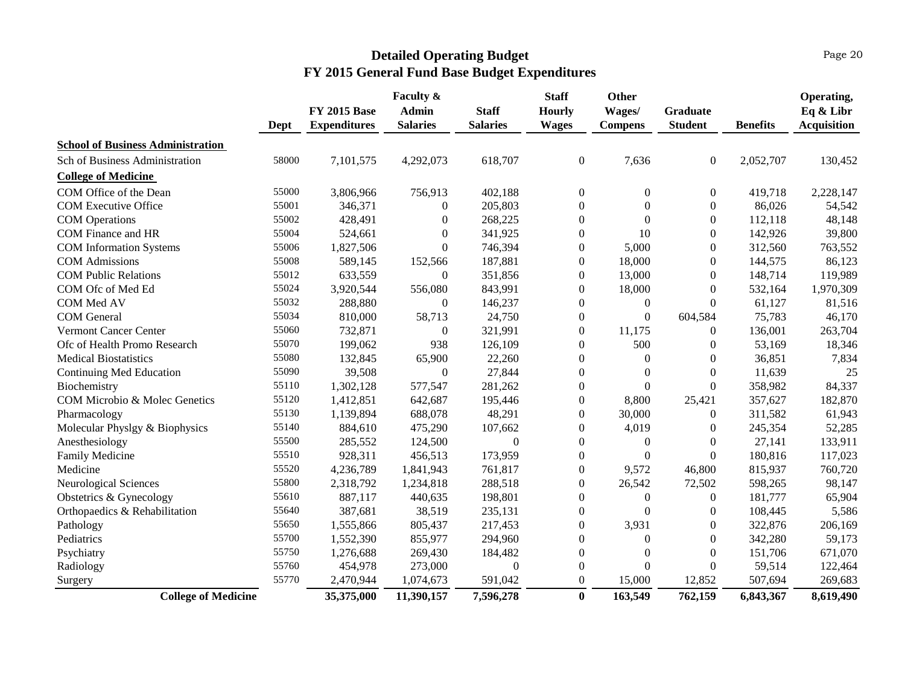# Detailed Operating Budget
## FY 2015 General Fund Base Budget Expenditures

| | Dept | FY 2015 Base Expenditures | Faculty & Admin Salaries | Staff Salaries | Staff Hourly Wages | Other Wages/ Compens | Graduate Student | Benefits | Operating, Eq & Libr Acquisition |
|---|---|---|---|---|---|---|---|---|---|
| **School of Business Administration** | | | | | | | | | |
| Sch of Business Administration | 58000 | 7,101,575 | 4,292,073 | 618,707 | 0 | 7,636 | 0 | 2,052,707 | 130,452 |
| **College of Medicine** | | | | | | | | | |
| COM Office of the Dean | 55000 | 3,806,966 | 756,913 | 402,188 | 0 | 0 | 0 | 419,718 | 2,228,147 |
| COM Executive Office | 55001 | 346,371 | 0 | 205,803 | 0 | 0 | 0 | 86,026 | 54,542 |
| COM Operations | 55002 | 428,491 | 0 | 268,225 | 0 | 0 | 0 | 112,118 | 48,148 |
| COM Finance and HR | 55004 | 524,661 | 0 | 341,925 | 0 | 10 | 0 | 142,926 | 39,800 |
| COM Information Systems | 55006 | 1,827,506 | 0 | 746,394 | 0 | 5,000 | 0 | 312,560 | 763,552 |
| COM Admissions | 55008 | 589,145 | 152,566 | 187,881 | 0 | 18,000 | 0 | 144,575 | 86,123 |
| COM Public Relations | 55012 | 633,559 | 0 | 351,856 | 0 | 13,000 | 0 | 148,714 | 119,989 |
| COM Ofc of Med Ed | 55024 | 3,920,544 | 556,080 | 843,991 | 0 | 18,000 | 0 | 532,164 | 1,970,309 |
| COM Med AV | 55032 | 288,880 | 0 | 146,237 | 0 | 0 | 0 | 61,127 | 81,516 |
| COM General | 55034 | 810,000 | 58,713 | 24,750 | 0 | 0 | 604,584 | 75,783 | 46,170 |
| Vermont Cancer Center | 55060 | 732,871 | 0 | 321,991 | 0 | 11,175 | 0 | 136,001 | 263,704 |
| Ofc of Health Promo Research | 55070 | 199,062 | 938 | 126,109 | 0 | 500 | 0 | 53,169 | 18,346 |
| Medical Biostatistics | 55080 | 132,845 | 65,900 | 22,260 | 0 | 0 | 0 | 36,851 | 7,834 |
| Continuing Med Education | 55090 | 39,508 | 0 | 27,844 | 0 | 0 | 0 | 11,639 | 25 |
| Biochemistry | 55110 | 1,302,128 | 577,547 | 281,262 | 0 | 0 | 0 | 358,982 | 84,337 |
| COM Microbio & Molec Genetics | 55120 | 1,412,851 | 642,687 | 195,446 | 0 | 8,800 | 25,421 | 357,627 | 182,870 |
| Pharmacology | 55130 | 1,139,894 | 688,078 | 48,291 | 0 | 30,000 | 0 | 311,582 | 61,943 |
| Molecular Physlgy & Biophysics | 55140 | 884,610 | 475,290 | 107,662 | 0 | 4,019 | 0 | 245,354 | 52,285 |
| Anesthesiology | 55500 | 285,552 | 124,500 | 0 | 0 | 0 | 0 | 27,141 | 133,911 |
| Family Medicine | 55510 | 928,311 | 456,513 | 173,959 | 0 | 0 | 0 | 180,816 | 117,023 |
| Medicine | 55520 | 4,236,789 | 1,841,943 | 761,817 | 0 | 9,572 | 46,800 | 815,937 | 760,720 |
| Neurological Sciences | 55800 | 2,318,792 | 1,234,818 | 288,518 | 0 | 26,542 | 72,502 | 598,265 | 98,147 |
| Obstetrics & Gynecology | 55610 | 887,117 | 440,635 | 198,801 | 0 | 0 | 0 | 181,777 | 65,904 |
| Orthopaedics & Rehabilitation | 55640 | 387,681 | 38,519 | 235,131 | 0 | 0 | 0 | 108,445 | 5,586 |
| Pathology | 55650 | 1,555,866 | 805,437 | 217,453 | 0 | 3,931 | 0 | 322,876 | 206,169 |
| Pediatrics | 55700 | 1,552,390 | 855,977 | 294,960 | 0 | 0 | 0 | 342,280 | 59,173 |
| Psychiatry | 55750 | 1,276,688 | 269,430 | 184,482 | 0 | 0 | 0 | 151,706 | 671,070 |
| Radiology | 55760 | 454,978 | 273,000 | 0 | 0 | 0 | 0 | 59,514 | 122,464 |
| Surgery | 55770 | 2,470,944 | 1,074,673 | 591,042 | 0 | 15,000 | 12,852 | 507,694 | 269,683 |
| **College of Medicine** | | **35,375,000** | **11,390,157** | **7,596,278** | **0** | **163,549** | **762,159** | **6,843,367** | **8,619,490** |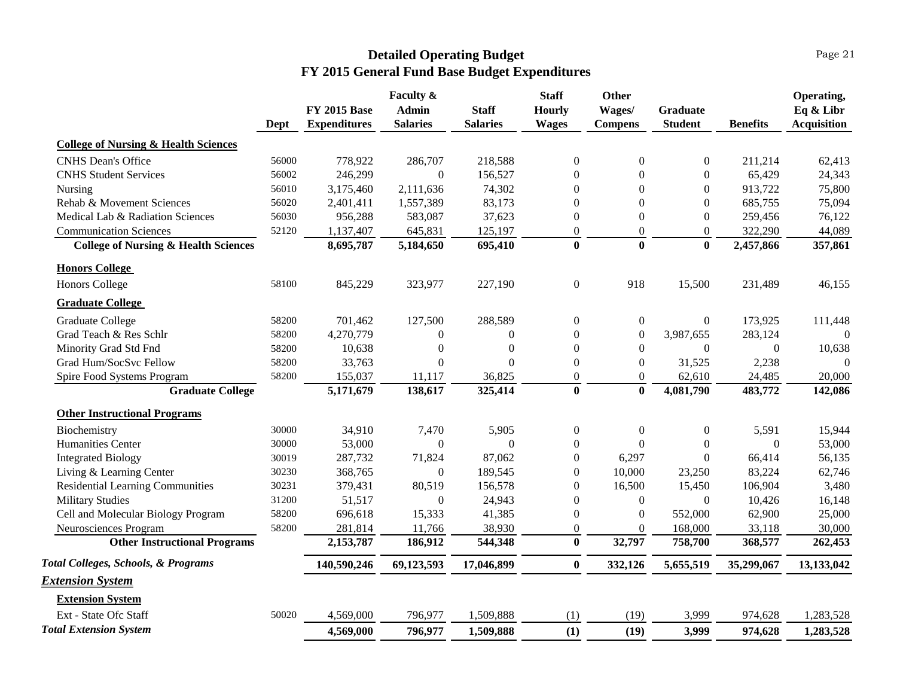# Detailed Operating Budget
## FY 2015 General Fund Base Budget Expenditures

| | Dept | FY 2015 Base Expenditures | Faculty & Admin Salaries | Staff Salaries | Staff Hourly Wages | Other Wages/ Compens | Graduate Student | Benefits | Operating, Eq & Libr Acquisition |
|---|---|---|---|---|---|---|---|---|---|
| **College of Nursing & Health Sciences** | | | | | | | | | |
| CNHS Dean's Office | 56000 | 778,922 | 286,707 | 218,588 | 0 | 0 | 0 | 211,214 | 62,413 |
| CNHS Student Services | 56002 | 246,299 | 0 | 156,527 | 0 | 0 | 0 | 65,429 | 24,343 |
| Nursing | 56010 | 3,175,460 | 2,111,636 | 74,302 | 0 | 0 | 0 | 913,722 | 75,800 |
| Rehab & Movement Sciences | 56020 | 2,401,411 | 1,557,389 | 83,173 | 0 | 0 | 0 | 685,755 | 75,094 |
| Medical Lab & Radiation Sciences | 56030 | 956,288 | 583,087 | 37,623 | 0 | 0 | 0 | 259,456 | 76,122 |
| Communication Sciences | 52120 | 1,137,407 | 645,831 | 125,197 | 0 | 0 | 0 | 322,290 | 44,089 |
| **College of Nursing & Health Sciences** | | **8,695,787** | **5,184,650** | **695,410** | **0** | **0** | **0** | **2,457,866** | **357,861** |
| **Honors College** | | | | | | | | | |
| Honors College | 58100 | 845,229 | 323,977 | 227,190 | 0 | 918 | 15,500 | 231,489 | 46,155 |
| **Graduate College** | | | | | | | | | |
| Graduate College | 58200 | 701,462 | 127,500 | 288,589 | 0 | 0 | 0 | 173,925 | 111,448 |
| Grad Teach & Res Schlr | 58200 | 4,270,779 | 0 | 0 | 0 | 0 | 3,987,655 | 283,124 | 0 |
| Minority Grad Std Fnd | 58200 | 10,638 | 0 | 0 | 0 | 0 | 0 | 0 | 10,638 |
| Grad Hum/SocSvc Fellow | 58200 | 33,763 | 0 | 0 | 0 | 0 | 31,525 | 2,238 | 0 |
| Spire Food Systems Program | 58200 | 155,037 | 11,117 | 36,825 | 0 | 0 | 62,610 | 24,485 | 20,000 |
| **Graduate College** | | **5,171,679** | **138,617** | **325,414** | **0** | **0** | **4,081,790** | **483,772** | **142,086** |
| **Other Instructional Programs** | | | | | | | | | |
| Biochemistry | 30000 | 34,910 | 7,470 | 5,905 | 0 | 0 | 0 | 5,591 | 15,944 |
| Humanities Center | 30000 | 53,000 | 0 | 0 | 0 | 0 | 0 | 0 | 53,000 |
| Integrated Biology | 30019 | 287,732 | 71,824 | 87,062 | 0 | 6,297 | 0 | 66,414 | 56,135 |
| Living & Learning Center | 30230 | 368,765 | 0 | 189,545 | 0 | 10,000 | 23,250 | 83,224 | 62,746 |
| Residential Learning Communities | 30231 | 379,431 | 80,519 | 156,578 | 0 | 16,500 | 15,450 | 106,904 | 3,480 |
| Military Studies | 31200 | 51,517 | 0 | 24,943 | 0 | 0 | 0 | 10,426 | 16,148 |
| Cell and Molecular Biology Program | 58200 | 696,618 | 15,333 | 41,385 | 0 | 0 | 552,000 | 62,900 | 25,000 |
| Neurosciences Program | 58200 | 281,814 | 11,766 | 38,930 | 0 | 0 | 168,000 | 33,118 | 30,000 |
| **Other Instructional Programs** | | **2,153,787** | **186,912** | **544,348** | **0** | **32,797** | **758,700** | **368,577** | **262,453** |
| ***Total Colleges, Schools, & Programs*** | | **140,590,246** | **69,123,593** | **17,046,899** | **0** | **332,126** | **5,655,519** | **35,299,067** | **13,133,042** |
| ***Extension System*** | | | | | | | | | |
| **Extension System** | | | | | | | | | |
| Ext - State Ofc Staff | 50020 | 4,569,000 | 796,977 | 1,509,888 | (1) | (19) | 3,999 | 974,628 | 1,283,528 |
| ***Total Extension System*** | | **4,569,000** | **796,977** | **1,509,888** | **(1)** | **(19)** | **3,999** | **974,628** | **1,283,528** |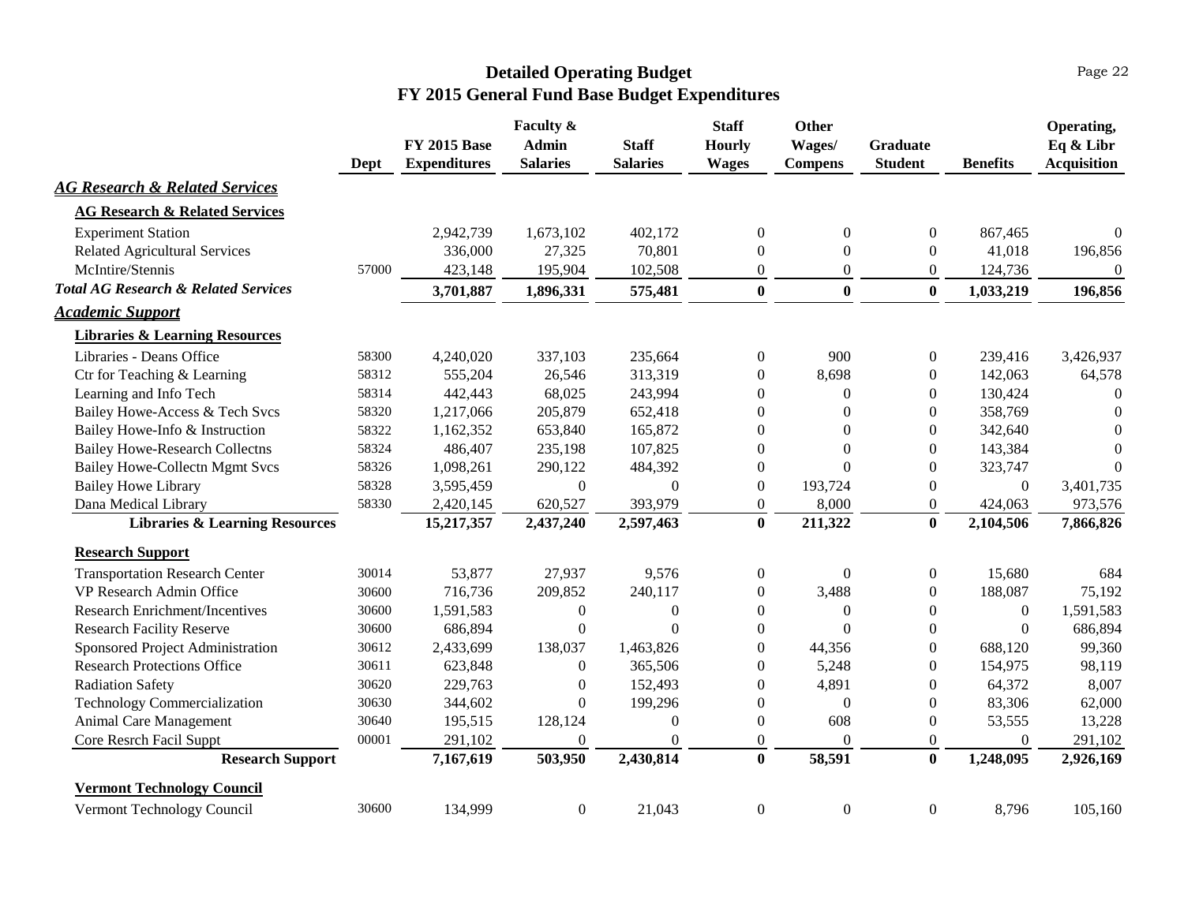# Detailed Operating Budget
## FY 2015 General Fund Base Budget Expenditures

| | Dept | FY 2015 Base Expenditures | Faculty & Admin Salaries | Staff Salaries | Staff Hourly Wages | Other Wages/ Compens | Graduate Student | Benefits | Operating, Eq & Libr Acquisition |
|---|---|---|---|---|---|---|---|---|---|
| ***AG Research & Related Services*** | | | | | | | | | |
| **AG Research & Related Services** | | | | | | | | | |
| Experiment Station | | 2,942,739 | 1,673,102 | 402,172 | 0 | 0 | 0 | 867,465 | 0 |
| Related Agricultural Services | | 336,000 | 27,325 | 70,801 | 0 | 0 | 0 | 41,018 | 196,856 |
| McIntire/Stennis | 57000 | 423,148 | 195,904 | 102,508 | 0 | 0 | 0 | 124,736 | 0 |
| ***Total AG Research & Related Services*** | | **3,701,887** | **1,896,331** | **575,481** | **0** | **0** | **0** | **1,033,219** | **196,856** |
| ***Academic Support*** | | | | | | | | | |
| **Libraries & Learning Resources** | | | | | | | | | |
| Libraries - Deans Office | 58300 | 4,240,020 | 337,103 | 235,664 | 0 | 900 | 0 | 239,416 | 3,426,937 |
| Ctr for Teaching & Learning | 58312 | 555,204 | 26,546 | 313,319 | 0 | 8,698 | 0 | 142,063 | 64,578 |
| Learning and Info Tech | 58314 | 442,443 | 68,025 | 243,994 | 0 | 0 | 0 | 130,424 | 0 |
| Bailey Howe-Access & Tech Svcs | 58320 | 1,217,066 | 205,879 | 652,418 | 0 | 0 | 0 | 358,769 | 0 |
| Bailey Howe-Info & Instruction | 58322 | 1,162,352 | 653,840 | 165,872 | 0 | 0 | 0 | 342,640 | 0 |
| Bailey Howe-Research Collectns | 58324 | 486,407 | 235,198 | 107,825 | 0 | 0 | 0 | 143,384 | 0 |
| Bailey Howe-Collectn Mgmt Svcs | 58326 | 1,098,261 | 290,122 | 484,392 | 0 | 0 | 0 | 323,747 | 0 |
| Bailey Howe Library | 58328 | 3,595,459 | 0 | 0 | 0 | 193,724 | 0 | 0 | 3,401,735 |
| Dana Medical Library | 58330 | 2,420,145 | 620,527 | 393,979 | 0 | 8,000 | 0 | 424,063 | 973,576 |
| **Libraries & Learning Resources** | | **15,217,357** | **2,437,240** | **2,597,463** | **0** | **211,322** | **0** | **2,104,506** | **7,866,826** |
| **Research Support** | | | | | | | | | |
| Transportation Research Center | 30014 | 53,877 | 27,937 | 9,576 | 0 | 0 | 0 | 15,680 | 684 |
| VP Research Admin Office | 30600 | 716,736 | 209,852 | 240,117 | 0 | 3,488 | 0 | 188,087 | 75,192 |
| Research Enrichment/Incentives | 30600 | 1,591,583 | 0 | 0 | 0 | 0 | 0 | 0 | 1,591,583 |
| Research Facility Reserve | 30600 | 686,894 | 0 | 0 | 0 | 0 | 0 | 0 | 686,894 |
| Sponsored Project Administration | 30612 | 2,433,699 | 138,037 | 1,463,826 | 0 | 44,356 | 0 | 688,120 | 99,360 |
| Research Protections Office | 30611 | 623,848 | 0 | 365,506 | 0 | 5,248 | 0 | 154,975 | 98,119 |
| Radiation Safety | 30620 | 229,763 | 0 | 152,493 | 0 | 4,891 | 0 | 64,372 | 8,007 |
| Technology Commercialization | 30630 | 344,602 | 0 | 199,296 | 0 | 0 | 0 | 83,306 | 62,000 |
| Animal Care Management | 30640 | 195,515 | 128,124 | 0 | 0 | 608 | 0 | 53,555 | 13,228 |
| Core Resrch Facil Suppt | 00001 | 291,102 | 0 | 0 | 0 | 0 | 0 | 0 | 291,102 |
| **Research Support** | | **7,167,619** | **503,950** | **2,430,814** | **0** | **58,591** | **0** | **1,248,095** | **2,926,169** |
| **Vermont Technology Council** | | | | | | | | | |
| Vermont Technology Council | 30600 | 134,999 | 0 | 21,043 | 0 | 0 | 0 | 8,796 | 105,160 |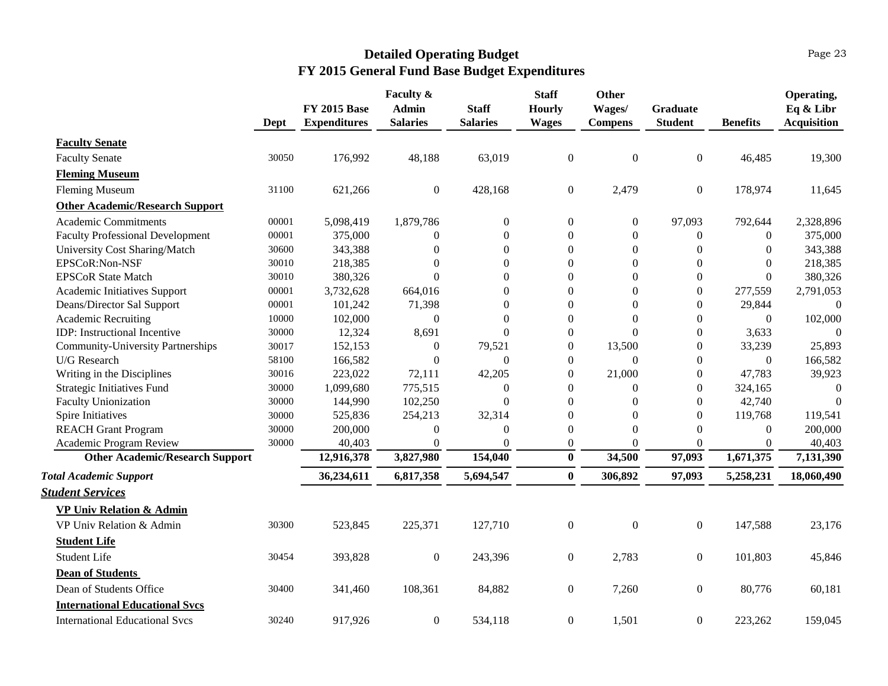# Detailed Operating Budget
## FY 2015 General Fund Base Budget Expenditures

| | Dept | FY 2015 Base Expenditures | Faculty & Admin Salaries | Staff Salaries | Staff Hourly Wages | Other Wages/ Compens | Graduate Student | Benefits | Operating, Eq & Libr Acquisition |
|---|---|---|---|---|---|---|---|---|---|
| **Faculty Senate** | | | | | | | | | |
| Faculty Senate | 30050 | 176,992 | 48,188 | 63,019 | 0 | 0 | 0 | 46,485 | 19,300 |
| **Fleming Museum** | | | | | | | | | |
| Fleming Museum | 31100 | 621,266 | 0 | 428,168 | 0 | 2,479 | 0 | 178,974 | 11,645 |
| **Other Academic/Research Support** | | | | | | | | | |
| Academic Commitments | 00001 | 5,098,419 | 1,879,786 | 0 | 0 | 0 | 97,093 | 792,644 | 2,328,896 |
| Faculty Professional Development | 00001 | 375,000 | 0 | 0 | 0 | 0 | 0 | 0 | 375,000 |
| University Cost Sharing/Match | 30600 | 343,388 | 0 | 0 | 0 | 0 | 0 | 0 | 343,388 |
| EPSCoR:Non-NSF | 30010 | 218,385 | 0 | 0 | 0 | 0 | 0 | 0 | 218,385 |
| EPSCoR State Match | 30010 | 380,326 | 0 | 0 | 0 | 0 | 0 | 0 | 380,326 |
| Academic Initiatives Support | 00001 | 3,732,628 | 664,016 | 0 | 0 | 0 | 0 | 277,559 | 2,791,053 |
| Deans/Director Sal Support | 00001 | 101,242 | 71,398 | 0 | 0 | 0 | 0 | 29,844 | 0 |
| Academic Recruiting | 10000 | 102,000 | 0 | 0 | 0 | 0 | 0 | 0 | 102,000 |
| IDP: Instructional Incentive | 30000 | 12,324 | 8,691 | 0 | 0 | 0 | 0 | 3,633 | 0 |
| Community-University Partnerships | 30017 | 152,153 | 0 | 79,521 | 0 | 13,500 | 0 | 33,239 | 25,893 |
| U/G Research | 58100 | 166,582 | 0 | 0 | 0 | 0 | 0 | 0 | 166,582 |
| Writing in the Disciplines | 30016 | 223,022 | 72,111 | 42,205 | 0 | 21,000 | 0 | 47,783 | 39,923 |
| Strategic Initiatives Fund | 30000 | 1,099,680 | 775,515 | 0 | 0 | 0 | 0 | 324,165 | 0 |
| Faculty Unionization | 30000 | 144,990 | 102,250 | 0 | 0 | 0 | 0 | 42,740 | 0 |
| Spire Initiatives | 30000 | 525,836 | 254,213 | 32,314 | 0 | 0 | 0 | 119,768 | 119,541 |
| REACH Grant Program | 30000 | 200,000 | 0 | 0 | 0 | 0 | 0 | 0 | 200,000 |
| Academic Program Review | 30000 | 40,403 | 0 | 0 | 0 | 0 | 0 | 0 | 40,403 |
| **Other Academic/Research Support** | | **12,916,378** | **3,827,980** | **154,040** | **0** | **34,500** | **97,093** | **1,671,375** | **7,131,390** |
| ***Total Academic Support*** | | **36,234,611** | **6,817,358** | **5,694,547** | **0** | **306,892** | **97,093** | **5,258,231** | **18,060,490** |
| ***Student Services*** | | | | | | | | | |
| **VP Univ Relation & Admin** | | | | | | | | | |
| VP Univ Relation & Admin | 30300 | 523,845 | 225,371 | 127,710 | 0 | 0 | 0 | 147,588 | 23,176 |
| **Student Life** | | | | | | | | | |
| Student Life | 30454 | 393,828 | 0 | 243,396 | 0 | 2,783 | 0 | 101,803 | 45,846 |
| **Dean of Students** | | | | | | | | | |
| Dean of Students Office | 30400 | 341,460 | 108,361 | 84,882 | 0 | 7,260 | 0 | 80,776 | 60,181 |
| **International Educational Svcs** | | | | | | | | | |
| International Educational Svcs | 30240 | 917,926 | 0 | 534,118 | 0 | 1,501 | 0 | 223,262 | 159,045 |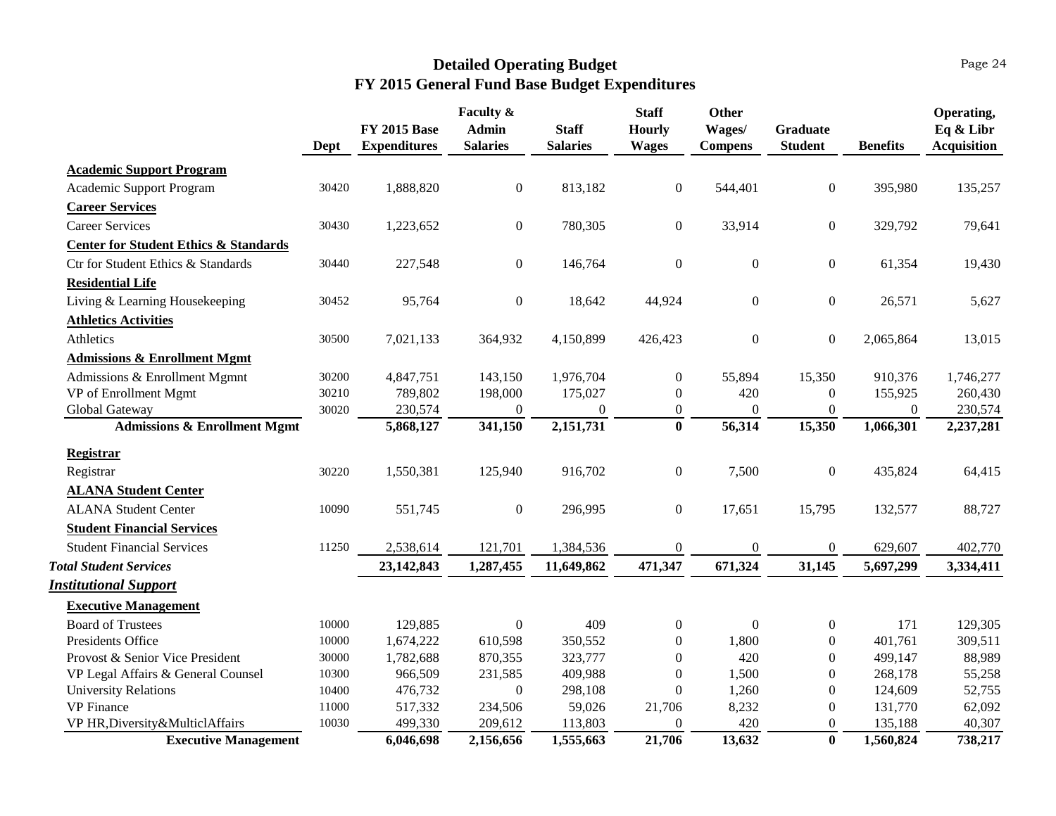# Detailed Operating Budget
## FY 2015 General Fund Base Budget Expenditures

| | Dept | FY 2015 Base Expenditures | Faculty & Admin Salaries | Staff Salaries | Staff Hourly Wages | Other Wages/ Compens | Graduate Student | Benefits | Operating, Eq & Libr Acquisition |
|---|---|---|---|---|---|---|---|---|---|
| **Academic Support Program** | | | | | | | | | |
| Academic Support Program | 30420 | 1,888,820 | 0 | 813,182 | 0 | 544,401 | 0 | 395,980 | 135,257 |
| **Career Services** | | | | | | | | | |
| Career Services | 30430 | 1,223,652 | 0 | 780,305 | 0 | 33,914 | 0 | 329,792 | 79,641 |
| **Center for Student Ethics & Standards** | | | | | | | | | |
| Ctr for Student Ethics & Standards | 30440 | 227,548 | 0 | 146,764 | 0 | 0 | 0 | 61,354 | 19,430 |
| **Residential Life** | | | | | | | | | |
| Living & Learning Housekeeping | 30452 | 95,764 | 0 | 18,642 | 44,924 | 0 | 0 | 26,571 | 5,627 |
| **Athletics Activities** | | | | | | | | | |
| Athletics | 30500 | 7,021,133 | 364,932 | 4,150,899 | 426,423 | 0 | 0 | 2,065,864 | 13,015 |
| **Admissions & Enrollment Mgmt** | | | | | | | | | |
| Admissions & Enrollment Mgmnt | 30200 | 4,847,751 | 143,150 | 1,976,704 | 0 | 55,894 | 15,350 | 910,376 | 1,746,277 |
| VP of Enrollment Mgmt | 30210 | 789,802 | 198,000 | 175,027 | 0 | 420 | 0 | 155,925 | 260,430 |
| Global Gateway | 30020 | 230,574 | 0 | 0 | 0 | 0 | 0 | 0 | 230,574 |
| **Admissions & Enrollment Mgmt** | | **5,868,127** | **341,150** | **2,151,731** | **0** | **56,314** | **15,350** | **1,066,301** | **2,237,281** |
| **Registrar** | | | | | | | | | |
| Registrar | 30220 | 1,550,381 | 125,940 | 916,702 | 0 | 7,500 | 0 | 435,824 | 64,415 |
| **ALANA Student Center** | | | | | | | | | |
| ALANA Student Center | 10090 | 551,745 | 0 | 296,995 | 0 | 17,651 | 15,795 | 132,577 | 88,727 |
| **Student Financial Services** | | | | | | | | | |
| Student Financial Services | 11250 | 2,538,614 | 121,701 | 1,384,536 | 0 | 0 | 0 | 629,607 | 402,770 |
| ***Total Student Services*** | | **23,142,843** | **1,287,455** | **11,649,862** | **471,347** | **671,324** | **31,145** | **5,697,299** | **3,334,411** |
| ***Institutional Support*** | | | | | | | | | |
| **Executive Management** | | | | | | | | | |
| Board of Trustees | 10000 | 129,885 | 0 | 409 | 0 | 0 | 0 | 171 | 129,305 |
| Presidents Office | 10000 | 1,674,222 | 610,598 | 350,552 | 0 | 1,800 | 0 | 401,761 | 309,511 |
| Provost & Senior Vice President | 30000 | 1,782,688 | 870,355 | 323,777 | 0 | 420 | 0 | 499,147 | 88,989 |
| VP Legal Affairs & General Counsel | 10300 | 966,509 | 231,585 | 409,988 | 0 | 1,500 | 0 | 268,178 | 55,258 |
| University Relations | 10400 | 476,732 | 0 | 298,108 | 0 | 1,260 | 0 | 124,609 | 52,755 |
| VP Finance | 11000 | 517,332 | 234,506 | 59,026 | 21,706 | 8,232 | 0 | 131,770 | 62,092 |
| VP HR,Diversity&MulticlAffairs | 10030 | 499,330 | 209,612 | 113,803 | 0 | 420 | 0 | 135,188 | 40,307 |
| **Executive Management** | | **6,046,698** | **2,156,656** | **1,555,663** | **21,706** | **13,632** | **0** | **1,560,824** | **738,217** |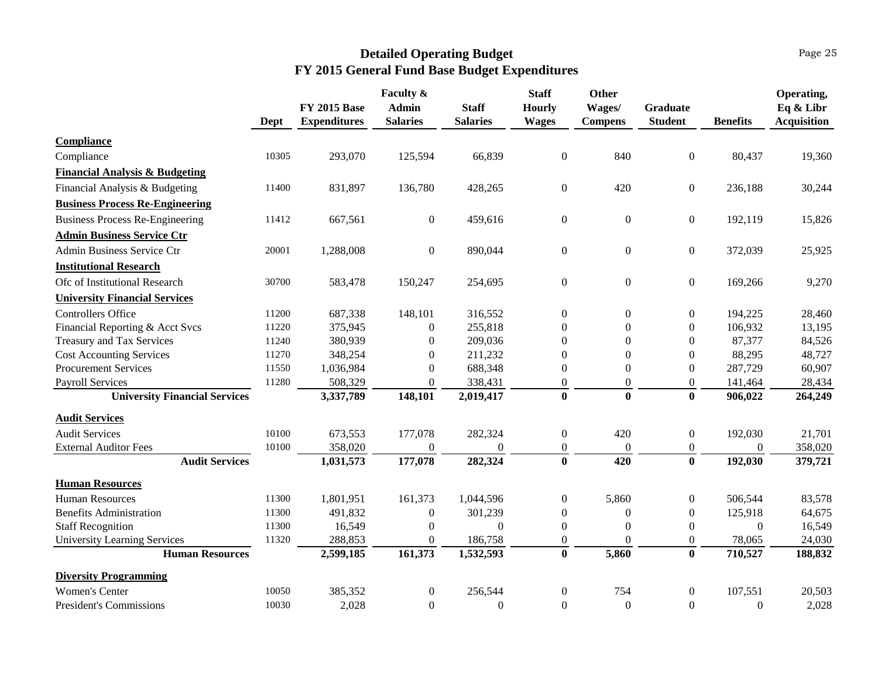# Detailed Operating Budget
## FY 2015 General Fund Base Budget Expenditures

| | Dept | FY 2015 Base Expenditures | Faculty & Admin Salaries | Staff Salaries | Staff Hourly Wages | Other Wages/ Compens | Graduate Student | Benefits | Operating, Eq & Libr Acquisition |
|---|---|---|---|---|---|---|---|---|---|
| **Compliance** | | | | | | | | | |
| Compliance | 10305 | 293,070 | 125,594 | 66,839 | 0 | 840 | 0 | 80,437 | 19,360 |
| **Financial Analysis & Budgeting** | | | | | | | | | |
| Financial Analysis & Budgeting | 11400 | 831,897 | 136,780 | 428,265 | 0 | 420 | 0 | 236,188 | 30,244 |
| **Business Process Re-Engineering** | | | | | | | | | |
| Business Process Re-Engineering | 11412 | 667,561 | 0 | 459,616 | 0 | 0 | 0 | 192,119 | 15,826 |
| **Admin Business Service Ctr** | | | | | | | | | |
| Admin Business Service Ctr | 20001 | 1,288,008 | 0 | 890,044 | 0 | 0 | 0 | 372,039 | 25,925 |
| **Institutional Research** | | | | | | | | | |
| Ofc of Institutional Research | 30700 | 583,478 | 150,247 | 254,695 | 0 | 0 | 0 | 169,266 | 9,270 |
| **University Financial Services** | | | | | | | | | |
| Controllers Office | 11200 | 687,338 | 148,101 | 316,552 | 0 | 0 | 0 | 194,225 | 28,460 |
| Financial Reporting & Acct Svcs | 11220 | 375,945 | 0 | 255,818 | 0 | 0 | 0 | 106,932 | 13,195 |
| Treasury and Tax Services | 11240 | 380,939 | 0 | 209,036 | 0 | 0 | 0 | 87,377 | 84,526 |
| Cost Accounting Services | 11270 | 348,254 | 0 | 211,232 | 0 | 0 | 0 | 88,295 | 48,727 |
| Procurement Services | 11550 | 1,036,984 | 0 | 688,348 | 0 | 0 | 0 | 287,729 | 60,907 |
| Payroll Services | 11280 | 508,329 | 0 | 338,431 | 0 | 0 | 0 | 141,464 | 28,434 |
| **University Financial Services** | | **3,337,789** | **148,101** | **2,019,417** | **0** | **0** | **0** | **906,022** | **264,249** |
| **Audit Services** | | | | | | | | | |
| Audit Services | 10100 | 673,553 | 177,078 | 282,324 | 0 | 420 | 0 | 192,030 | 21,701 |
| External Auditor Fees | 10100 | 358,020 | 0 | 0 | 0 | 0 | 0 | 0 | 358,020 |
| **Audit Services** | | **1,031,573** | **177,078** | **282,324** | **0** | **420** | **0** | **192,030** | **379,721** |
| **Human Resources** | | | | | | | | | |
| Human Resources | 11300 | 1,801,951 | 161,373 | 1,044,596 | 0 | 5,860 | 0 | 506,544 | 83,578 |
| Benefits Administration | 11300 | 491,832 | 0 | 301,239 | 0 | 0 | 0 | 125,918 | 64,675 |
| Staff Recognition | 11300 | 16,549 | 0 | 0 | 0 | 0 | 0 | 0 | 16,549 |
| University Learning Services | 11320 | 288,853 | 0 | 186,758 | 0 | 0 | 0 | 78,065 | 24,030 |
| **Human Resources** | | **2,599,185** | **161,373** | **1,532,593** | **0** | **5,860** | **0** | **710,527** | **188,832** |
| **Diversity Programming** | | | | | | | | | |
| Women's Center | 10050 | 385,352 | 0 | 256,544 | 0 | 754 | 0 | 107,551 | 20,503 |
| President's Commissions | 10030 | 2,028 | 0 | 0 | 0 | 0 | 0 | 0 | 2,028 |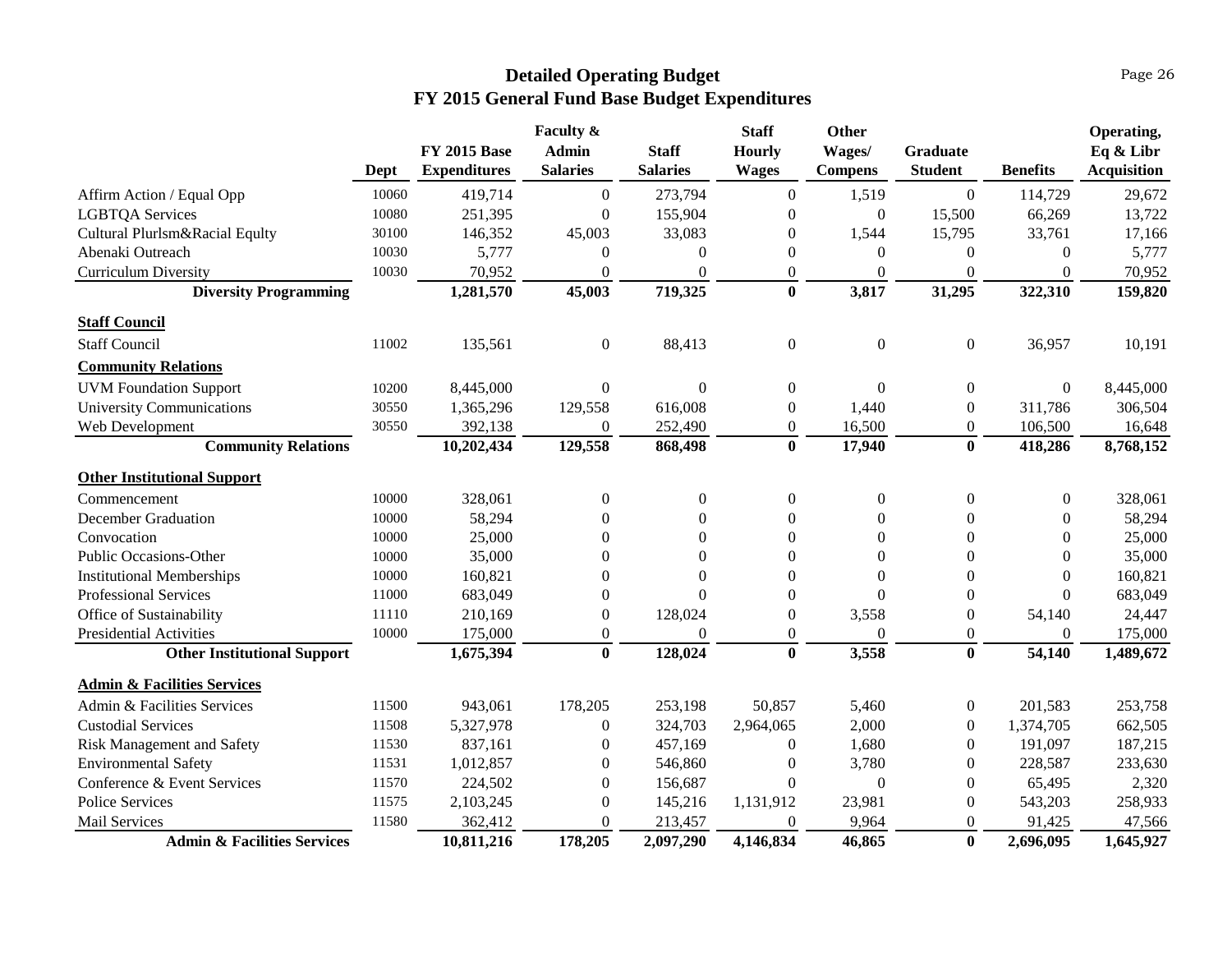# Detailed Operating Budget
## FY 2015 General Fund Base Budget Expenditures

| | Dept | FY 2015 Base Expenditures | Faculty & Admin Salaries | Staff Salaries | Staff Hourly Wages | Other Wages/ Compens | Graduate Student | Benefits | Operating, Eq & Libr Acquisition |
|---|---|---|---|---|---|---|---|---|---|
| Affirm Action / Equal Opp | 10060 | 419,714 | 0 | 273,794 | 0 | 1,519 | 0 | 114,729 | 29,672 |
| LGBTQA Services | 10080 | 251,395 | 0 | 155,904 | 0 | 0 | 15,500 | 66,269 | 13,722 |
| Cultural Plurlsm&Racial Equlty | 30100 | 146,352 | 45,003 | 33,083 | 0 | 1,544 | 15,795 | 33,761 | 17,166 |
| Abenaki Outreach | 10030 | 5,777 | 0 | 0 | 0 | 0 | 0 | 0 | 5,777 |
| Curriculum Diversity | 10030 | 70,952 | 0 | 0 | 0 | 0 | 0 | 0 | 70,952 |
| **Diversity Programming** | | **1,281,570** | **45,003** | **719,325** | **0** | **3,817** | **31,295** | **322,310** | **159,820** |
| **Staff Council** | | | | | | | | | |
| Staff Council | 11002 | 135,561 | 0 | 88,413 | 0 | 0 | 0 | 36,957 | 10,191 |
| **Community Relations** | | | | | | | | | |
| UVM Foundation Support | 10200 | 8,445,000 | 0 | 0 | 0 | 0 | 0 | 0 | 8,445,000 |
| University Communications | 30550 | 1,365,296 | 129,558 | 616,008 | 0 | 1,440 | 0 | 311,786 | 306,504 |
| Web Development | 30550 | 392,138 | 0 | 252,490 | 0 | 16,500 | 0 | 106,500 | 16,648 |
| **Community Relations** | | **10,202,434** | **129,558** | **868,498** | **0** | **17,940** | **0** | **418,286** | **8,768,152** |
| **Other Institutional Support** | | | | | | | | | |
| Commencement | 10000 | 328,061 | 0 | 0 | 0 | 0 | 0 | 0 | 328,061 |
| December Graduation | 10000 | 58,294 | 0 | 0 | 0 | 0 | 0 | 0 | 58,294 |
| Convocation | 10000 | 25,000 | 0 | 0 | 0 | 0 | 0 | 0 | 25,000 |
| Public Occasions-Other | 10000 | 35,000 | 0 | 0 | 0 | 0 | 0 | 0 | 35,000 |
| Institutional Memberships | 10000 | 160,821 | 0 | 0 | 0 | 0 | 0 | 0 | 160,821 |
| Professional Services | 11000 | 683,049 | 0 | 0 | 0 | 0 | 0 | 0 | 683,049 |
| Office of Sustainability | 11110 | 210,169 | 0 | 128,024 | 0 | 3,558 | 0 | 54,140 | 24,447 |
| Presidential Activities | 10000 | 175,000 | 0 | 0 | 0 | 0 | 0 | 0 | 175,000 |
| **Other Institutional Support** | | **1,675,394** | **0** | **128,024** | **0** | **3,558** | **0** | **54,140** | **1,489,672** |
| **Admin & Facilities Services** | | | | | | | | | |
| Admin & Facilities Services | 11500 | 943,061 | 178,205 | 253,198 | 50,857 | 5,460 | 0 | 201,583 | 253,758 |
| Custodial Services | 11508 | 5,327,978 | 0 | 324,703 | 2,964,065 | 2,000 | 0 | 1,374,705 | 662,505 |
| Risk Management and Safety | 11530 | 837,161 | 0 | 457,169 | 0 | 1,680 | 0 | 191,097 | 187,215 |
| Environmental Safety | 11531 | 1,012,857 | 0 | 546,860 | 0 | 3,780 | 0 | 228,587 | 233,630 |
| Conference & Event Services | 11570 | 224,502 | 0 | 156,687 | 0 | 0 | 0 | 65,495 | 2,320 |
| Police Services | 11575 | 2,103,245 | 0 | 145,216 | 1,131,912 | 23,981 | 0 | 543,203 | 258,933 |
| Mail Services | 11580 | 362,412 | 0 | 213,457 | 0 | 9,964 | 0 | 91,425 | 47,566 |
| **Admin & Facilities Services** | | **10,811,216** | **178,205** | **2,097,290** | **4,146,834** | **46,865** | **0** | **2,696,095** | **1,645,927** |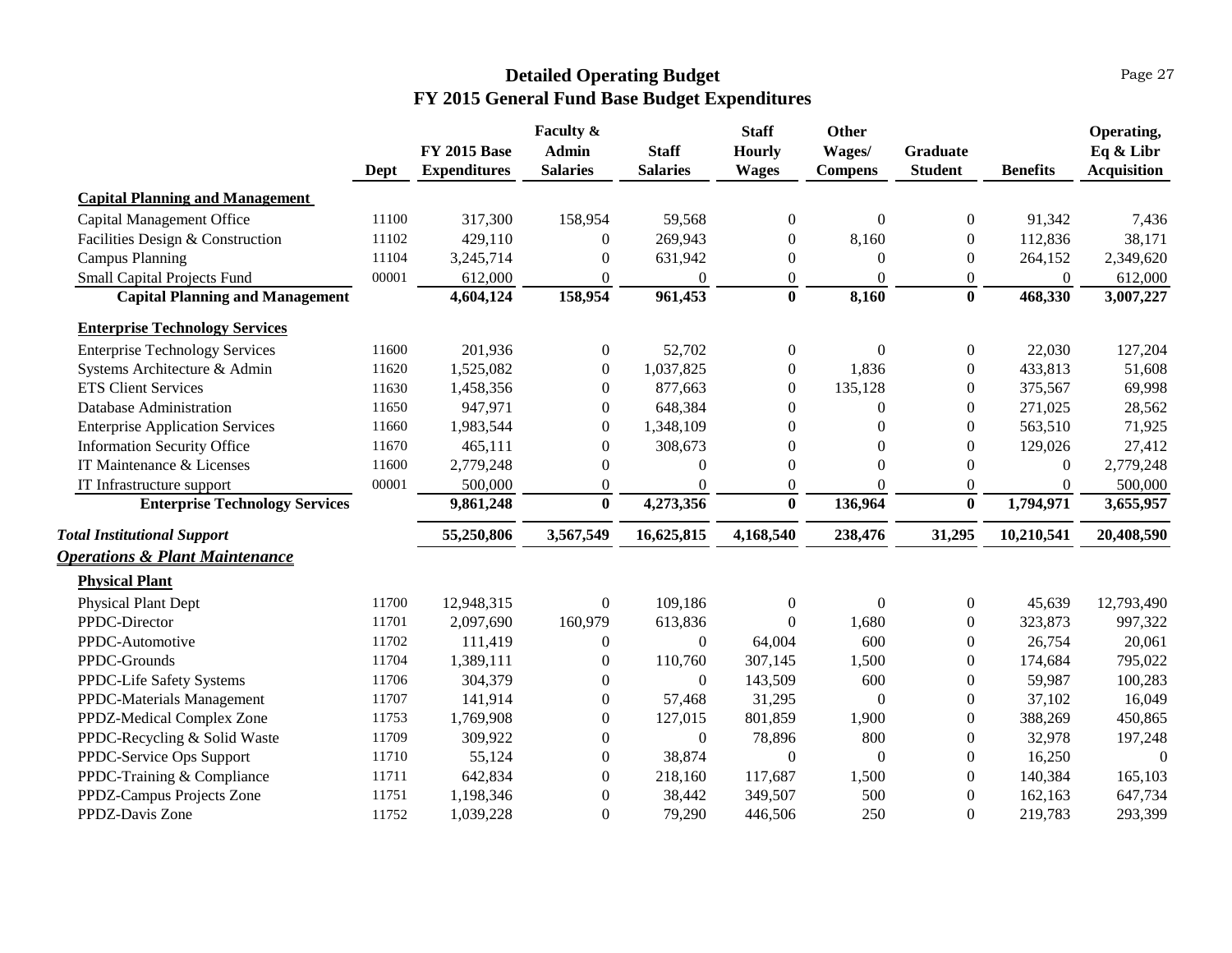## Detailed Operating Budget
## FY 2015 General Fund Base Budget Expenditures

| | Dept | FY 2015 Base Expenditures | Faculty & Admin Salaries | Staff Salaries | Staff Hourly Wages | Other Wages/ Compens | Graduate Student | Benefits | Operating, Eq & Libr Acquisition |
|---|---|---|---|---|---|---|---|---|---|
| **Capital Planning and Management** | | | | | | | | | |
| Capital Management Office | 11100 | 317,300 | 158,954 | 59,568 | 0 | 0 | 0 | 91,342 | 7,436 |
| Facilities Design & Construction | 11102 | 429,110 | 0 | 269,943 | 0 | 8,160 | 0 | 112,836 | 38,171 |
| Campus Planning | 11104 | 3,245,714 | 0 | 631,942 | 0 | 0 | 0 | 264,152 | 2,349,620 |
| Small Capital Projects Fund | 00001 | 612,000 | 0 | 0 | 0 | 0 | 0 | 0 | 612,000 |
| **Capital Planning and Management** | | **4,604,124** | **158,954** | **961,453** | **0** | **8,160** | **0** | **468,330** | **3,007,227** |
| **Enterprise Technology Services** | | | | | | | | | |
| Enterprise Technology Services | 11600 | 201,936 | 0 | 52,702 | 0 | 0 | 0 | 22,030 | 127,204 |
| Systems Architecture & Admin | 11620 | 1,525,082 | 0 | 1,037,825 | 0 | 1,836 | 0 | 433,813 | 51,608 |
| ETS Client Services | 11630 | 1,458,356 | 0 | 877,663 | 0 | 135,128 | 0 | 375,567 | 69,998 |
| Database Administration | 11650 | 947,971 | 0 | 648,384 | 0 | 0 | 0 | 271,025 | 28,562 |
| Enterprise Application Services | 11660 | 1,983,544 | 0 | 1,348,109 | 0 | 0 | 0 | 563,510 | 71,925 |
| Information Security Office | 11670 | 465,111 | 0 | 308,673 | 0 | 0 | 0 | 129,026 | 27,412 |
| IT Maintenance & Licenses | 11600 | 2,779,248 | 0 | 0 | 0 | 0 | 0 | 0 | 2,779,248 |
| IT Infrastructure support | 00001 | 500,000 | 0 | 0 | 0 | 0 | 0 | 0 | 500,000 |
| **Enterprise Technology Services** | | **9,861,248** | **0** | **4,273,356** | **0** | **136,964** | **0** | **1,794,971** | **3,655,957** |
| ***Total Institutional Support*** | | **55,250,806** | **3,567,549** | **16,625,815** | **4,168,540** | **238,476** | **31,295** | **10,210,541** | **20,408,590** |
| ***Operations & Plant Maintenance*** | | | | | | | | | |
| **Physical Plant** | | | | | | | | | |
| Physical Plant Dept | 11700 | 12,948,315 | 0 | 109,186 | 0 | 0 | 0 | 45,639 | 12,793,490 |
| PPDC-Director | 11701 | 2,097,690 | 160,979 | 613,836 | 0 | 1,680 | 0 | 323,873 | 997,322 |
| PPDC-Automotive | 11702 | 111,419 | 0 | 0 | 64,004 | 600 | 0 | 26,754 | 20,061 |
| PPDC-Grounds | 11704 | 1,389,111 | 0 | 110,760 | 307,145 | 1,500 | 0 | 174,684 | 795,022 |
| PPDC-Life Safety Systems | 11706 | 304,379 | 0 | 0 | 143,509 | 600 | 0 | 59,987 | 100,283 |
| PPDC-Materials Management | 11707 | 141,914 | 0 | 57,468 | 31,295 | 0 | 0 | 37,102 | 16,049 |
| PPDZ-Medical Complex Zone | 11753 | 1,769,908 | 0 | 127,015 | 801,859 | 1,900 | 0 | 388,269 | 450,865 |
| PPDC-Recycling & Solid Waste | 11709 | 309,922 | 0 | 0 | 78,896 | 800 | 0 | 32,978 | 197,248 |
| PPDC-Service Ops Support | 11710 | 55,124 | 0 | 38,874 | 0 | 0 | 0 | 16,250 | 0 |
| PPDC-Training & Compliance | 11711 | 642,834 | 0 | 218,160 | 117,687 | 1,500 | 0 | 140,384 | 165,103 |
| PPDZ-Campus Projects Zone | 11751 | 1,198,346 | 0 | 38,442 | 349,507 | 500 | 0 | 162,163 | 647,734 |
| PPDZ-Davis Zone | 11752 | 1,039,228 | 0 | 79,290 | 446,506 | 250 | 0 | 219,783 | 293,399 |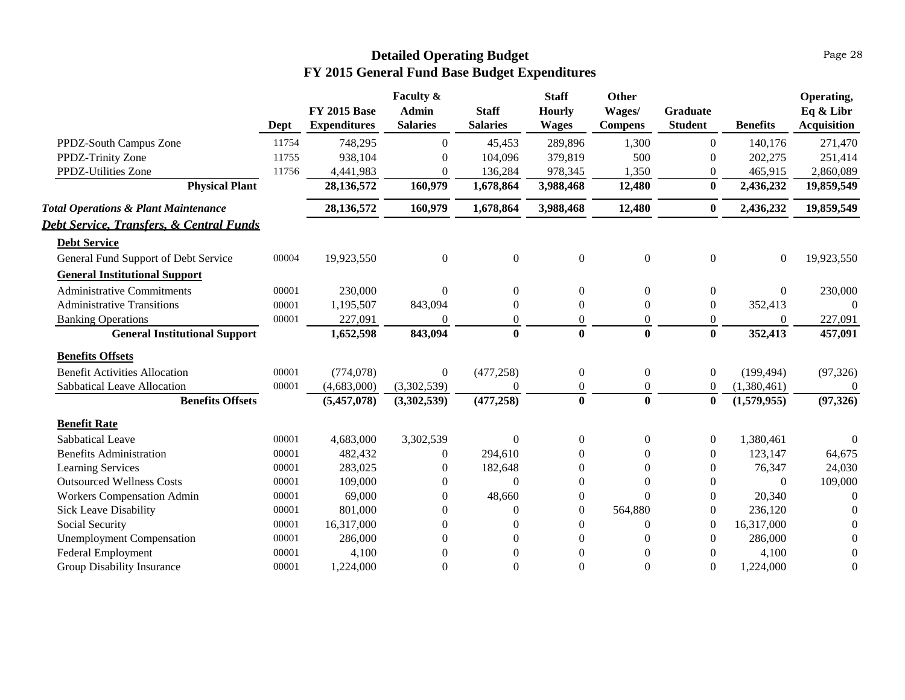# Detailed Operating Budget
## FY 2015 General Fund Base Budget Expenditures

| | Dept | FY 2015 Base Expenditures | Faculty & Admin Salaries | Staff Salaries | Staff Hourly Wages | Other Wages/ Compens | Graduate Student | Benefits | Operating, Eq & Libr Acquisition |
|---|---|---|---|---|---|---|---|---|---|
| PPDZ-South Campus Zone | 11754 | 748,295 | 0 | 45,453 | 289,896 | 1,300 | 0 | 140,176 | 271,470 |
| PPDZ-Trinity Zone | 11755 | 938,104 | 0 | 104,096 | 379,819 | 500 | 0 | 202,275 | 251,414 |
| PPDZ-Utilities Zone | 11756 | 4,441,983 | 0 | 136,284 | 978,345 | 1,350 | 0 | 465,915 | 2,860,089 |
| **Physical Plant** | | **28,136,572** | **160,979** | **1,678,864** | **3,988,468** | **12,480** | **0** | **2,436,232** | **19,859,549** |
| ***Total Operations & Plant Maintenance*** | | **28,136,572** | **160,979** | **1,678,864** | **3,988,468** | **12,480** | **0** | **2,436,232** | **19,859,549** |
| ***Debt Service, Transfers, & Central Funds*** | | | | | | | | | |
| **Debt Service** | | | | | | | | | |
| General Fund Support of Debt Service | 00004 | 19,923,550 | 0 | 0 | 0 | 0 | 0 | 0 | 19,923,550 |
| **General Institutional Support** | | | | | | | | | |
| Administrative Commitments | 00001 | 230,000 | 0 | 0 | 0 | 0 | 0 | 0 | 230,000 |
| Administrative Transitions | 00001 | 1,195,507 | 843,094 | 0 | 0 | 0 | 0 | 352,413 | 0 |
| Banking Operations | 00001 | 227,091 | 0 | 0 | 0 | 0 | 0 | 0 | 227,091 |
| **General Institutional Support** | | **1,652,598** | **843,094** | **0** | **0** | **0** | **0** | **352,413** | **457,091** |
| **Benefits Offsets** | | | | | | | | | |
| Benefit Activities Allocation | 00001 | (774,078) | 0 | (477,258) | 0 | 0 | 0 | (199,494) | (97,326) |
| Sabbatical Leave Allocation | 00001 | (4,683,000) | (3,302,539) | 0 | 0 | 0 | 0 | (1,380,461) | 0 |
| **Benefits Offsets** | | **(5,457,078)** | **(3,302,539)** | **(477,258)** | **0** | **0** | **0** | **(1,579,955)** | **(97,326)** |
| **Benefit Rate** | | | | | | | | | |
| Sabbatical Leave | 00001 | 4,683,000 | 3,302,539 | 0 | 0 | 0 | 0 | 1,380,461 | 0 |
| Benefits Administration | 00001 | 482,432 | 0 | 294,610 | 0 | 0 | 0 | 123,147 | 64,675 |
| Learning Services | 00001 | 283,025 | 0 | 182,648 | 0 | 0 | 0 | 76,347 | 24,030 |
| Outsourced Wellness Costs | 00001 | 109,000 | 0 | 0 | 0 | 0 | 0 | 0 | 109,000 |
| Workers Compensation Admin | 00001 | 69,000 | 0 | 48,660 | 0 | 0 | 0 | 20,340 | 0 |
| Sick Leave Disability | 00001 | 801,000 | 0 | 0 | 0 | 564,880 | 0 | 236,120 | 0 |
| Social Security | 00001 | 16,317,000 | 0 | 0 | 0 | 0 | 0 | 16,317,000 | 0 |
| Unemployment Compensation | 00001 | 286,000 | 0 | 0 | 0 | 0 | 0 | 286,000 | 0 |
| Federal Employment | 00001 | 4,100 | 0 | 0 | 0 | 0 | 0 | 4,100 | 0 |
| Group Disability Insurance | 00001 | 1,224,000 | 0 | 0 | 0 | 0 | 0 | 1,224,000 | 0 |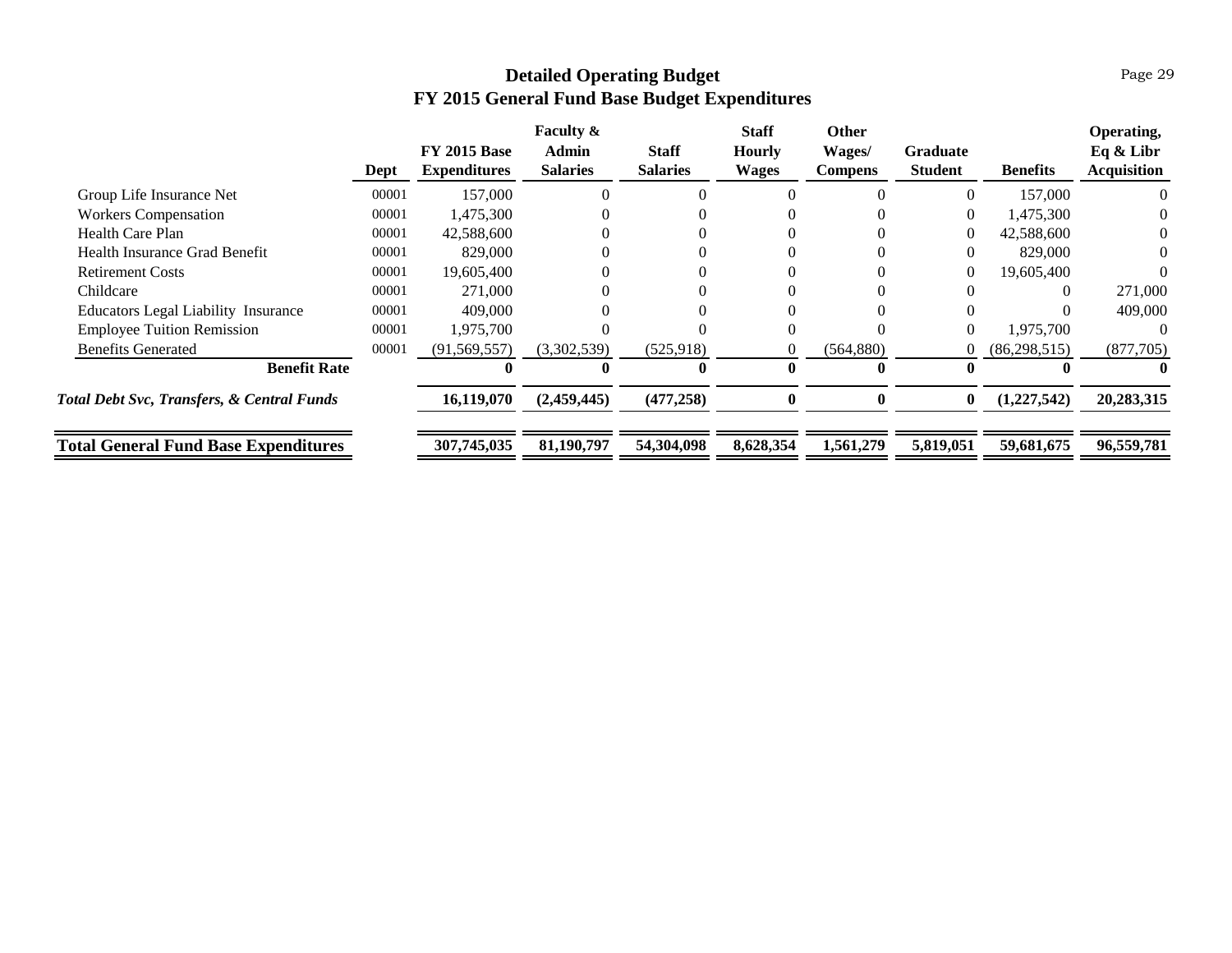# Detailed Operating Budget
## FY 2015 General Fund Base Budget Expenditures

| | Dept | FY 2015 Base Expenditures | Faculty & Admin Salaries | Staff Salaries | Staff Hourly Wages | Other Wages/ Compens | Graduate Student | Benefits | Operating, Eq & Libr Acquisition |
|---|---|---|---|---|---|---|---|---|---|
| Group Life Insurance Net | 00001 | 157,000 | 0 | 0 | 0 | 0 | 0 | 157,000 | 0 |
| Workers Compensation | 00001 | 1,475,300 | 0 | 0 | 0 | 0 | 0 | 1,475,300 | 0 |
| Health Care Plan | 00001 | 42,588,600 | 0 | 0 | 0 | 0 | 0 | 42,588,600 | 0 |
| Health Insurance Grad Benefit | 00001 | 829,000 | 0 | 0 | 0 | 0 | 0 | 829,000 | 0 |
| Retirement Costs | 00001 | 19,605,400 | 0 | 0 | 0 | 0 | 0 | 19,605,400 | 0 |
| Childcare | 00001 | 271,000 | 0 | 0 | 0 | 0 | 0 | 0 | 271,000 |
| Educators Legal Liability Insurance | 00001 | 409,000 | 0 | 0 | 0 | 0 | 0 | 0 | 409,000 |
| Employee Tuition Remission | 00001 | 1,975,700 | 0 | 0 | 0 | 0 | 0 | 1,975,700 | 0 |
| Benefits Generated | 00001 | (91,569,557) | (3,302,539) | (525,918) | 0 | (564,880) | 0 | (86,298,515) | (877,705) |
| **Benefit Rate** | | **0** | **0** | **0** | **0** | **0** | **0** | **0** | **0** |
| ***Total Debt Svc, Transfers, & Central Funds*** | | **16,119,070** | **(2,459,445)** | **(477,258)** | **0** | **0** | **0** | **(1,227,542)** | **20,283,315** |
| **Total General Fund Base Expenditures** | | **307,745,035** | **81,190,797** | **54,304,098** | **8,628,354** | **1,561,279** | **5,819,051** | **59,681,675** | **96,559,781** |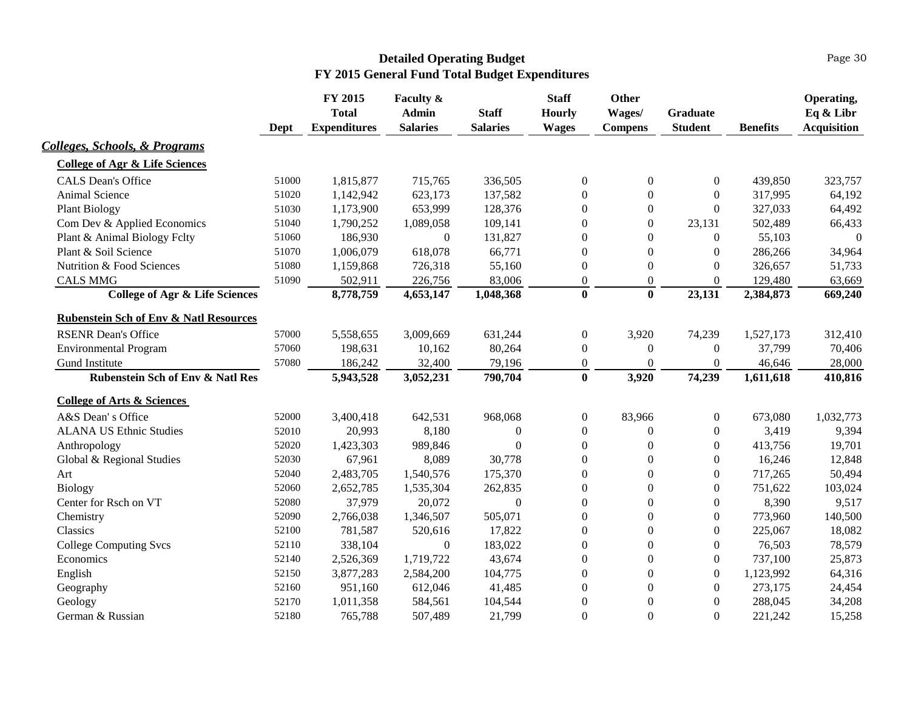# Detailed Operating Budget
## FY 2015 General Fund Total Budget Expenditures

| | Dept | FY 2015 Total Expenditures | Faculty & Admin Salaries | Staff Salaries | Staff Hourly Wages | Other Wages/ Compens | Graduate Student | Benefits | Operating, Eq & Libr Acquisition |
|---|---|---|---|---|---|---|---|---|---|
| ***Colleges, Schools, & Programs*** | | | | | | | | | |
| **College of Agr & Life Sciences** | | | | | | | | | |
| CALS Dean's Office | 51000 | 1,815,877 | 715,765 | 336,505 | 0 | 0 | 0 | 439,850 | 323,757 |
| Animal Science | 51020 | 1,142,942 | 623,173 | 137,582 | 0 | 0 | 0 | 317,995 | 64,192 |
| Plant Biology | 51030 | 1,173,900 | 653,999 | 128,376 | 0 | 0 | 0 | 327,033 | 64,492 |
| Com Dev & Applied Economics | 51040 | 1,790,252 | 1,089,058 | 109,141 | 0 | 0 | 23,131 | 502,489 | 66,433 |
| Plant & Animal Biology Fclty | 51060 | 186,930 | 0 | 131,827 | 0 | 0 | 0 | 55,103 | 0 |
| Plant & Soil Science | 51070 | 1,006,079 | 618,078 | 66,771 | 0 | 0 | 0 | 286,266 | 34,964 |
| Nutrition & Food Sciences | 51080 | 1,159,868 | 726,318 | 55,160 | 0 | 0 | 0 | 326,657 | 51,733 |
| CALS MMG | 51090 | 502,911 | 226,756 | 83,006 | 0 | 0 | 0 | 129,480 | 63,669 |
| **College of Agr & Life Sciences** | | **8,778,759** | **4,653,147** | **1,048,368** | **0** | **0** | **23,131** | **2,384,873** | **669,240** |
| **Rubenstein Sch of Env & Natl Resources** | | | | | | | | | |
| RSENR Dean's Office | 57000 | 5,558,655 | 3,009,669 | 631,244 | 0 | 3,920 | 74,239 | 1,527,173 | 312,410 |
| Environmental Program | 57060 | 198,631 | 10,162 | 80,264 | 0 | 0 | 0 | 37,799 | 70,406 |
| Gund Institute | 57080 | 186,242 | 32,400 | 79,196 | 0 | 0 | 0 | 46,646 | 28,000 |
| **Rubenstein Sch of Env & Natl Res** | | **5,943,528** | **3,052,231** | **790,704** | **0** | **3,920** | **74,239** | **1,611,618** | **410,816** |
| **College of Arts & Sciences** | | | | | | | | | |
| A&S Dean' s Office | 52000 | 3,400,418 | 642,531 | 968,068 | 0 | 83,966 | 0 | 673,080 | 1,032,773 |
| ALANA US Ethnic Studies | 52010 | 20,993 | 8,180 | 0 | 0 | 0 | 0 | 3,419 | 9,394 |
| Anthropology | 52020 | 1,423,303 | 989,846 | 0 | 0 | 0 | 0 | 413,756 | 19,701 |
| Global & Regional Studies | 52030 | 67,961 | 8,089 | 30,778 | 0 | 0 | 0 | 16,246 | 12,848 |
| Art | 52040 | 2,483,705 | 1,540,576 | 175,370 | 0 | 0 | 0 | 717,265 | 50,494 |
| Biology | 52060 | 2,652,785 | 1,535,304 | 262,835 | 0 | 0 | 0 | 751,622 | 103,024 |
| Center for Rsch on VT | 52080 | 37,979 | 20,072 | 0 | 0 | 0 | 0 | 8,390 | 9,517 |
| Chemistry | 52090 | 2,766,038 | 1,346,507 | 505,071 | 0 | 0 | 0 | 773,960 | 140,500 |
| Classics | 52100 | 781,587 | 520,616 | 17,822 | 0 | 0 | 0 | 225,067 | 18,082 |
| College Computing Svcs | 52110 | 338,104 | 0 | 183,022 | 0 | 0 | 0 | 76,503 | 78,579 |
| Economics | 52140 | 2,526,369 | 1,719,722 | 43,674 | 0 | 0 | 0 | 737,100 | 25,873 |
| English | 52150 | 3,877,283 | 2,584,200 | 104,775 | 0 | 0 | 0 | 1,123,992 | 64,316 |
| Geography | 52160 | 951,160 | 612,046 | 41,485 | 0 | 0 | 0 | 273,175 | 24,454 |
| Geology | 52170 | 1,011,358 | 584,561 | 104,544 | 0 | 0 | 0 | 288,045 | 34,208 |
| German & Russian | 52180 | 765,788 | 507,489 | 21,799 | 0 | 0 | 0 | 221,242 | 15,258 |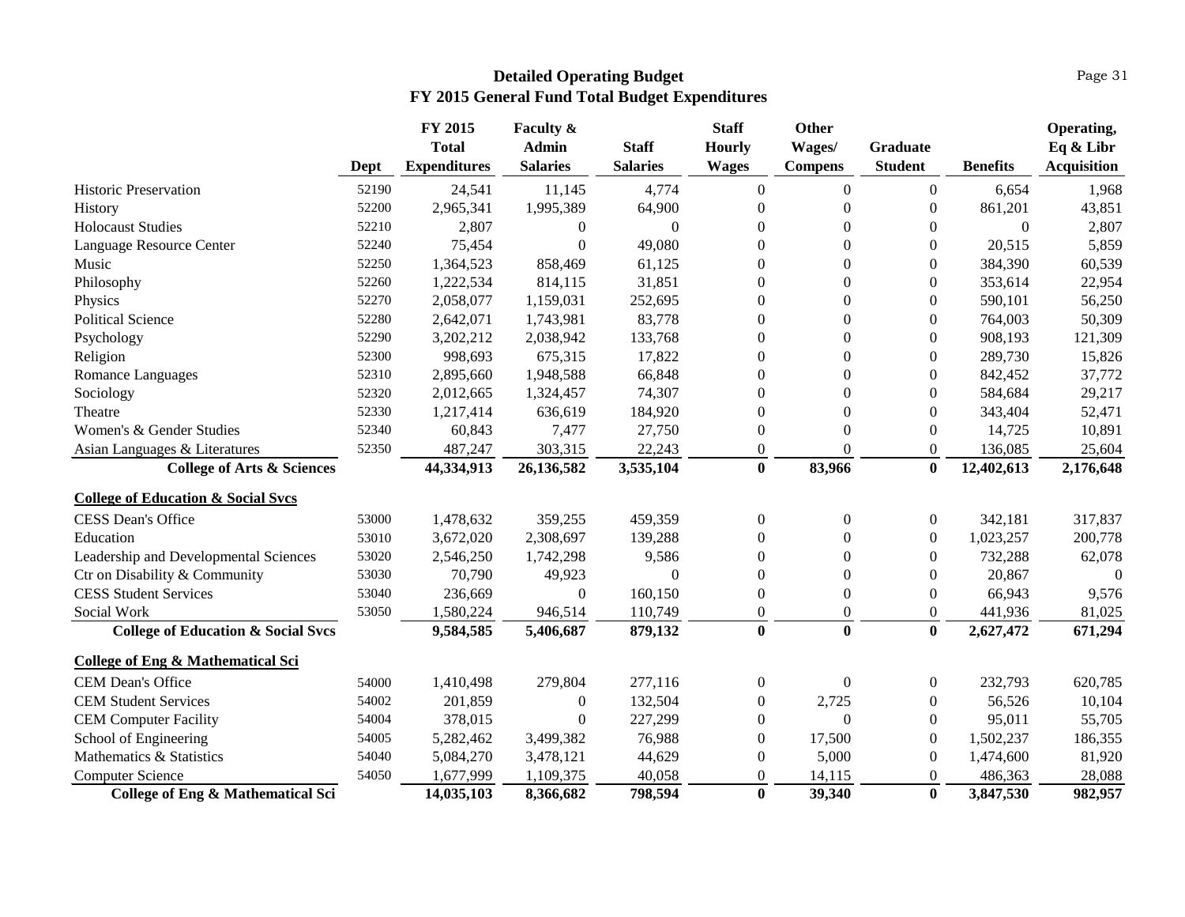## Detailed Operating Budget
## FY 2015 General Fund Total Budget Expenditures

| | Dept | FY 2015 Total Expenditures | Faculty & Admin Salaries | Staff Salaries | Staff Hourly Wages | Other Wages/ Compens | Graduate Student | Benefits | Operating, Eq & Libr Acquisition |
|---|---|---|---|---|---|---|---|---|---|
| Historic Preservation | 52190 | 24,541 | 11,145 | 4,774 | 0 | 0 | 0 | 6,654 | 1,968 |
| History | 52200 | 2,965,341 | 1,995,389 | 64,900 | 0 | 0 | 0 | 861,201 | 43,851 |
| Holocaust Studies | 52210 | 2,807 | 0 | 0 | 0 | 0 | 0 | 0 | 2,807 |
| Language Resource Center | 52240 | 75,454 | 0 | 49,080 | 0 | 0 | 0 | 20,515 | 5,859 |
| Music | 52250 | 1,364,523 | 858,469 | 61,125 | 0 | 0 | 0 | 384,390 | 60,539 |
| Philosophy | 52260 | 1,222,534 | 814,115 | 31,851 | 0 | 0 | 0 | 353,614 | 22,954 |
| Physics | 52270 | 2,058,077 | 1,159,031 | 252,695 | 0 | 0 | 0 | 590,101 | 56,250 |
| Political Science | 52280 | 2,642,071 | 1,743,981 | 83,778 | 0 | 0 | 0 | 764,003 | 50,309 |
| Psychology | 52290 | 3,202,212 | 2,038,942 | 133,768 | 0 | 0 | 0 | 908,193 | 121,309 |
| Religion | 52300 | 998,693 | 675,315 | 17,822 | 0 | 0 | 0 | 289,730 | 15,826 |
| Romance Languages | 52310 | 2,895,660 | 1,948,588 | 66,848 | 0 | 0 | 0 | 842,452 | 37,772 |
| Sociology | 52320 | 2,012,665 | 1,324,457 | 74,307 | 0 | 0 | 0 | 584,684 | 29,217 |
| Theatre | 52330 | 1,217,414 | 636,619 | 184,920 | 0 | 0 | 0 | 343,404 | 52,471 |
| Women's & Gender Studies | 52340 | 60,843 | 7,477 | 27,750 | 0 | 0 | 0 | 14,725 | 10,891 |
| Asian Languages & Literatures | 52350 | 487,247 | 303,315 | 22,243 | 0 | 0 | 0 | 136,085 | 25,604 |
| **College of Arts & Sciences** | | **44,334,913** | **26,136,582** | **3,535,104** | **0** | **83,966** | **0** | **12,402,613** | **2,176,648** |
| **College of Education & Social Svcs** | | | | | | | | | |
| CESS Dean's Office | 53000 | 1,478,632 | 359,255 | 459,359 | 0 | 0 | 0 | 342,181 | 317,837 |
| Education | 53010 | 3,672,020 | 2,308,697 | 139,288 | 0 | 0 | 0 | 1,023,257 | 200,778 |
| Leadership and Developmental Sciences | 53020 | 2,546,250 | 1,742,298 | 9,586 | 0 | 0 | 0 | 732,288 | 62,078 |
| Ctr on Disability & Community | 53030 | 70,790 | 49,923 | 0 | 0 | 0 | 0 | 20,867 | 0 |
| CESS Student Services | 53040 | 236,669 | 0 | 160,150 | 0 | 0 | 0 | 66,943 | 9,576 |
| Social Work | 53050 | 1,580,224 | 946,514 | 110,749 | 0 | 0 | 0 | 441,936 | 81,025 |
| **College of Education & Social Svcs** | | **9,584,585** | **5,406,687** | **879,132** | **0** | **0** | **0** | **2,627,472** | **671,294** |
| **College of Eng & Mathematical Sci** | | | | | | | | | |
| CEM Dean's Office | 54000 | 1,410,498 | 279,804 | 277,116 | 0 | 0 | 0 | 232,793 | 620,785 |
| CEM Student Services | 54002 | 201,859 | 0 | 132,504 | 0 | 2,725 | 0 | 56,526 | 10,104 |
| CEM Computer Facility | 54004 | 378,015 | 0 | 227,299 | 0 | 0 | 0 | 95,011 | 55,705 |
| School of Engineering | 54005 | 5,282,462 | 3,499,382 | 76,988 | 0 | 17,500 | 0 | 1,502,237 | 186,355 |
| Mathematics & Statistics | 54040 | 5,084,270 | 3,478,121 | 44,629 | 0 | 5,000 | 0 | 1,474,600 | 81,920 |
| Computer Science | 54050 | 1,677,999 | 1,109,375 | 40,058 | 0 | 14,115 | 0 | 486,363 | 28,088 |
| **College of Eng & Mathematical Sci** | | **14,035,103** | **8,366,682** | **798,594** | **0** | **39,340** | **0** | **3,847,530** | **982,957** |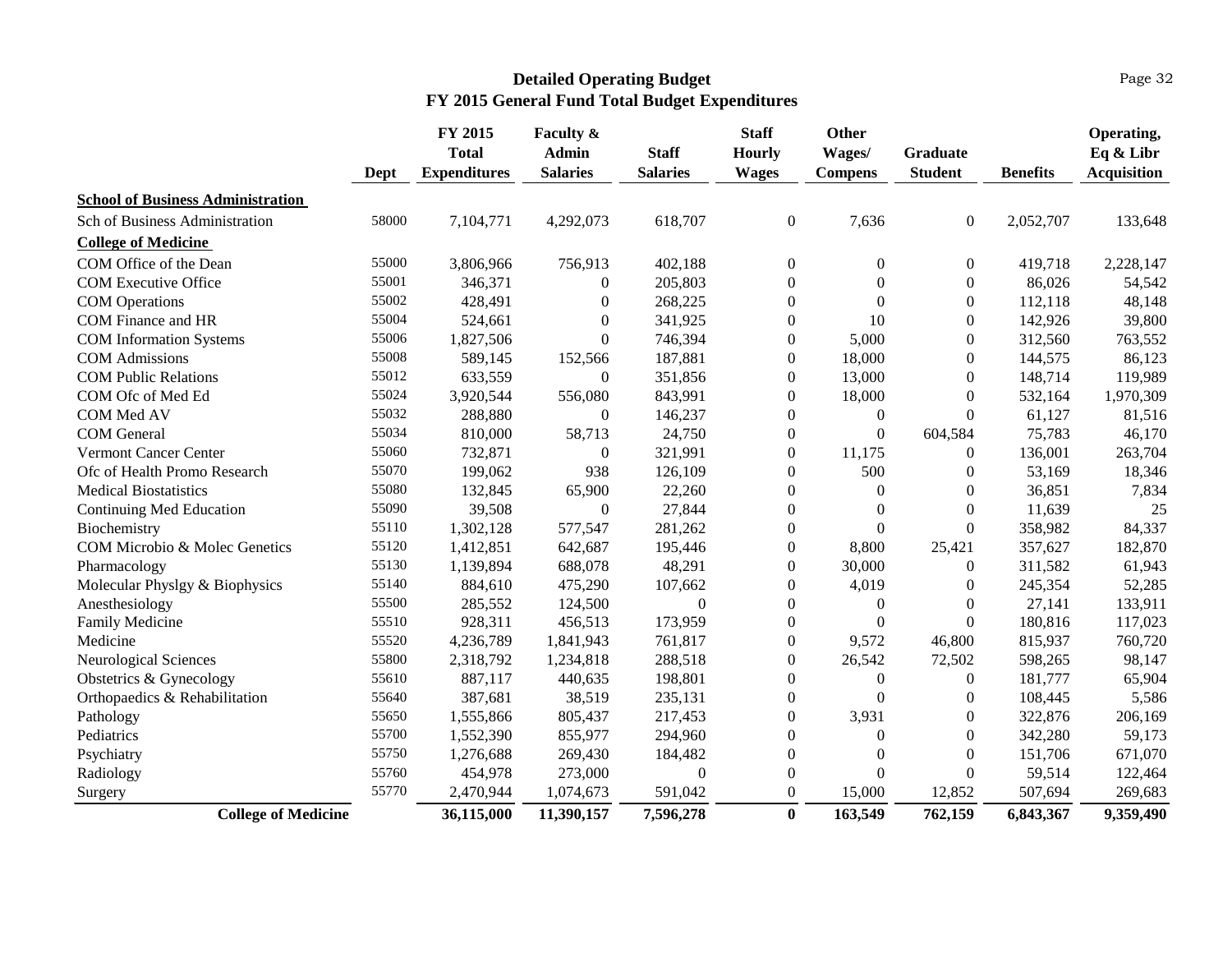## Detailed Operating Budget
## FY 2015 General Fund Total Budget Expenditures

| | Dept | FY 2015 Total Expenditures | Faculty & Admin Salaries | Staff Salaries | Staff Hourly Wages | Other Wages/ Compens | Graduate Student | Benefits | Operating, Eq & Libr Acquisition |
|---|---|---|---|---|---|---|---|---|---|
| **School of Business Administration** | | | | | | | | | |
| Sch of Business Administration | 58000 | 7,104,771 | 4,292,073 | 618,707 | 0 | 7,636 | 0 | 2,052,707 | 133,648 |
| **College of Medicine** | | | | | | | | | |
| COM Office of the Dean | 55000 | 3,806,966 | 756,913 | 402,188 | 0 | 0 | 0 | 419,718 | 2,228,147 |
| COM Executive Office | 55001 | 346,371 | 0 | 205,803 | 0 | 0 | 0 | 86,026 | 54,542 |
| COM Operations | 55002 | 428,491 | 0 | 268,225 | 0 | 0 | 0 | 112,118 | 48,148 |
| COM Finance and HR | 55004 | 524,661 | 0 | 341,925 | 0 | 10 | 0 | 142,926 | 39,800 |
| COM Information Systems | 55006 | 1,827,506 | 0 | 746,394 | 0 | 5,000 | 0 | 312,560 | 763,552 |
| COM Admissions | 55008 | 589,145 | 152,566 | 187,881 | 0 | 18,000 | 0 | 144,575 | 86,123 |
| COM Public Relations | 55012 | 633,559 | 0 | 351,856 | 0 | 13,000 | 0 | 148,714 | 119,989 |
| COM Ofc of Med Ed | 55024 | 3,920,544 | 556,080 | 843,991 | 0 | 18,000 | 0 | 532,164 | 1,970,309 |
| COM Med AV | 55032 | 288,880 | 0 | 146,237 | 0 | 0 | 0 | 61,127 | 81,516 |
| COM General | 55034 | 810,000 | 58,713 | 24,750 | 0 | 0 | 604,584 | 75,783 | 46,170 |
| Vermont Cancer Center | 55060 | 732,871 | 0 | 321,991 | 0 | 11,175 | 0 | 136,001 | 263,704 |
| Ofc of Health Promo Research | 55070 | 199,062 | 938 | 126,109 | 0 | 500 | 0 | 53,169 | 18,346 |
| Medical Biostatistics | 55080 | 132,845 | 65,900 | 22,260 | 0 | 0 | 0 | 36,851 | 7,834 |
| Continuing Med Education | 55090 | 39,508 | 0 | 27,844 | 0 | 0 | 0 | 11,639 | 25 |
| Biochemistry | 55110 | 1,302,128 | 577,547 | 281,262 | 0 | 0 | 0 | 358,982 | 84,337 |
| COM Microbio & Molec Genetics | 55120 | 1,412,851 | 642,687 | 195,446 | 0 | 8,800 | 25,421 | 357,627 | 182,870 |
| Pharmacology | 55130 | 1,139,894 | 688,078 | 48,291 | 0 | 30,000 | 0 | 311,582 | 61,943 |
| Molecular Physlgy & Biophysics | 55140 | 884,610 | 475,290 | 107,662 | 0 | 4,019 | 0 | 245,354 | 52,285 |
| Anesthesiology | 55500 | 285,552 | 124,500 | 0 | 0 | 0 | 0 | 27,141 | 133,911 |
| Family Medicine | 55510 | 928,311 | 456,513 | 173,959 | 0 | 0 | 0 | 180,816 | 117,023 |
| Medicine | 55520 | 4,236,789 | 1,841,943 | 761,817 | 0 | 9,572 | 46,800 | 815,937 | 760,720 |
| Neurological Sciences | 55800 | 2,318,792 | 1,234,818 | 288,518 | 0 | 26,542 | 72,502 | 598,265 | 98,147 |
| Obstetrics & Gynecology | 55610 | 887,117 | 440,635 | 198,801 | 0 | 0 | 0 | 181,777 | 65,904 |
| Orthopaedics & Rehabilitation | 55640 | 387,681 | 38,519 | 235,131 | 0 | 0 | 0 | 108,445 | 5,586 |
| Pathology | 55650 | 1,555,866 | 805,437 | 217,453 | 0 | 3,931 | 0 | 322,876 | 206,169 |
| Pediatrics | 55700 | 1,552,390 | 855,977 | 294,960 | 0 | 0 | 0 | 342,280 | 59,173 |
| Psychiatry | 55750 | 1,276,688 | 269,430 | 184,482 | 0 | 0 | 0 | 151,706 | 671,070 |
| Radiology | 55760 | 454,978 | 273,000 | 0 | 0 | 0 | 0 | 59,514 | 122,464 |
| Surgery | 55770 | 2,470,944 | 1,074,673 | 591,042 | 0 | 15,000 | 12,852 | 507,694 | 269,683 |
| **College of Medicine** | | **36,115,000** | **11,390,157** | **7,596,278** | **0** | **163,549** | **762,159** | **6,843,367** | **9,359,490** |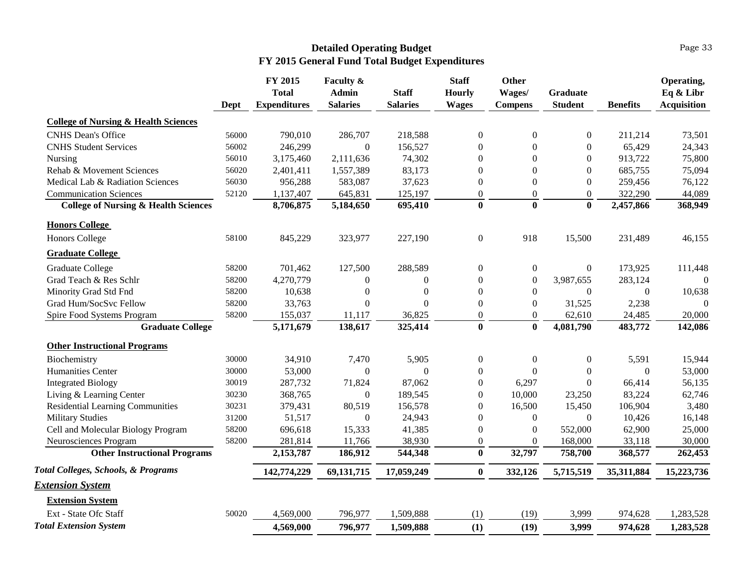# Detailed Operating Budget
## FY 2015 General Fund Total Budget Expenditures

| | Dept | FY 2015 Total Expenditures | Faculty & Admin Salaries | Staff Salaries | Staff Hourly Wages | Other Wages/ Compens | Graduate Student | Benefits | Operating, Eq & Libr Acquisition |
|---|---|---|---|---|---|---|---|---|---|
| **College of Nursing & Health Sciences** | | | | | | | | | |
| CNHS Dean's Office | 56000 | 790,010 | 286,707 | 218,588 | 0 | 0 | 0 | 211,214 | 73,501 |
| CNHS Student Services | 56002 | 246,299 | 0 | 156,527 | 0 | 0 | 0 | 65,429 | 24,343 |
| Nursing | 56010 | 3,175,460 | 2,111,636 | 74,302 | 0 | 0 | 0 | 913,722 | 75,800 |
| Rehab & Movement Sciences | 56020 | 2,401,411 | 1,557,389 | 83,173 | 0 | 0 | 0 | 685,755 | 75,094 |
| Medical Lab & Radiation Sciences | 56030 | 956,288 | 583,087 | 37,623 | 0 | 0 | 0 | 259,456 | 76,122 |
| Communication Sciences | 52120 | 1,137,407 | 645,831 | 125,197 | 0 | 0 | 0 | 322,290 | 44,089 |
| **College of Nursing & Health Sciences** | | **8,706,875** | **5,184,650** | **695,410** | **0** | **0** | **0** | **2,457,866** | **368,949** |
| **Honors College** | | | | | | | | | |
| Honors College | 58100 | 845,229 | 323,977 | 227,190 | 0 | 918 | 15,500 | 231,489 | 46,155 |
| **Graduate College** | | | | | | | | | |
| Graduate College | 58200 | 701,462 | 127,500 | 288,589 | 0 | 0 | 0 | 173,925 | 111,448 |
| Grad Teach & Res Schlr | 58200 | 4,270,779 | 0 | 0 | 0 | 0 | 3,987,655 | 283,124 | 0 |
| Minority Grad Std Fnd | 58200 | 10,638 | 0 | 0 | 0 | 0 | 0 | 0 | 10,638 |
| Grad Hum/SocSvc Fellow | 58200 | 33,763 | 0 | 0 | 0 | 0 | 31,525 | 2,238 | 0 |
| Spire Food Systems Program | 58200 | 155,037 | 11,117 | 36,825 | 0 | 0 | 62,610 | 24,485 | 20,000 |
| **Graduate College** | | **5,171,679** | **138,617** | **325,414** | **0** | **0** | **4,081,790** | **483,772** | **142,086** |
| **Other Instructional Programs** | | | | | | | | | |
| Biochemistry | 30000 | 34,910 | 7,470 | 5,905 | 0 | 0 | 0 | 5,591 | 15,944 |
| Humanities Center | 30000 | 53,000 | 0 | 0 | 0 | 0 | 0 | 0 | 53,000 |
| Integrated Biology | 30019 | 287,732 | 71,824 | 87,062 | 0 | 6,297 | 0 | 66,414 | 56,135 |
| Living & Learning Center | 30230 | 368,765 | 0 | 189,545 | 0 | 10,000 | 23,250 | 83,224 | 62,746 |
| Residential Learning Communities | 30231 | 379,431 | 80,519 | 156,578 | 0 | 16,500 | 15,450 | 106,904 | 3,480 |
| Military Studies | 31200 | 51,517 | 0 | 24,943 | 0 | 0 | 0 | 10,426 | 16,148 |
| Cell and Molecular Biology Program | 58200 | 696,618 | 15,333 | 41,385 | 0 | 0 | 552,000 | 62,900 | 25,000 |
| Neurosciences Program | 58200 | 281,814 | 11,766 | 38,930 | 0 | 0 | 168,000 | 33,118 | 30,000 |
| **Other Instructional Programs** | | **2,153,787** | **186,912** | **544,348** | **0** | **32,797** | **758,700** | **368,577** | **262,453** |
| ***Total Colleges, Schools, & Programs*** | | **142,774,229** | **69,131,715** | **17,059,249** | **0** | **332,126** | **5,715,519** | **35,311,884** | **15,223,736** |
| ***Extension System*** | | | | | | | | | |
| **Extension System** | | | | | | | | | |
| Ext - State Ofc Staff | 50020 | 4,569,000 | 796,977 | 1,509,888 | (1) | (19) | 3,999 | 974,628 | 1,283,528 |
| ***Total Extension System*** | | **4,569,000** | **796,977** | **1,509,888** | **(1)** | **(19)** | **3,999** | **974,628** | **1,283,528** |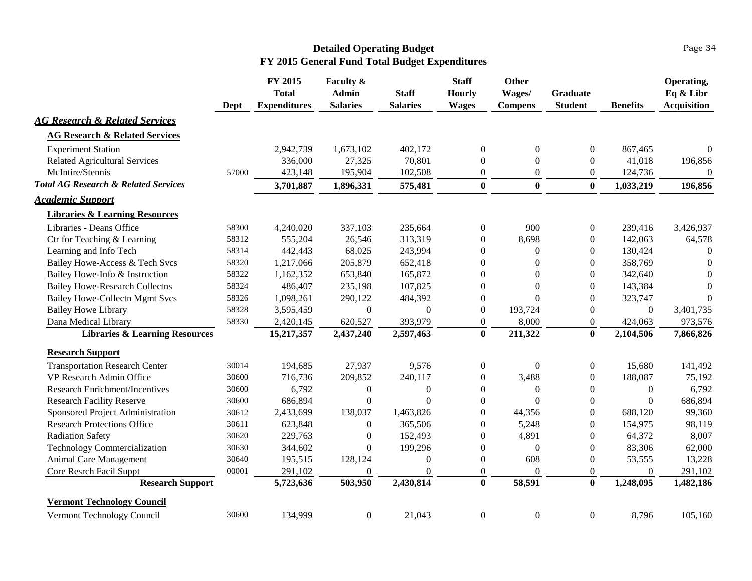# Detailed Operating Budget
## FY 2015 General Fund Total Budget Expenditures

| | Dept | FY 2015 Total Expenditures | Faculty & Admin Salaries | Staff Salaries | Staff Hourly Wages | Other Wages/ Compens | Graduate Student | Benefits | Operating, Eq & Libr Acquisition |
|---|---|---|---|---|---|---|---|---|---|
| ***AG Research & Related Services*** | | | | | | | | | |
| **AG Research & Related Services** | | | | | | | | | |
| Experiment Station | | 2,942,739 | 1,673,102 | 402,172 | 0 | 0 | 0 | 867,465 | 0 |
| Related Agricultural Services | | 336,000 | 27,325 | 70,801 | 0 | 0 | 0 | 41,018 | 196,856 |
| McIntire/Stennis | 57000 | 423,148 | 195,904 | 102,508 | 0 | 0 | 0 | 124,736 | 0 |
| ***Total AG Research & Related Services*** | | **3,701,887** | **1,896,331** | **575,481** | **0** | **0** | **0** | **1,033,219** | **196,856** |
| ***Academic Support*** | | | | | | | | | |
| **Libraries & Learning Resources** | | | | | | | | | |
| Libraries - Deans Office | 58300 | 4,240,020 | 337,103 | 235,664 | 0 | 900 | 0 | 239,416 | 3,426,937 |
| Ctr for Teaching & Learning | 58312 | 555,204 | 26,546 | 313,319 | 0 | 8,698 | 0 | 142,063 | 64,578 |
| Learning and Info Tech | 58314 | 442,443 | 68,025 | 243,994 | 0 | 0 | 0 | 130,424 | 0 |
| Bailey Howe-Access & Tech Svcs | 58320 | 1,217,066 | 205,879 | 652,418 | 0 | 0 | 0 | 358,769 | 0 |
| Bailey Howe-Info & Instruction | 58322 | 1,162,352 | 653,840 | 165,872 | 0 | 0 | 0 | 342,640 | 0 |
| Bailey Howe-Research Collectns | 58324 | 486,407 | 235,198 | 107,825 | 0 | 0 | 0 | 143,384 | 0 |
| Bailey Howe-Collectn Mgmt Svcs | 58326 | 1,098,261 | 290,122 | 484,392 | 0 | 0 | 0 | 323,747 | 0 |
| Bailey Howe Library | 58328 | 3,595,459 | 0 | 0 | 0 | 193,724 | 0 | 0 | 3,401,735 |
| Dana Medical Library | 58330 | 2,420,145 | 620,527 | 393,979 | 0 | 8,000 | 0 | 424,063 | 973,576 |
| **Libraries & Learning Resources** | | **15,217,357** | **2,437,240** | **2,597,463** | **0** | **211,322** | **0** | **2,104,506** | **7,866,826** |
| **Research Support** | | | | | | | | | |
| Transportation Research Center | 30014 | 194,685 | 27,937 | 9,576 | 0 | 0 | 0 | 15,680 | 141,492 |
| VP Research Admin Office | 30600 | 716,736 | 209,852 | 240,117 | 0 | 3,488 | 0 | 188,087 | 75,192 |
| Research Enrichment/Incentives | 30600 | 6,792 | 0 | 0 | 0 | 0 | 0 | 0 | 6,792 |
| Research Facility Reserve | 30600 | 686,894 | 0 | 0 | 0 | 0 | 0 | 0 | 686,894 |
| Sponsored Project Administration | 30612 | 2,433,699 | 138,037 | 1,463,826 | 0 | 44,356 | 0 | 688,120 | 99,360 |
| Research Protections Office | 30611 | 623,848 | 0 | 365,506 | 0 | 5,248 | 0 | 154,975 | 98,119 |
| Radiation Safety | 30620 | 229,763 | 0 | 152,493 | 0 | 4,891 | 0 | 64,372 | 8,007 |
| Technology Commercialization | 30630 | 344,602 | 0 | 199,296 | 0 | 0 | 0 | 83,306 | 62,000 |
| Animal Care Management | 30640 | 195,515 | 128,124 | 0 | 0 | 608 | 0 | 53,555 | 13,228 |
| Core Resrch Facil Suppt | 00001 | 291,102 | 0 | 0 | 0 | 0 | 0 | 0 | 291,102 |
| **Research Support** | | **5,723,636** | **503,950** | **2,430,814** | **0** | **58,591** | **0** | **1,248,095** | **1,482,186** |
| **Vermont Technology Council** | | | | | | | | | |
| Vermont Technology Council | 30600 | 134,999 | 0 | 21,043 | 0 | 0 | 0 | 8,796 | 105,160 |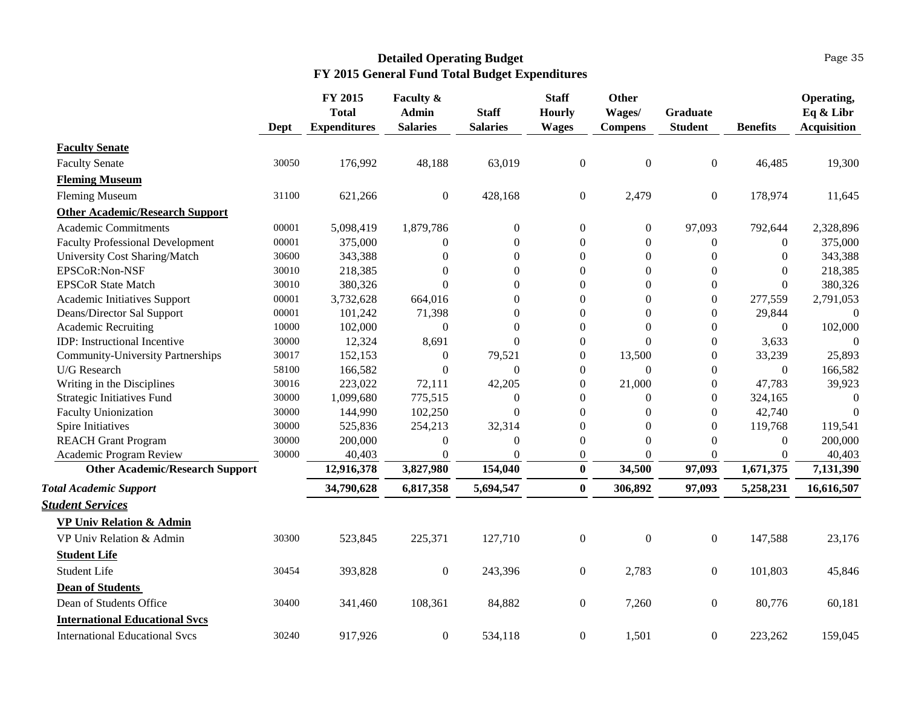## Detailed Operating Budget
## FY 2015 General Fund Total Budget Expenditures

| | Dept | FY 2015 Total Expenditures | Faculty & Admin Salaries | Staff Salaries | Staff Hourly Wages | Other Wages/ Compens | Graduate Student | Benefits | Operating, Eq & Libr Acquisition |
|---|---|---|---|---|---|---|---|---|---|
| **Faculty Senate** | | | | | | | | | |
| Faculty Senate | 30050 | 176,992 | 48,188 | 63,019 | 0 | 0 | 0 | 46,485 | 19,300 |
| **Fleming Museum** | | | | | | | | | |
| Fleming Museum | 31100 | 621,266 | 0 | 428,168 | 0 | 2,479 | 0 | 178,974 | 11,645 |
| **Other Academic/Research Support** | | | | | | | | | |
| Academic Commitments | 00001 | 5,098,419 | 1,879,786 | 0 | 0 | 0 | 97,093 | 792,644 | 2,328,896 |
| Faculty Professional Development | 00001 | 375,000 | 0 | 0 | 0 | 0 | 0 | 0 | 375,000 |
| University Cost Sharing/Match | 30600 | 343,388 | 0 | 0 | 0 | 0 | 0 | 0 | 343,388 |
| EPSCoR:Non-NSF | 30010 | 218,385 | 0 | 0 | 0 | 0 | 0 | 0 | 218,385 |
| EPSCoR State Match | 30010 | 380,326 | 0 | 0 | 0 | 0 | 0 | 0 | 380,326 |
| Academic Initiatives Support | 00001 | 3,732,628 | 664,016 | 0 | 0 | 0 | 0 | 277,559 | 2,791,053 |
| Deans/Director Sal Support | 00001 | 101,242 | 71,398 | 0 | 0 | 0 | 0 | 29,844 | 0 |
| Academic Recruiting | 10000 | 102,000 | 0 | 0 | 0 | 0 | 0 | 0 | 102,000 |
| IDP: Instructional Incentive | 30000 | 12,324 | 8,691 | 0 | 0 | 0 | 0 | 3,633 | 0 |
| Community-University Partnerships | 30017 | 152,153 | 0 | 79,521 | 0 | 13,500 | 0 | 33,239 | 25,893 |
| U/G Research | 58100 | 166,582 | 0 | 0 | 0 | 0 | 0 | 0 | 166,582 |
| Writing in the Disciplines | 30016 | 223,022 | 72,111 | 42,205 | 0 | 21,000 | 0 | 47,783 | 39,923 |
| Strategic Initiatives Fund | 30000 | 1,099,680 | 775,515 | 0 | 0 | 0 | 0 | 324,165 | 0 |
| Faculty Unionization | 30000 | 144,990 | 102,250 | 0 | 0 | 0 | 0 | 42,740 | 0 |
| Spire Initiatives | 30000 | 525,836 | 254,213 | 32,314 | 0 | 0 | 0 | 119,768 | 119,541 |
| REACH Grant Program | 30000 | 200,000 | 0 | 0 | 0 | 0 | 0 | 0 | 200,000 |
| Academic Program Review | 30000 | 40,403 | 0 | 0 | 0 | 0 | 0 | 0 | 40,403 |
| **Other Academic/Research Support** | | **12,916,378** | **3,827,980** | **154,040** | **0** | **34,500** | **97,093** | **1,671,375** | **7,131,390** |
| ***Total Academic Support*** | | **34,790,628** | **6,817,358** | **5,694,547** | **0** | **306,892** | **97,093** | **5,258,231** | **16,616,507** |
| ***Student Services*** | | | | | | | | | |
| **VP Univ Relation & Admin** | | | | | | | | | |
| VP Univ Relation & Admin | 30300 | 523,845 | 225,371 | 127,710 | 0 | 0 | 0 | 147,588 | 23,176 |
| **Student Life** | | | | | | | | | |
| Student Life | 30454 | 393,828 | 0 | 243,396 | 0 | 2,783 | 0 | 101,803 | 45,846 |
| **Dean of Students** | | | | | | | | | |
| Dean of Students Office | 30400 | 341,460 | 108,361 | 84,882 | 0 | 7,260 | 0 | 80,776 | 60,181 |
| **International Educational Svcs** | | | | | | | | | |
| International Educational Svcs | 30240 | 917,926 | 0 | 534,118 | 0 | 1,501 | 0 | 223,262 | 159,045 |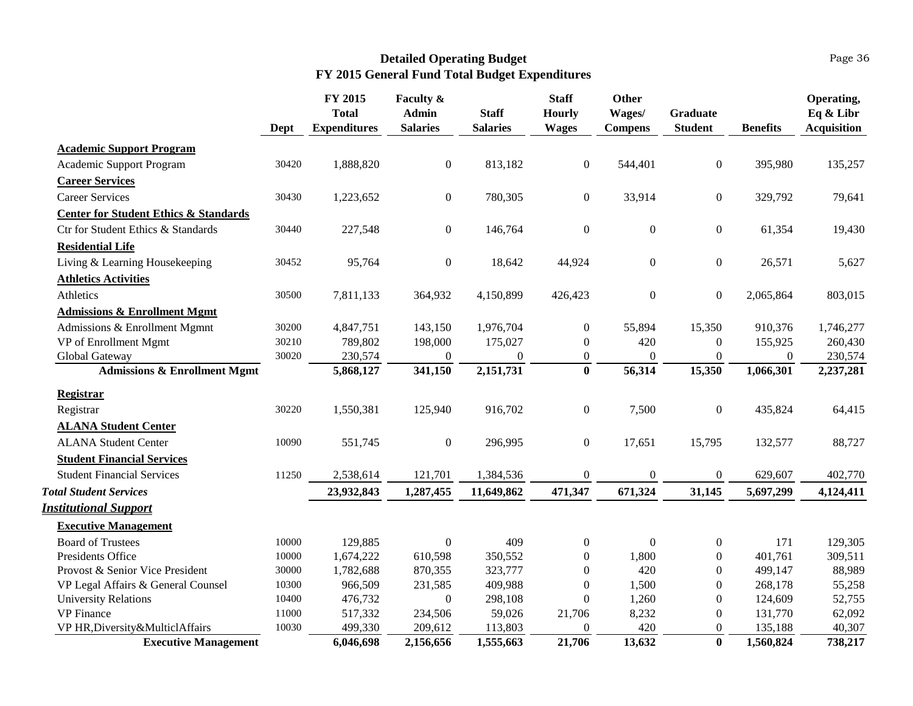## Detailed Operating Budget
## FY 2015 General Fund Total Budget Expenditures

| | Dept | FY 2015 Total Expenditures | Faculty & Admin Salaries | Staff Salaries | Staff Hourly Wages | Other Wages/ Compens | Graduate Student | Benefits | Operating, Eq & Libr Acquisition |
|---|---|---|---|---|---|---|---|---|---|
| **Academic Support Program** | | | | | | | | | |
| Academic Support Program | 30420 | 1,888,820 | 0 | 813,182 | 0 | 544,401 | 0 | 395,980 | 135,257 |
| **Career Services** | | | | | | | | | |
| Career Services | 30430 | 1,223,652 | 0 | 780,305 | 0 | 33,914 | 0 | 329,792 | 79,641 |
| **Center for Student Ethics & Standards** | | | | | | | | | |
| Ctr for Student Ethics & Standards | 30440 | 227,548 | 0 | 146,764 | 0 | 0 | 0 | 61,354 | 19,430 |
| **Residential Life** | | | | | | | | | |
| Living & Learning Housekeeping | 30452 | 95,764 | 0 | 18,642 | 44,924 | 0 | 0 | 26,571 | 5,627 |
| **Athletics Activities** | | | | | | | | | |
| Athletics | 30500 | 7,811,133 | 364,932 | 4,150,899 | 426,423 | 0 | 0 | 2,065,864 | 803,015 |
| **Admissions & Enrollment Mgmt** | | | | | | | | | |
| Admissions & Enrollment Mgmnt | 30200 | 4,847,751 | 143,150 | 1,976,704 | 0 | 55,894 | 15,350 | 910,376 | 1,746,277 |
| VP of Enrollment Mgmt | 30210 | 789,802 | 198,000 | 175,027 | 0 | 420 | 0 | 155,925 | 260,430 |
| Global Gateway | 30020 | 230,574 | 0 | 0 | 0 | 0 | 0 | 0 | 230,574 |
| **Admissions & Enrollment Mgmt** | | **5,868,127** | **341,150** | **2,151,731** | **0** | **56,314** | **15,350** | **1,066,301** | **2,237,281** |
| **Registrar** | | | | | | | | | |
| Registrar | 30220 | 1,550,381 | 125,940 | 916,702 | 0 | 7,500 | 0 | 435,824 | 64,415 |
| **ALANA Student Center** | | | | | | | | | |
| ALANA Student Center | 10090 | 551,745 | 0 | 296,995 | 0 | 17,651 | 15,795 | 132,577 | 88,727 |
| **Student Financial Services** | | | | | | | | | |
| Student Financial Services | 11250 | 2,538,614 | 121,701 | 1,384,536 | 0 | 0 | 0 | 629,607 | 402,770 |
| ***Total Student Services*** | | **23,932,843** | **1,287,455** | **11,649,862** | **471,347** | **671,324** | **31,145** | **5,697,299** | **4,124,411** |
| ***Institutional Support*** | | | | | | | | | |
| **Executive Management** | | | | | | | | | |
| Board of Trustees | 10000 | 129,885 | 0 | 409 | 0 | 0 | 0 | 171 | 129,305 |
| Presidents Office | 10000 | 1,674,222 | 610,598 | 350,552 | 0 | 1,800 | 0 | 401,761 | 309,511 |
| Provost & Senior Vice President | 30000 | 1,782,688 | 870,355 | 323,777 | 0 | 420 | 0 | 499,147 | 88,989 |
| VP Legal Affairs & General Counsel | 10300 | 966,509 | 231,585 | 409,988 | 0 | 1,500 | 0 | 268,178 | 55,258 |
| University Relations | 10400 | 476,732 | 0 | 298,108 | 0 | 1,260 | 0 | 124,609 | 52,755 |
| VP Finance | 11000 | 517,332 | 234,506 | 59,026 | 21,706 | 8,232 | 0 | 131,770 | 62,092 |
| VP HR,Diversity&MulticlAffairs | 10030 | 499,330 | 209,612 | 113,803 | 0 | 420 | 0 | 135,188 | 40,307 |
| **Executive Management** | | **6,046,698** | **2,156,656** | **1,555,663** | **21,706** | **13,632** | **0** | **1,560,824** | **738,217** |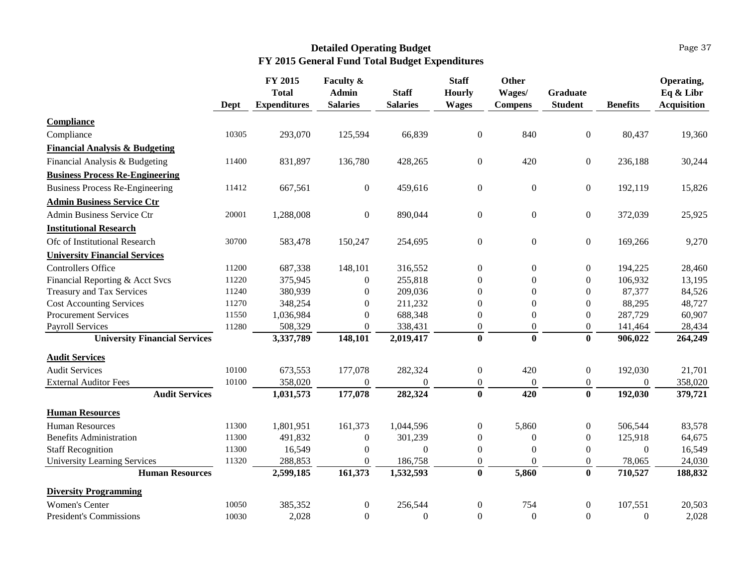# Detailed Operating Budget
## FY 2015 General Fund Total Budget Expenditures

| | Dept | FY 2015 Total Expenditures | Faculty & Admin Salaries | Staff Salaries | Staff Hourly Wages | Other Wages/ Compens | Graduate Student | Benefits | Operating, Eq & Libr Acquisition |
|---|---|---|---|---|---|---|---|---|---|
| **Compliance** | | | | | | | | | |
| Compliance | 10305 | 293,070 | 125,594 | 66,839 | 0 | 840 | 0 | 80,437 | 19,360 |
| **Financial Analysis & Budgeting** | | | | | | | | | |
| Financial Analysis & Budgeting | 11400 | 831,897 | 136,780 | 428,265 | 0 | 420 | 0 | 236,188 | 30,244 |
| **Business Process Re-Engineering** | | | | | | | | | |
| Business Process Re-Engineering | 11412 | 667,561 | 0 | 459,616 | 0 | 0 | 0 | 192,119 | 15,826 |
| **Admin Business Service Ctr** | | | | | | | | | |
| Admin Business Service Ctr | 20001 | 1,288,008 | 0 | 890,044 | 0 | 0 | 0 | 372,039 | 25,925 |
| **Institutional Research** | | | | | | | | | |
| Ofc of Institutional Research | 30700 | 583,478 | 150,247 | 254,695 | 0 | 0 | 0 | 169,266 | 9,270 |
| **University Financial Services** | | | | | | | | | |
| Controllers Office | 11200 | 687,338 | 148,101 | 316,552 | 0 | 0 | 0 | 194,225 | 28,460 |
| Financial Reporting & Acct Svcs | 11220 | 375,945 | 0 | 255,818 | 0 | 0 | 0 | 106,932 | 13,195 |
| Treasury and Tax Services | 11240 | 380,939 | 0 | 209,036 | 0 | 0 | 0 | 87,377 | 84,526 |
| Cost Accounting Services | 11270 | 348,254 | 0 | 211,232 | 0 | 0 | 0 | 88,295 | 48,727 |
| Procurement Services | 11550 | 1,036,984 | 0 | 688,348 | 0 | 0 | 0 | 287,729 | 60,907 |
| Payroll Services | 11280 | 508,329 | 0 | 338,431 | 0 | 0 | 0 | 141,464 | 28,434 |
| **University Financial Services** | | **3,337,789** | **148,101** | **2,019,417** | **0** | **0** | **0** | **906,022** | **264,249** |
| **Audit Services** | | | | | | | | | |
| Audit Services | 10100 | 673,553 | 177,078 | 282,324 | 0 | 420 | 0 | 192,030 | 21,701 |
| External Auditor Fees | 10100 | 358,020 | 0 | 0 | 0 | 0 | 0 | 0 | 358,020 |
| **Audit Services** | | **1,031,573** | **177,078** | **282,324** | **0** | **420** | **0** | **192,030** | **379,721** |
| **Human Resources** | | | | | | | | | |
| Human Resources | 11300 | 1,801,951 | 161,373 | 1,044,596 | 0 | 5,860 | 0 | 506,544 | 83,578 |
| Benefits Administration | 11300 | 491,832 | 0 | 301,239 | 0 | 0 | 0 | 125,918 | 64,675 |
| Staff Recognition | 11300 | 16,549 | 0 | 0 | 0 | 0 | 0 | 0 | 16,549 |
| University Learning Services | 11320 | 288,853 | 0 | 186,758 | 0 | 0 | 0 | 78,065 | 24,030 |
| **Human Resources** | | **2,599,185** | **161,373** | **1,532,593** | **0** | **5,860** | **0** | **710,527** | **188,832** |
| **Diversity Programming** | | | | | | | | | |
| Women's Center | 10050 | 385,352 | 0 | 256,544 | 0 | 754 | 0 | 107,551 | 20,503 |
| President's Commissions | 10030 | 2,028 | 0 | 0 | 0 | 0 | 0 | 0 | 2,028 |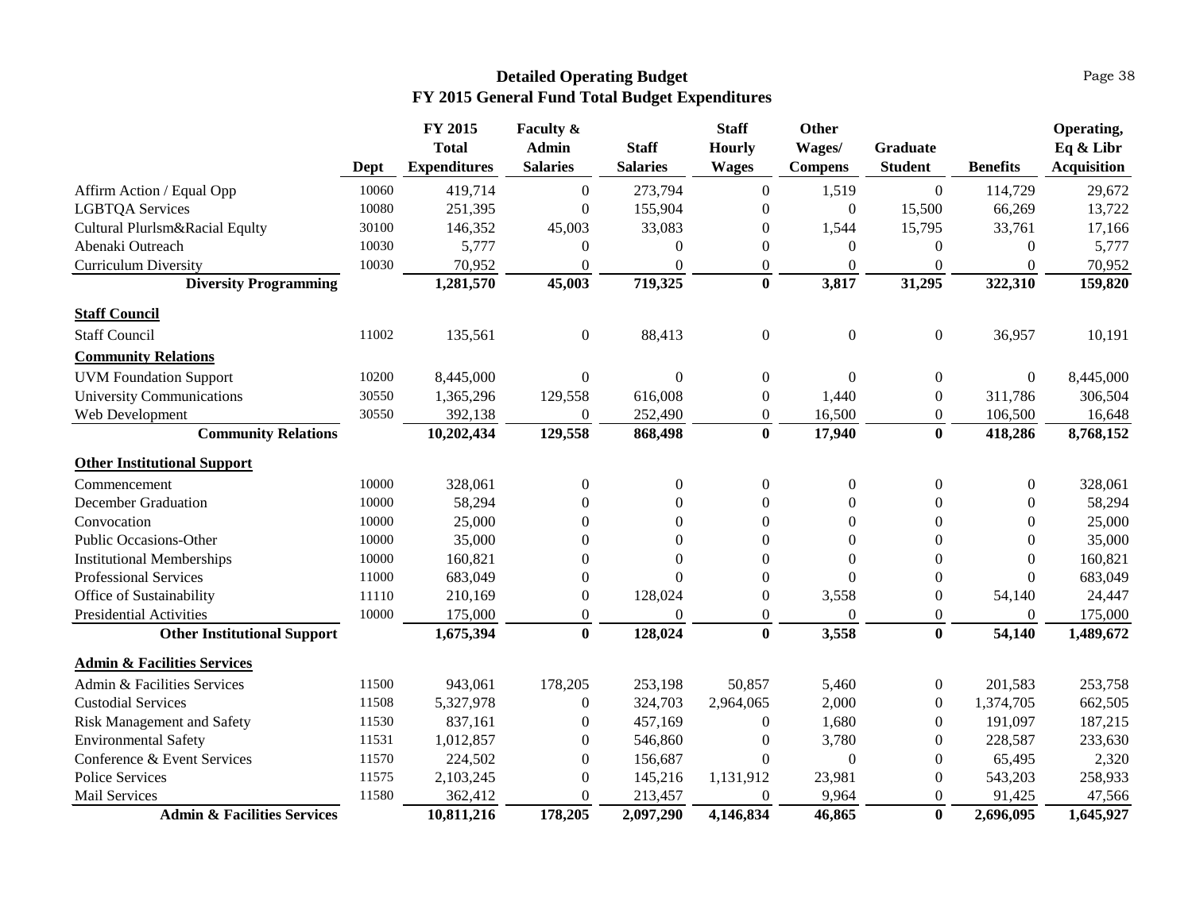# Detailed Operating Budget
## FY 2015 General Fund Total Budget Expenditures

| | Dept | FY 2015 Total Expenditures | Faculty & Admin Salaries | Staff Salaries | Staff Hourly Wages | Other Wages/ Compens | Graduate Student | Benefits | Operating, Eq & Libr Acquisition |
|---|---|---|---|---|---|---|---|---|---|
| Affirm Action / Equal Opp | 10060 | 419,714 | 0 | 273,794 | 0 | 1,519 | 0 | 114,729 | 29,672 |
| LGBTQA Services | 10080 | 251,395 | 0 | 155,904 | 0 | 0 | 15,500 | 66,269 | 13,722 |
| Cultural Plurlsm&Racial Equlty | 30100 | 146,352 | 45,003 | 33,083 | 0 | 1,544 | 15,795 | 33,761 | 17,166 |
| Abenaki Outreach | 10030 | 5,777 | 0 | 0 | 0 | 0 | 0 | 0 | 5,777 |
| Curriculum Diversity | 10030 | 70,952 | 0 | 0 | 0 | 0 | 0 | 0 | 70,952 |
| **Diversity Programming** | | **1,281,570** | **45,003** | **719,325** | **0** | **3,817** | **31,295** | **322,310** | **159,820** |
| **Staff Council** | | | | | | | | | |
| Staff Council | 11002 | 135,561 | 0 | 88,413 | 0 | 0 | 0 | 36,957 | 10,191 |
| **Community Relations** | | | | | | | | | |
| UVM Foundation Support | 10200 | 8,445,000 | 0 | 0 | 0 | 0 | 0 | 0 | 8,445,000 |
| University Communications | 30550 | 1,365,296 | 129,558 | 616,008 | 0 | 1,440 | 0 | 311,786 | 306,504 |
| Web Development | 30550 | 392,138 | 0 | 252,490 | 0 | 16,500 | 0 | 106,500 | 16,648 |
| **Community Relations** | | **10,202,434** | **129,558** | **868,498** | **0** | **17,940** | **0** | **418,286** | **8,768,152** |
| **Other Institutional Support** | | | | | | | | | |
| Commencement | 10000 | 328,061 | 0 | 0 | 0 | 0 | 0 | 0 | 328,061 |
| December Graduation | 10000 | 58,294 | 0 | 0 | 0 | 0 | 0 | 0 | 58,294 |
| Convocation | 10000 | 25,000 | 0 | 0 | 0 | 0 | 0 | 0 | 25,000 |
| Public Occasions-Other | 10000 | 35,000 | 0 | 0 | 0 | 0 | 0 | 0 | 35,000 |
| Institutional Memberships | 10000 | 160,821 | 0 | 0 | 0 | 0 | 0 | 0 | 160,821 |
| Professional Services | 11000 | 683,049 | 0 | 0 | 0 | 0 | 0 | 0 | 683,049 |
| Office of Sustainability | 11110 | 210,169 | 0 | 128,024 | 0 | 3,558 | 0 | 54,140 | 24,447 |
| Presidential Activities | 10000 | 175,000 | 0 | 0 | 0 | 0 | 0 | 0 | 175,000 |
| **Other Institutional Support** | | **1,675,394** | **0** | **128,024** | **0** | **3,558** | **0** | **54,140** | **1,489,672** |
| **Admin & Facilities Services** | | | | | | | | | |
| Admin & Facilities Services | 11500 | 943,061 | 178,205 | 253,198 | 50,857 | 5,460 | 0 | 201,583 | 253,758 |
| Custodial Services | 11508 | 5,327,978 | 0 | 324,703 | 2,964,065 | 2,000 | 0 | 1,374,705 | 662,505 |
| Risk Management and Safety | 11530 | 837,161 | 0 | 457,169 | 0 | 1,680 | 0 | 191,097 | 187,215 |
| Environmental Safety | 11531 | 1,012,857 | 0 | 546,860 | 0 | 3,780 | 0 | 228,587 | 233,630 |
| Conference & Event Services | 11570 | 224,502 | 0 | 156,687 | 0 | 0 | 0 | 65,495 | 2,320 |
| Police Services | 11575 | 2,103,245 | 0 | 145,216 | 1,131,912 | 23,981 | 0 | 543,203 | 258,933 |
| Mail Services | 11580 | 362,412 | 0 | 213,457 | 0 | 9,964 | 0 | 91,425 | 47,566 |
| **Admin & Facilities Services** | | **10,811,216** | **178,205** | **2,097,290** | **4,146,834** | **46,865** | **0** | **2,696,095** | **1,645,927** |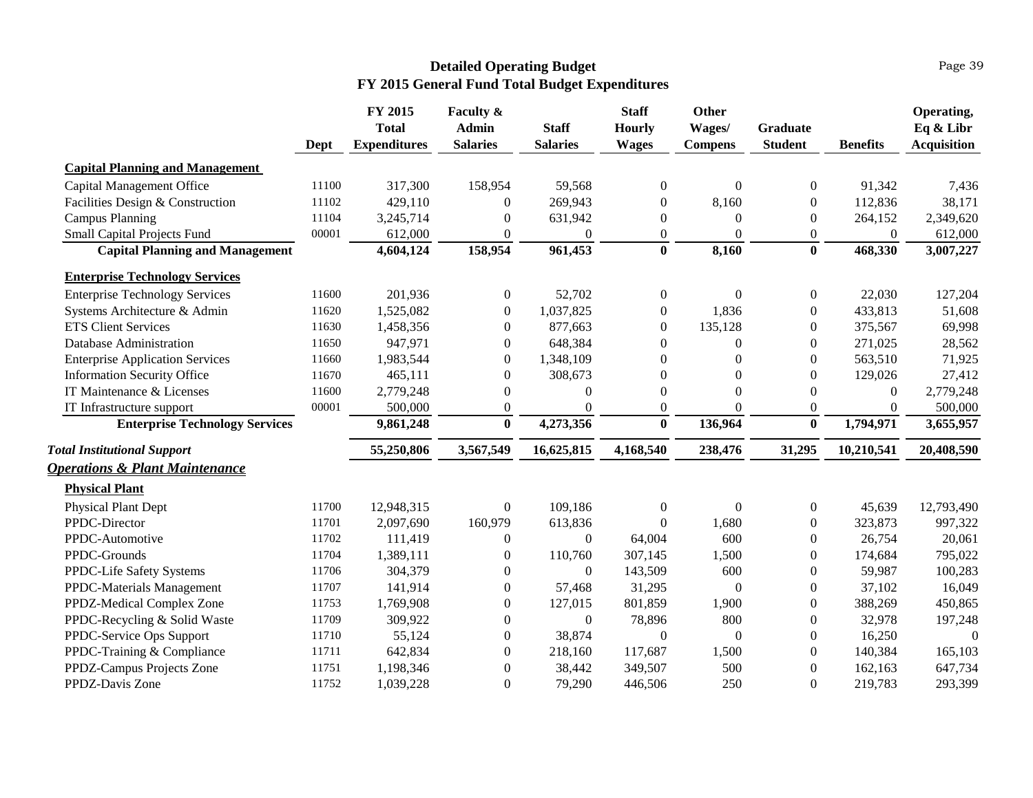# Detailed Operating Budget
## FY 2015 General Fund Total Budget Expenditures

| | Dept | FY 2015 Total Expenditures | Faculty & Admin Salaries | Staff Salaries | Staff Hourly Wages | Other Wages/ Compens | Graduate Student | Benefits | Operating, Eq & Libr Acquisition |
|---|---|---|---|---|---|---|---|---|---|
| **Capital Planning and Management** | | | | | | | | | |
| Capital Management Office | 11100 | 317,300 | 158,954 | 59,568 | 0 | 0 | 0 | 91,342 | 7,436 |
| Facilities Design & Construction | 11102 | 429,110 | 0 | 269,943 | 0 | 8,160 | 0 | 112,836 | 38,171 |
| Campus Planning | 11104 | 3,245,714 | 0 | 631,942 | 0 | 0 | 0 | 264,152 | 2,349,620 |
| Small Capital Projects Fund | 00001 | 612,000 | 0 | 0 | 0 | 0 | 0 | 0 | 612,000 |
| **Capital Planning and Management** | | **4,604,124** | **158,954** | **961,453** | **0** | **8,160** | **0** | **468,330** | **3,007,227** |
| **Enterprise Technology Services** | | | | | | | | | |
| Enterprise Technology Services | 11600 | 201,936 | 0 | 52,702 | 0 | 0 | 0 | 22,030 | 127,204 |
| Systems Architecture & Admin | 11620 | 1,525,082 | 0 | 1,037,825 | 0 | 1,836 | 0 | 433,813 | 51,608 |
| ETS Client Services | 11630 | 1,458,356 | 0 | 877,663 | 0 | 135,128 | 0 | 375,567 | 69,998 |
| Database Administration | 11650 | 947,971 | 0 | 648,384 | 0 | 0 | 0 | 271,025 | 28,562 |
| Enterprise Application Services | 11660 | 1,983,544 | 0 | 1,348,109 | 0 | 0 | 0 | 563,510 | 71,925 |
| Information Security Office | 11670 | 465,111 | 0 | 308,673 | 0 | 0 | 0 | 129,026 | 27,412 |
| IT Maintenance & Licenses | 11600 | 2,779,248 | 0 | 0 | 0 | 0 | 0 | 0 | 2,779,248 |
| IT Infrastructure support | 00001 | 500,000 | 0 | 0 | 0 | 0 | 0 | 0 | 500,000 |
| **Enterprise Technology Services** | | **9,861,248** | **0** | **4,273,356** | **0** | **136,964** | **0** | **1,794,971** | **3,655,957** |
| ***Total Institutional Support*** | | **55,250,806** | **3,567,549** | **16,625,815** | **4,168,540** | **238,476** | **31,295** | **10,210,541** | **20,408,590** |
| ***Operations & Plant Maintenance*** | | | | | | | | | |
| **Physical Plant** | | | | | | | | | |
| Physical Plant Dept | 11700 | 12,948,315 | 0 | 109,186 | 0 | 0 | 0 | 45,639 | 12,793,490 |
| PPDC-Director | 11701 | 2,097,690 | 160,979 | 613,836 | 0 | 1,680 | 0 | 323,873 | 997,322 |
| PPDC-Automotive | 11702 | 111,419 | 0 | 0 | 64,004 | 600 | 0 | 26,754 | 20,061 |
| PPDC-Grounds | 11704 | 1,389,111 | 0 | 110,760 | 307,145 | 1,500 | 0 | 174,684 | 795,022 |
| PPDC-Life Safety Systems | 11706 | 304,379 | 0 | 0 | 143,509 | 600 | 0 | 59,987 | 100,283 |
| PPDC-Materials Management | 11707 | 141,914 | 0 | 57,468 | 31,295 | 0 | 0 | 37,102 | 16,049 |
| PPDZ-Medical Complex Zone | 11753 | 1,769,908 | 0 | 127,015 | 801,859 | 1,900 | 0 | 388,269 | 450,865 |
| PPDC-Recycling & Solid Waste | 11709 | 309,922 | 0 | 0 | 78,896 | 800 | 0 | 32,978 | 197,248 |
| PPDC-Service Ops Support | 11710 | 55,124 | 0 | 38,874 | 0 | 0 | 0 | 16,250 | 0 |
| PPDC-Training & Compliance | 11711 | 642,834 | 0 | 218,160 | 117,687 | 1,500 | 0 | 140,384 | 165,103 |
| PPDZ-Campus Projects Zone | 11751 | 1,198,346 | 0 | 38,442 | 349,507 | 500 | 0 | 162,163 | 647,734 |
| PPDZ-Davis Zone | 11752 | 1,039,228 | 0 | 79,290 | 446,506 | 250 | 0 | 219,783 | 293,399 |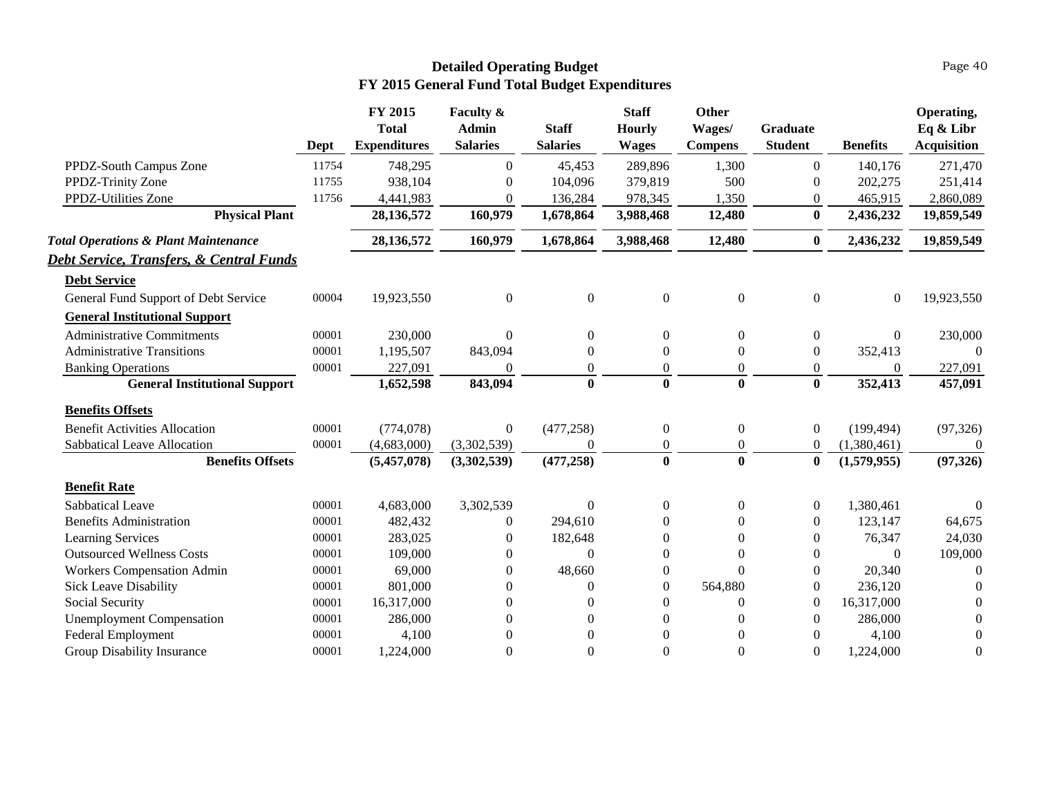# Detailed Operating Budget
## FY 2015 General Fund Total Budget Expenditures

| | Dept | FY 2015 Total Expenditures | Faculty & Admin Salaries | Staff Salaries | Staff Hourly Wages | Other Wages/ Compens | Graduate Student | Benefits | Operating, Eq & Libr Acquisition |
|---|---|---|---|---|---|---|---|---|---|
| PPDZ-South Campus Zone | 11754 | 748,295 | 0 | 45,453 | 289,896 | 1,300 | 0 | 140,176 | 271,470 |
| PPDZ-Trinity Zone | 11755 | 938,104 | 0 | 104,096 | 379,819 | 500 | 0 | 202,275 | 251,414 |
| PPDZ-Utilities Zone | 11756 | 4,441,983 | 0 | 136,284 | 978,345 | 1,350 | 0 | 465,915 | 2,860,089 |
| **Physical Plant** | | **28,136,572** | **160,979** | **1,678,864** | **3,988,468** | **12,480** | **0** | **2,436,232** | **19,859,549** |
| ***Total Operations & Plant Maintenance*** | | **28,136,572** | **160,979** | **1,678,864** | **3,988,468** | **12,480** | **0** | **2,436,232** | **19,859,549** |
| ***Debt Service, Transfers, & Central Funds*** | | | | | | | | | |
| **Debt Service** | | | | | | | | | |
| General Fund Support of Debt Service | 00004 | 19,923,550 | 0 | 0 | 0 | 0 | 0 | 0 | 19,923,550 |
| **General Institutional Support** | | | | | | | | | |
| Administrative Commitments | 00001 | 230,000 | 0 | 0 | 0 | 0 | 0 | 0 | 230,000 |
| Administrative Transitions | 00001 | 1,195,507 | 843,094 | 0 | 0 | 0 | 0 | 352,413 | 0 |
| Banking Operations | 00001 | 227,091 | 0 | 0 | 0 | 0 | 0 | 0 | 227,091 |
| **General Institutional Support** | | **1,652,598** | **843,094** | **0** | **0** | **0** | **0** | **352,413** | **457,091** |
| **Benefits Offsets** | | | | | | | | | |
| Benefit Activities Allocation | 00001 | (774,078) | 0 | (477,258) | 0 | 0 | 0 | (199,494) | (97,326) |
| Sabbatical Leave Allocation | 00001 | (4,683,000) | (3,302,539) | 0 | 0 | 0 | 0 | (1,380,461) | 0 |
| **Benefits Offsets** | | **(5,457,078)** | **(3,302,539)** | **(477,258)** | **0** | **0** | **0** | **(1,579,955)** | **(97,326)** |
| **Benefit Rate** | | | | | | | | | |
| Sabbatical Leave | 00001 | 4,683,000 | 3,302,539 | 0 | 0 | 0 | 0 | 1,380,461 | 0 |
| Benefits Administration | 00001 | 482,432 | 0 | 294,610 | 0 | 0 | 0 | 123,147 | 64,675 |
| Learning Services | 00001 | 283,025 | 0 | 182,648 | 0 | 0 | 0 | 76,347 | 24,030 |
| Outsourced Wellness Costs | 00001 | 109,000 | 0 | 0 | 0 | 0 | 0 | 0 | 109,000 |
| Workers Compensation Admin | 00001 | 69,000 | 0 | 48,660 | 0 | 0 | 0 | 20,340 | 0 |
| Sick Leave Disability | 00001 | 801,000 | 0 | 0 | 0 | 564,880 | 0 | 236,120 | 0 |
| Social Security | 00001 | 16,317,000 | 0 | 0 | 0 | 0 | 0 | 16,317,000 | 0 |
| Unemployment Compensation | 00001 | 286,000 | 0 | 0 | 0 | 0 | 0 | 286,000 | 0 |
| Federal Employment | 00001 | 4,100 | 0 | 0 | 0 | 0 | 0 | 4,100 | 0 |
| Group Disability Insurance | 00001 | 1,224,000 | 0 | 0 | 0 | 0 | 0 | 1,224,000 | 0 |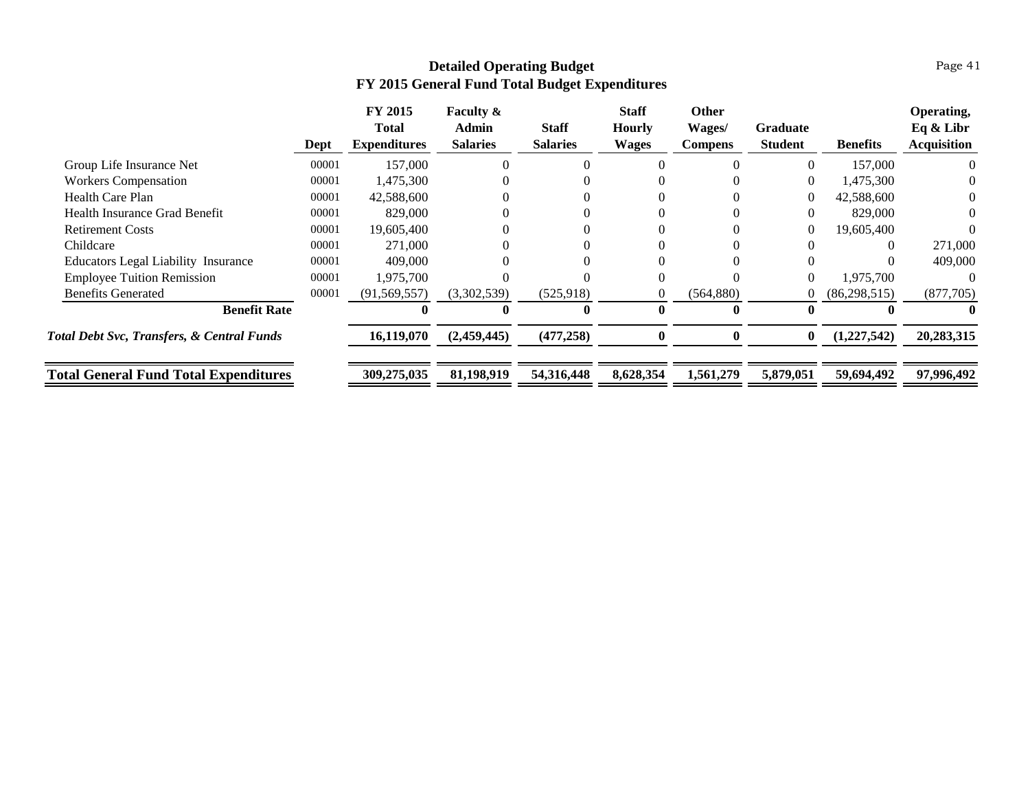# Detailed Operating Budget
## FY 2015 General Fund Total Budget Expenditures

| | Dept | FY 2015 Total Expenditures | Faculty & Admin Salaries | Staff Salaries | Staff Hourly Wages | Other Wages/ Compens | Graduate Student | Benefits | Operating, Eq & Libr Acquisition |
|---|---|---|---|---|---|---|---|---|---|
| Group Life Insurance Net | 00001 | 157,000 | 0 | 0 | 0 | 0 | 0 | 157,000 | 0 |
| Workers Compensation | 00001 | 1,475,300 | 0 | 0 | 0 | 0 | 0 | 1,475,300 | 0 |
| Health Care Plan | 00001 | 42,588,600 | 0 | 0 | 0 | 0 | 0 | 42,588,600 | 0 |
| Health Insurance Grad Benefit | 00001 | 829,000 | 0 | 0 | 0 | 0 | 0 | 829,000 | 0 |
| Retirement Costs | 00001 | 19,605,400 | 0 | 0 | 0 | 0 | 0 | 19,605,400 | 0 |
| Childcare | 00001 | 271,000 | 0 | 0 | 0 | 0 | 0 | 0 | 271,000 |
| Educators Legal Liability Insurance | 00001 | 409,000 | 0 | 0 | 0 | 0 | 0 | 0 | 409,000 |
| Employee Tuition Remission | 00001 | 1,975,700 | 0 | 0 | 0 | 0 | 0 | 1,975,700 | 0 |
| Benefits Generated | 00001 | (91,569,557) | (3,302,539) | (525,918) | 0 | (564,880) | 0 | (86,298,515) | (877,705) |
| **Benefit Rate** | | **0** | **0** | **0** | **0** | **0** | **0** | **0** | **0** |
| ***Total Debt Svc, Transfers, & Central Funds*** | | **16,119,070** | **(2,459,445)** | **(477,258)** | **0** | **0** | **0** | **(1,227,542)** | **20,283,315** |
| **Total General Fund Total Expenditures** | | **309,275,035** | **81,198,919** | **54,316,448** | **8,628,354** | **1,561,279** | **5,879,051** | **59,694,492** | **97,996,492** |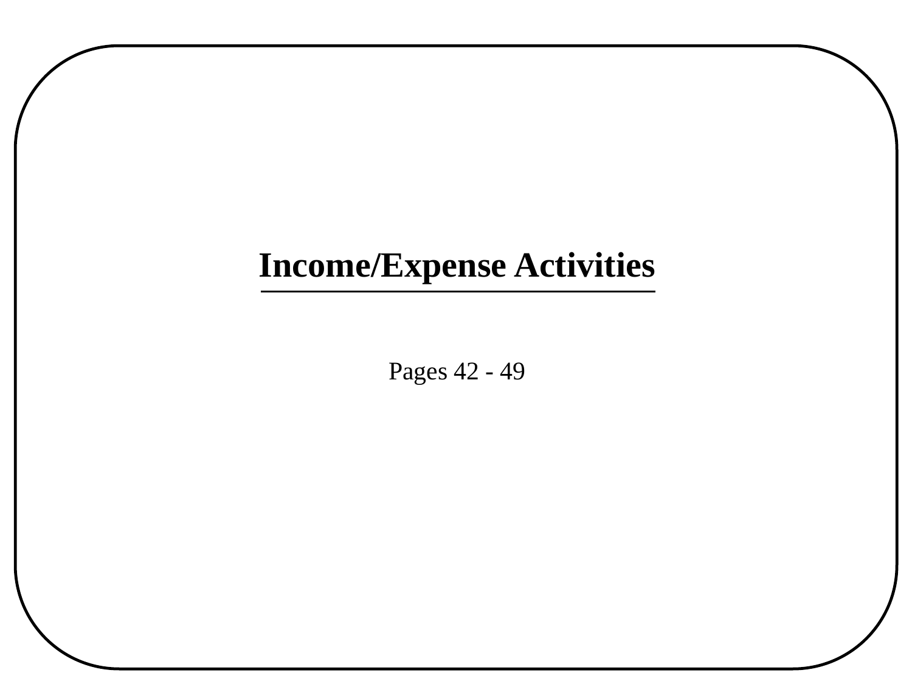# Income/Expense Activities

Pages 42 - 49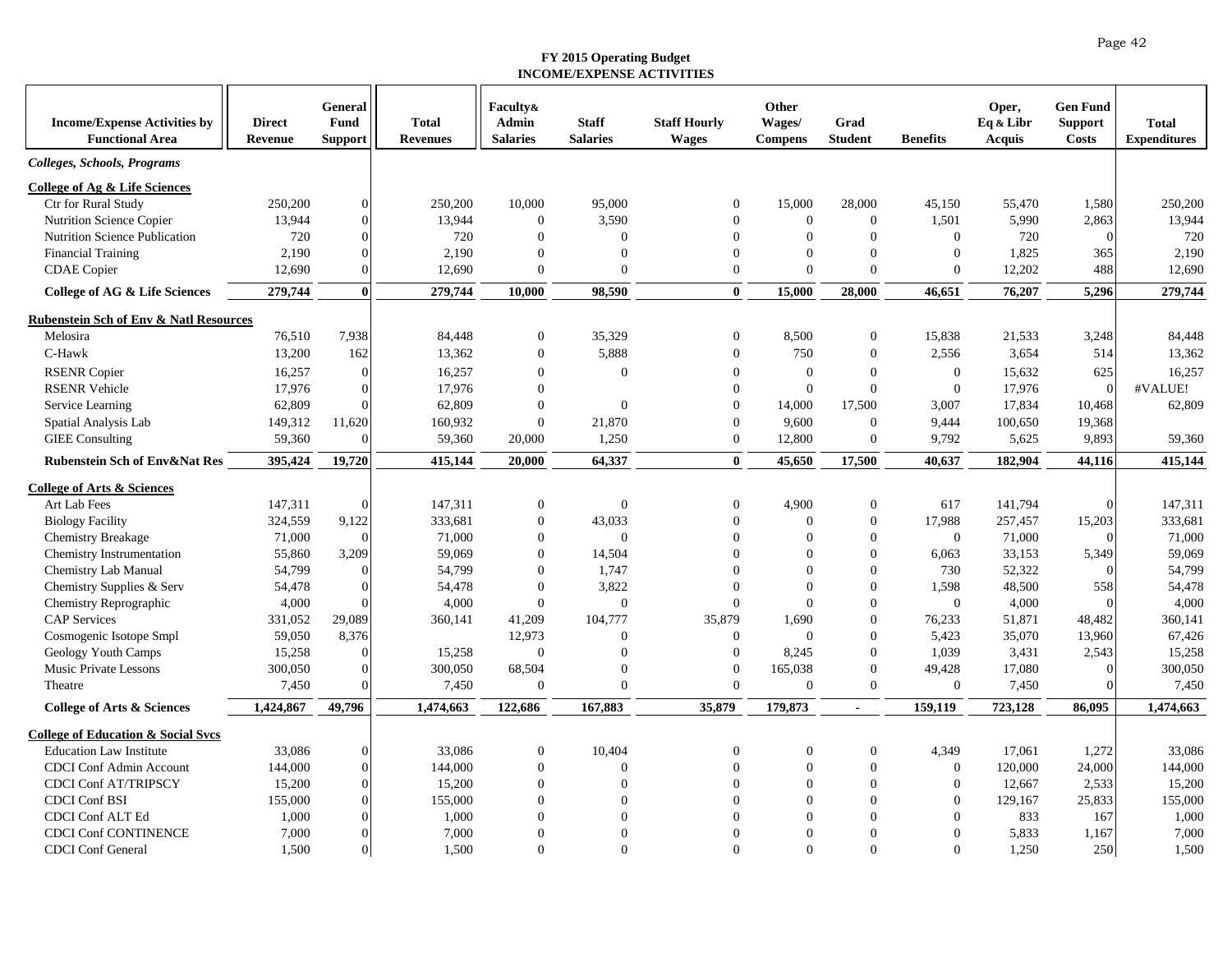**FY 2015 Operating Budget**
**INCOME/EXPENSE ACTIVITIES**

| Income/Expense Activities by Functional Area | Direct Revenue | General Fund Support | Total Revenues | Faculty& Admin Salaries | Staff Salaries | Staff Hourly Wages | Other Wages/ Compens | Grad Student | Benefits | Oper, Eq & Libr Acquis | Gen Fund Support Costs | Total Expenditures |
|---|---|---|---|---|---|---|---|---|---|---|---|---|
| ***Colleges, Schools, Programs*** | | | | | | | | | | | | |
| **College of Ag & Life Sciences** | | | | | | | | | | | | |
| Ctr for Rural Study | 250,200 | 0 | 250,200 | 10,000 | 95,000 | 0 | 15,000 | 28,000 | 45,150 | 55,470 | 1,580 | 250,200 |
| Nutrition Science Copier | 13,944 | 0 | 13,944 | 0 | 3,590 | 0 | 0 | 0 | 1,501 | 5,990 | 2,863 | 13,944 |
| Nutrition Science Publication | 720 | 0 | 720 | 0 | 0 | 0 | 0 | 0 | 0 | 720 | 0 | 720 |
| Financial Training | 2,190 | 0 | 2,190 | 0 | 0 | 0 | 0 | 0 | 0 | 1,825 | 365 | 2,190 |
| CDAE Copier | 12,690 | 0 | 12,690 | 0 | 0 | 0 | 0 | 0 | 0 | 12,202 | 488 | 12,690 |
| **College of AG & Life Sciences** | **279,744** | **0** | **279,744** | **10,000** | **98,590** | **0** | **15,000** | **28,000** | **46,651** | **76,207** | **5,296** | **279,744** |
| **Rubenstein Sch of Env & Natl Resources** | | | | | | | | | | | | |
| Melosira | 76,510 | 7,938 | 84,448 | 0 | 35,329 | 0 | 8,500 | 0 | 15,838 | 21,533 | 3,248 | 84,448 |
| C-Hawk | 13,200 | 162 | 13,362 | 0 | 5,888 | 0 | 750 | 0 | 2,556 | 3,654 | 514 | 13,362 |
| RSENR Copier | 16,257 | 0 | 16,257 | 0 | 0 | 0 | 0 | 0 | 0 | 15,632 | 625 | 16,257 |
| RSENR Vehicle | 17,976 | 0 | 17,976 | 0 | | 0 | 0 | 0 | 0 | 17,976 | 0 | #VALUE! |
| Service Learning | 62,809 | 0 | 62,809 | 0 | 0 | 0 | 14,000 | 17,500 | 3,007 | 17,834 | 10,468 | 62,809 |
| Spatial Analysis Lab | 149,312 | 11,620 | 160,932 | 0 | 21,870 | 0 | 9,600 | 0 | 9,444 | 100,650 | 19,368 | |
| GIEE Consulting | 59,360 | 0 | 59,360 | 20,000 | 1,250 | 0 | 12,800 | 0 | 9,792 | 5,625 | 9,893 | 59,360 |
| **Rubenstein Sch of Env&Nat Res** | **395,424** | **19,720** | **415,144** | **20,000** | **64,337** | **0** | **45,650** | **17,500** | **40,637** | **182,904** | **44,116** | **415,144** |
| **College of Arts & Sciences** | | | | | | | | | | | | |
| Art Lab Fees | 147,311 | 0 | 147,311 | 0 | 0 | 0 | 4,900 | 0 | 617 | 141,794 | 0 | 147,311 |
| Biology Facility | 324,559 | 9,122 | 333,681 | 0 | 43,033 | 0 | 0 | 0 | 17,988 | 257,457 | 15,203 | 333,681 |
| Chemistry Breakage | 71,000 | 0 | 71,000 | 0 | 0 | 0 | 0 | 0 | 0 | 71,000 | 0 | 71,000 |
| Chemistry Instrumentation | 55,860 | 3,209 | 59,069 | 0 | 14,504 | 0 | 0 | 0 | 6,063 | 33,153 | 5,349 | 59,069 |
| Chemistry Lab Manual | 54,799 | 0 | 54,799 | 0 | 1,747 | 0 | 0 | 0 | 730 | 52,322 | 0 | 54,799 |
| Chemistry Supplies & Serv | 54,478 | 0 | 54,478 | 0 | 3,822 | 0 | 0 | 0 | 1,598 | 48,500 | 558 | 54,478 |
| Chemistry Reprographic | 4,000 | 0 | 4,000 | 0 | 0 | 0 | 0 | 0 | 0 | 4,000 | 0 | 4,000 |
| CAP Services | 331,052 | 29,089 | 360,141 | 41,209 | 104,777 | 35,879 | 1,690 | 0 | 76,233 | 51,871 | 48,482 | 360,141 |
| Cosmogenic Isotope Smpl | 59,050 | 8,376 | | 12,973 | 0 | 0 | 0 | 0 | 5,423 | 35,070 | 13,960 | 67,426 |
| Geology Youth Camps | 15,258 | 0 | 15,258 | 0 | 0 | 0 | 8,245 | 0 | 1,039 | 3,431 | 2,543 | 15,258 |
| Music Private Lessons | 300,050 | 0 | 300,050 | 68,504 | 0 | 0 | 165,038 | 0 | 49,428 | 17,080 | 0 | 300,050 |
| Theatre | 7,450 | 0 | 7,450 | 0 | 0 | 0 | 0 | 0 | 0 | 7,450 | 0 | 7,450 |
| **College of Arts & Sciences** | **1,424,867** | **49,796** | **1,474,663** | **122,686** | **167,883** | **35,879** | **179,873** | **-** | **159,119** | **723,128** | **86,095** | **1,474,663** |
| **College of Education & Social Svcs** | | | | | | | | | | | | |
| Education Law Institute | 33,086 | 0 | 33,086 | 0 | 10,404 | 0 | 0 | 0 | 4,349 | 17,061 | 1,272 | 33,086 |
| CDCI Conf Admin Account | 144,000 | 0 | 144,000 | 0 | 0 | 0 | 0 | 0 | 0 | 120,000 | 24,000 | 144,000 |
| CDCI Conf AT/TRIPSCY | 15,200 | 0 | 15,200 | 0 | 0 | 0 | 0 | 0 | 0 | 12,667 | 2,533 | 15,200 |
| CDCI Conf BSI | 155,000 | 0 | 155,000 | 0 | 0 | 0 | 0 | 0 | 0 | 129,167 | 25,833 | 155,000 |
| CDCI Conf ALT Ed | 1,000 | 0 | 1,000 | 0 | 0 | 0 | 0 | 0 | 0 | 833 | 167 | 1,000 |
| CDCI Conf CONTINENCE | 7,000 | 0 | 7,000 | 0 | 0 | 0 | 0 | 0 | 0 | 5,833 | 1,167 | 7,000 |
| CDCI Conf General | 1,500 | 0 | 1,500 | 0 | 0 | 0 | 0 | 0 | 0 | 1,250 | 250 | 1,500 |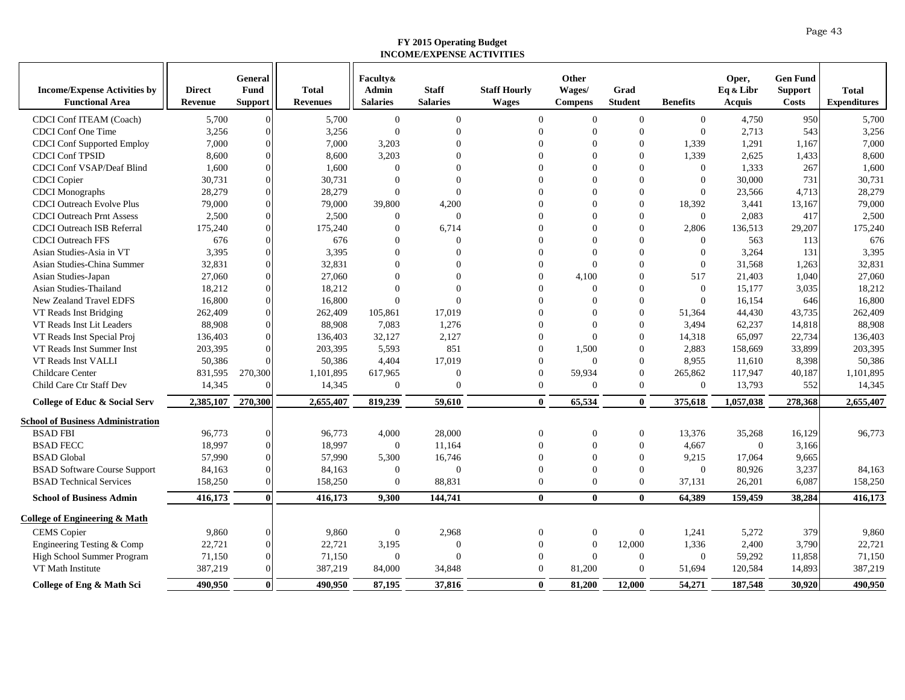**FY 2015 Operating Budget**
**INCOME/EXPENSE ACTIVITIES**

| Income/Expense Activities by Functional Area | Direct Revenue | General Fund Support | Total Revenues | Faculty& Admin Salaries | Staff Salaries | Staff Hourly Wages | Other Wages/ Compens | Grad Student | Benefits | Oper, Eq & Libr Acquis | Gen Fund Support Costs | Total Expenditures |
|---|---|---|---|---|---|---|---|---|---|---|---|---|
| CDCI Conf ITEAM (Coach) | 5,700 | 0 | 5,700 | 0 | 0 | 0 | 0 | 0 | 0 | 4,750 | 950 | 5,700 |
| CDCI Conf One Time | 3,256 | 0 | 3,256 | 0 | 0 | 0 | 0 | 0 | 0 | 2,713 | 543 | 3,256 |
| CDCI Conf Supported Employ | 7,000 | 0 | 7,000 | 3,203 | 0 | 0 | 0 | 0 | 1,339 | 1,291 | 1,167 | 7,000 |
| CDCI Conf TPSID | 8,600 | 0 | 8,600 | 3,203 | 0 | 0 | 0 | 0 | 1,339 | 2,625 | 1,433 | 8,600 |
| CDCI Conf VSAP/Deaf Blind | 1,600 | 0 | 1,600 | 0 | 0 | 0 | 0 | 0 | 0 | 1,333 | 267 | 1,600 |
| CDCI Copier | 30,731 | 0 | 30,731 | 0 | 0 | 0 | 0 | 0 | 0 | 30,000 | 731 | 30,731 |
| CDCI Monographs | 28,279 | 0 | 28,279 | 0 | 0 | 0 | 0 | 0 | 0 | 23,566 | 4,713 | 28,279 |
| CDCI Outreach Evolve Plus | 79,000 | 0 | 79,000 | 39,800 | 4,200 | 0 | 0 | 0 | 18,392 | 3,441 | 13,167 | 79,000 |
| CDCI Outreach Prnt Assess | 2,500 | 0 | 2,500 | 0 | 0 | 0 | 0 | 0 | 0 | 2,083 | 417 | 2,500 |
| CDCI Outreach ISB Referral | 175,240 | 0 | 175,240 | 0 | 6,714 | 0 | 0 | 0 | 2,806 | 136,513 | 29,207 | 175,240 |
| CDCI Outreach FFS | 676 | 0 | 676 | 0 | 0 | 0 | 0 | 0 | 0 | 563 | 113 | 676 |
| Asian Studies-Asia in VT | 3,395 | 0 | 3,395 | 0 | 0 | 0 | 0 | 0 | 0 | 3,264 | 131 | 3,395 |
| Asian Studies-China Summer | 32,831 | 0 | 32,831 | 0 | 0 | 0 | 0 | 0 | 0 | 31,568 | 1,263 | 32,831 |
| Asian Studies-Japan | 27,060 | 0 | 27,060 | 0 | 0 | 0 | 4,100 | 0 | 517 | 21,403 | 1,040 | 27,060 |
| Asian Studies-Thailand | 18,212 | 0 | 18,212 | 0 | 0 | 0 | 0 | 0 | 0 | 15,177 | 3,035 | 18,212 |
| New Zealand Travel EDFS | 16,800 | 0 | 16,800 | 0 | 0 | 0 | 0 | 0 | 0 | 16,154 | 646 | 16,800 |
| VT Reads Inst Bridging | 262,409 | 0 | 262,409 | 105,861 | 17,019 | 0 | 0 | 0 | 51,364 | 44,430 | 43,735 | 262,409 |
| VT Reads Inst Lit Leaders | 88,908 | 0 | 88,908 | 7,083 | 1,276 | 0 | 0 | 0 | 3,494 | 62,237 | 14,818 | 88,908 |
| VT Reads Inst Special Proj | 136,403 | 0 | 136,403 | 32,127 | 2,127 | 0 | 0 | 0 | 14,318 | 65,097 | 22,734 | 136,403 |
| VT Reads Inst Summer Inst | 203,395 | 0 | 203,395 | 5,593 | 851 | 0 | 1,500 | 0 | 2,883 | 158,669 | 33,899 | 203,395 |
| VT Reads Inst VALLI | 50,386 | 0 | 50,386 | 4,404 | 17,019 | 0 | 0 | 0 | 8,955 | 11,610 | 8,398 | 50,386 |
| Childcare Center | 831,595 | 270,300 | 1,101,895 | 617,965 | 0 | 0 | 59,934 | 0 | 265,862 | 117,947 | 40,187 | 1,101,895 |
| Child Care Ctr Staff Dev | 14,345 | 0 | 14,345 | 0 | 0 | 0 | 0 | 0 | 0 | 13,793 | 552 | 14,345 |
| **College of Educ & Social Serv** | **2,385,107** | **270,300** | **2,655,407** | **819,239** | **59,610** | **0** | **65,534** | **0** | **375,618** | **1,057,038** | **278,368** | **2,655,407** |
| **School of Business Administration** | | | | | | | | | | | | |
| BSAD FBI | 96,773 | 0 | 96,773 | 4,000 | 28,000 | 0 | 0 | 0 | 13,376 | 35,268 | 16,129 | 96,773 |
| BSAD FECC | 18,997 | 0 | 18,997 | 0 | 11,164 | 0 | 0 | 0 | 4,667 | 0 | 3,166 | |
| BSAD Global | 57,990 | 0 | 57,990 | 5,300 | 16,746 | 0 | 0 | 0 | 9,215 | 17,064 | 9,665 | |
| BSAD Software Course Support | 84,163 | 0 | 84,163 | 0 | 0 | 0 | 0 | 0 | 0 | 80,926 | 3,237 | 84,163 |
| BSAD Technical Services | 158,250 | 0 | 158,250 | 0 | 88,831 | 0 | 0 | 0 | 37,131 | 26,201 | 6,087 | 158,250 |
| **School of Business Admin** | **416,173** | **0** | **416,173** | **9,300** | **144,741** | **0** | **0** | **0** | **64,389** | **159,459** | **38,284** | **416,173** |
| **College of Engineering & Math** | | | | | | | | | | | | |
| CEMS Copier | 9,860 | 0 | 9,860 | 0 | 2,968 | 0 | 0 | 0 | 1,241 | 5,272 | 379 | 9,860 |
| Engineering Testing & Comp | 22,721 | 0 | 22,721 | 3,195 | 0 | 0 | 0 | 12,000 | 1,336 | 2,400 | 3,790 | 22,721 |
| High School Summer Program | 71,150 | 0 | 71,150 | 0 | 0 | 0 | 0 | 0 | 0 | 59,292 | 11,858 | 71,150 |
| VT Math Institute | 387,219 | 0 | 387,219 | 84,000 | 34,848 | 0 | 81,200 | 0 | 51,694 | 120,584 | 14,893 | 387,219 |
| **College of Eng & Math Sci** | **490,950** | **0** | **490,950** | **87,195** | **37,816** | **0** | **81,200** | **12,000** | **54,271** | **187,548** | **30,920** | **490,950** |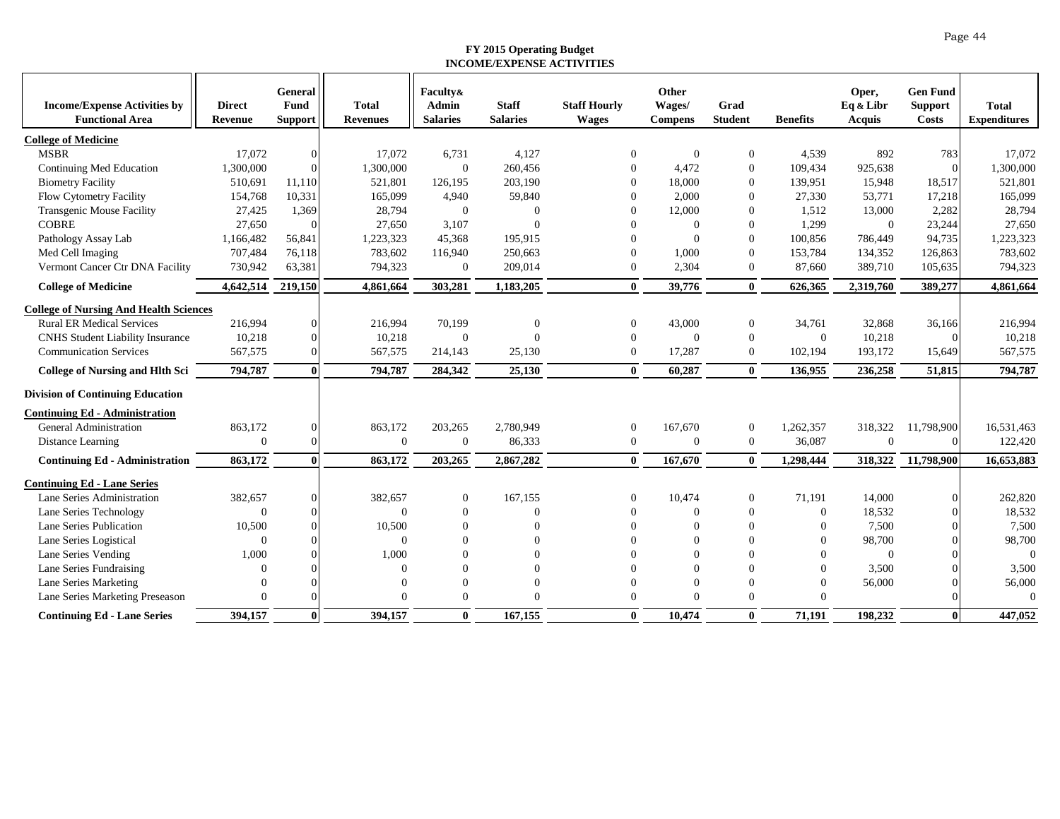**FY 2015 Operating Budget**
**INCOME/EXPENSE ACTIVITIES**

| Income/Expense Activities by Functional Area | Direct Revenue | General Fund Support | Total Revenues | Faculty& Admin Salaries | Staff Salaries | Staff Hourly Wages | Other Wages/ Compens | Grad Student | Benefits | Oper, Eq & Libr Acquis | Gen Fund Support Costs | Total Expenditures |
|---|---|---|---|---|---|---|---|---|---|---|---|---|
| **College of Medicine** | | | | | | | | | | | | |
| MSBR | 17,072 | 0 | 17,072 | 6,731 | 4,127 | 0 | 0 | 0 | 4,539 | 892 | 783 | 17,072 |
| Continuing Med Education | 1,300,000 | 0 | 1,300,000 | 0 | 260,456 | 0 | 4,472 | 0 | 109,434 | 925,638 | 0 | 1,300,000 |
| Biometry Facility | 510,691 | 11,110 | 521,801 | 126,195 | 203,190 | 0 | 18,000 | 0 | 139,951 | 15,948 | 18,517 | 521,801 |
| Flow Cytometry Facility | 154,768 | 10,331 | 165,099 | 4,940 | 59,840 | 0 | 2,000 | 0 | 27,330 | 53,771 | 17,218 | 165,099 |
| Transgenic Mouse Facility | 27,425 | 1,369 | 28,794 | 0 | 0 | 0 | 12,000 | 0 | 1,512 | 13,000 | 2,282 | 28,794 |
| COBRE | 27,650 | 0 | 27,650 | 3,107 | 0 | 0 | 0 | 0 | 1,299 | 0 | 23,244 | 27,650 |
| Pathology Assay Lab | 1,166,482 | 56,841 | 1,223,323 | 45,368 | 195,915 | 0 | 0 | 0 | 100,856 | 786,449 | 94,735 | 1,223,323 |
| Med Cell Imaging | 707,484 | 76,118 | 783,602 | 116,940 | 250,663 | 0 | 1,000 | 0 | 153,784 | 134,352 | 126,863 | 783,602 |
| Vermont Cancer Ctr DNA Facility | 730,942 | 63,381 | 794,323 | 0 | 209,014 | 0 | 2,304 | 0 | 87,660 | 389,710 | 105,635 | 794,323 |
| **College of Medicine** | **4,642,514** | **219,150** | **4,861,664** | **303,281** | **1,183,205** | **0** | **39,776** | **0** | **626,365** | **2,319,760** | **389,277** | **4,861,664** |
| **College of Nursing And Health Sciences** | | | | | | | | | | | | |
| Rural ER Medical Services | 216,994 | 0 | 216,994 | 70,199 | 0 | 0 | 43,000 | 0 | 34,761 | 32,868 | 36,166 | 216,994 |
| CNHS Student Liability Insurance | 10,218 | 0 | 10,218 | 0 | 0 | 0 | 0 | 0 | 0 | 10,218 | 0 | 10,218 |
| Communication Services | 567,575 | 0 | 567,575 | 214,143 | 25,130 | 0 | 17,287 | 0 | 102,194 | 193,172 | 15,649 | 567,575 |
| **College of Nursing and Hlth Sci** | **794,787** | **0** | **794,787** | **284,342** | **25,130** | **0** | **60,287** | **0** | **136,955** | **236,258** | **51,815** | **794,787** |
| **Division of Continuing Education** | | | | | | | | | | | | |
| **Continuing Ed - Administration** | | | | | | | | | | | | |
| General Administration | 863,172 | 0 | 863,172 | 203,265 | 2,780,949 | 0 | 167,670 | 0 | 1,262,357 | 318,322 | 11,798,900 | 16,531,463 |
| Distance Learning | 0 | 0 | 0 | 0 | 86,333 | 0 | 0 | 0 | 36,087 | 0 | 0 | 122,420 |
| **Continuing Ed - Administration** | **863,172** | **0** | **863,172** | **203,265** | **2,867,282** | **0** | **167,670** | **0** | **1,298,444** | **318,322** | **11,798,900** | **16,653,883** |
| **Continuing Ed - Lane Series** | | | | | | | | | | | | |
| Lane Series Administration | 382,657 | 0 | 382,657 | 0 | 167,155 | 0 | 10,474 | 0 | 71,191 | 14,000 | 0 | 262,820 |
| Lane Series Technology | 0 | 0 | 0 | 0 | 0 | 0 | 0 | 0 | 0 | 18,532 | 0 | 18,532 |
| Lane Series Publication | 10,500 | 0 | 10,500 | 0 | 0 | 0 | 0 | 0 | 0 | 7,500 | 0 | 7,500 |
| Lane Series Logistical | 0 | 0 | 0 | 0 | 0 | 0 | 0 | 0 | 0 | 98,700 | 0 | 98,700 |
| Lane Series Vending | 1,000 | 0 | 1,000 | 0 | 0 | 0 | 0 | 0 | 0 | 0 | 0 | 0 |
| Lane Series Fundraising | 0 | 0 | 0 | 0 | 0 | 0 | 0 | 0 | 0 | 3,500 | 0 | 3,500 |
| Lane Series Marketing | 0 | 0 | 0 | 0 | 0 | 0 | 0 | 0 | 0 | 56,000 | 0 | 56,000 |
| Lane Series Marketing Preseason | 0 | 0 | 0 | 0 | 0 | 0 | 0 | 0 | 0 | | 0 | 0 |
| **Continuing Ed - Lane Series** | **394,157** | **0** | **394,157** | **0** | **167,155** | **0** | **10,474** | **0** | **71,191** | **198,232** | **0** | **447,052** |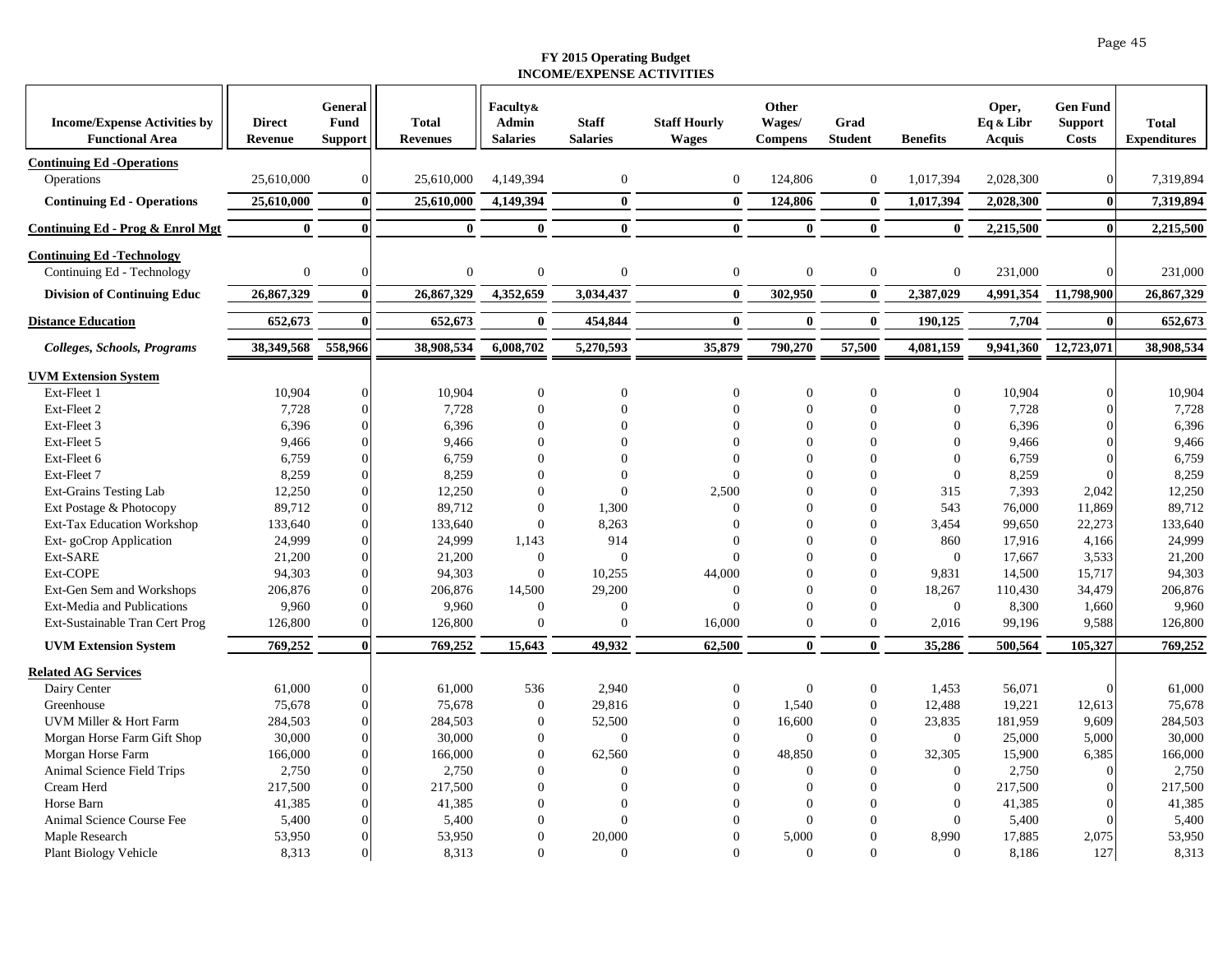## FY 2015 Operating Budget
## INCOME/EXPENSE ACTIVITIES

| Income/Expense Activities by Functional Area | Direct Revenue | General Fund Support | Total Revenues | Faculty& Admin Salaries | Staff Salaries | Staff Hourly Wages | Other Wages/ Compens | Grad Student | Benefits | Oper, Eq & Libr Acquis | Gen Fund Support Costs | Total Expenditures |
|---|---|---|---|---|---|---|---|---|---|---|---|---|
| **Continuing Ed -Operations** | | | | | | | | | | | | |
| Operations | 25,610,000 | 0 | 25,610,000 | 4,149,394 | 0 | 0 | 124,806 | 0 | 1,017,394 | 2,028,300 | 0 | 7,319,894 |
| **Continuing Ed - Operations** | **25,610,000** | **0** | **25,610,000** | **4,149,394** | **0** | **0** | **124,806** | **0** | **1,017,394** | **2,028,300** | **0** | **7,319,894** |
| **Continuing Ed - Prog & Enrol Mgt** | **0** | **0** | **0** | **0** | **0** | **0** | **0** | **0** | **0** | **2,215,500** | **0** | **2,215,500** |
| **Continuing Ed -Technology** | | | | | | | | | | | | |
| Continuing Ed - Technology | 0 | 0 | 0 | 0 | 0 | 0 | 0 | 0 | 0 | 231,000 | 0 | 231,000 |
| **Division of Continuing Educ** | **26,867,329** | **0** | **26,867,329** | **4,352,659** | **3,034,437** | **0** | **302,950** | **0** | **2,387,029** | **4,991,354** | **11,798,900** | **26,867,329** |
| **Distance Education** | **652,673** | **0** | **652,673** | **0** | **454,844** | **0** | **0** | **0** | **190,125** | **7,704** | **0** | **652,673** |
| ***Colleges, Schools, Programs*** | **38,349,568** | **558,966** | **38,908,534** | **6,008,702** | **5,270,593** | **35,879** | **790,270** | **57,500** | **4,081,159** | **9,941,360** | **12,723,071** | **38,908,534** |
| **UVM Extension System** | | | | | | | | | | | | |
| Ext-Fleet 1 | 10,904 | 0 | 10,904 | 0 | 0 | 0 | 0 | 0 | 0 | 10,904 | 0 | 10,904 |
| Ext-Fleet 2 | 7,728 | 0 | 7,728 | 0 | 0 | 0 | 0 | 0 | 0 | 7,728 | 0 | 7,728 |
| Ext-Fleet 3 | 6,396 | 0 | 6,396 | 0 | 0 | 0 | 0 | 0 | 0 | 6,396 | 0 | 6,396 |
| Ext-Fleet 5 | 9,466 | 0 | 9,466 | 0 | 0 | 0 | 0 | 0 | 0 | 9,466 | 0 | 9,466 |
| Ext-Fleet 6 | 6,759 | 0 | 6,759 | 0 | 0 | 0 | 0 | 0 | 0 | 6,759 | 0 | 6,759 |
| Ext-Fleet 7 | 8,259 | 0 | 8,259 | 0 | 0 | 0 | 0 | 0 | 0 | 8,259 | 0 | 8,259 |
| Ext-Grains Testing Lab | 12,250 | 0 | 12,250 | 0 | 0 | 2,500 | 0 | 0 | 315 | 7,393 | 2,042 | 12,250 |
| Ext Postage & Photocopy | 89,712 | 0 | 89,712 | 0 | 1,300 | 0 | 0 | 0 | 543 | 76,000 | 11,869 | 89,712 |
| Ext-Tax Education Workshop | 133,640 | 0 | 133,640 | 0 | 8,263 | 0 | 0 | 0 | 3,454 | 99,650 | 22,273 | 133,640 |
| Ext- goCrop Application | 24,999 | 0 | 24,999 | 1,143 | 914 | 0 | 0 | 0 | 860 | 17,916 | 4,166 | 24,999 |
| Ext-SARE | 21,200 | 0 | 21,200 | 0 | 0 | 0 | 0 | 0 | 0 | 17,667 | 3,533 | 21,200 |
| Ext-COPE | 94,303 | 0 | 94,303 | 0 | 10,255 | 44,000 | 0 | 0 | 9,831 | 14,500 | 15,717 | 94,303 |
| Ext-Gen Sem and Workshops | 206,876 | 0 | 206,876 | 14,500 | 29,200 | 0 | 0 | 0 | 18,267 | 110,430 | 34,479 | 206,876 |
| Ext-Media and Publications | 9,960 | 0 | 9,960 | 0 | 0 | 0 | 0 | 0 | 0 | 8,300 | 1,660 | 9,960 |
| Ext-Sustainable Tran Cert Prog | 126,800 | 0 | 126,800 | 0 | 0 | 16,000 | 0 | 0 | 2,016 | 99,196 | 9,588 | 126,800 |
| **UVM Extension System** | **769,252** | **0** | **769,252** | **15,643** | **49,932** | **62,500** | **0** | **0** | **35,286** | **500,564** | **105,327** | **769,252** |
| **Related AG Services** | | | | | | | | | | | | |
| Dairy Center | 61,000 | 0 | 61,000 | 536 | 2,940 | 0 | 0 | 0 | 1,453 | 56,071 | 0 | 61,000 |
| Greenhouse | 75,678 | 0 | 75,678 | 0 | 29,816 | 0 | 1,540 | 0 | 12,488 | 19,221 | 12,613 | 75,678 |
| UVM Miller & Hort Farm | 284,503 | 0 | 284,503 | 0 | 52,500 | 0 | 16,600 | 0 | 23,835 | 181,959 | 9,609 | 284,503 |
| Morgan Horse Farm Gift Shop | 30,000 | 0 | 30,000 | 0 | 0 | 0 | 0 | 0 | 0 | 25,000 | 5,000 | 30,000 |
| Morgan Horse Farm | 166,000 | 0 | 166,000 | 0 | 62,560 | 0 | 48,850 | 0 | 32,305 | 15,900 | 6,385 | 166,000 |
| Animal Science Field Trips | 2,750 | 0 | 2,750 | 0 | 0 | 0 | 0 | 0 | 0 | 2,750 | 0 | 2,750 |
| Cream Herd | 217,500 | 0 | 217,500 | 0 | 0 | 0 | 0 | 0 | 0 | 217,500 | 0 | 217,500 |
| Horse Barn | 41,385 | 0 | 41,385 | 0 | 0 | 0 | 0 | 0 | 0 | 41,385 | 0 | 41,385 |
| Animal Science Course Fee | 5,400 | 0 | 5,400 | 0 | 0 | 0 | 0 | 0 | 0 | 5,400 | 0 | 5,400 |
| Maple Research | 53,950 | 0 | 53,950 | 0 | 20,000 | 0 | 5,000 | 0 | 8,990 | 17,885 | 2,075 | 53,950 |
| Plant Biology Vehicle | 8,313 | 0 | 8,313 | 0 | 0 | 0 | 0 | 0 | 0 | 8,186 | 127 | 8,313 |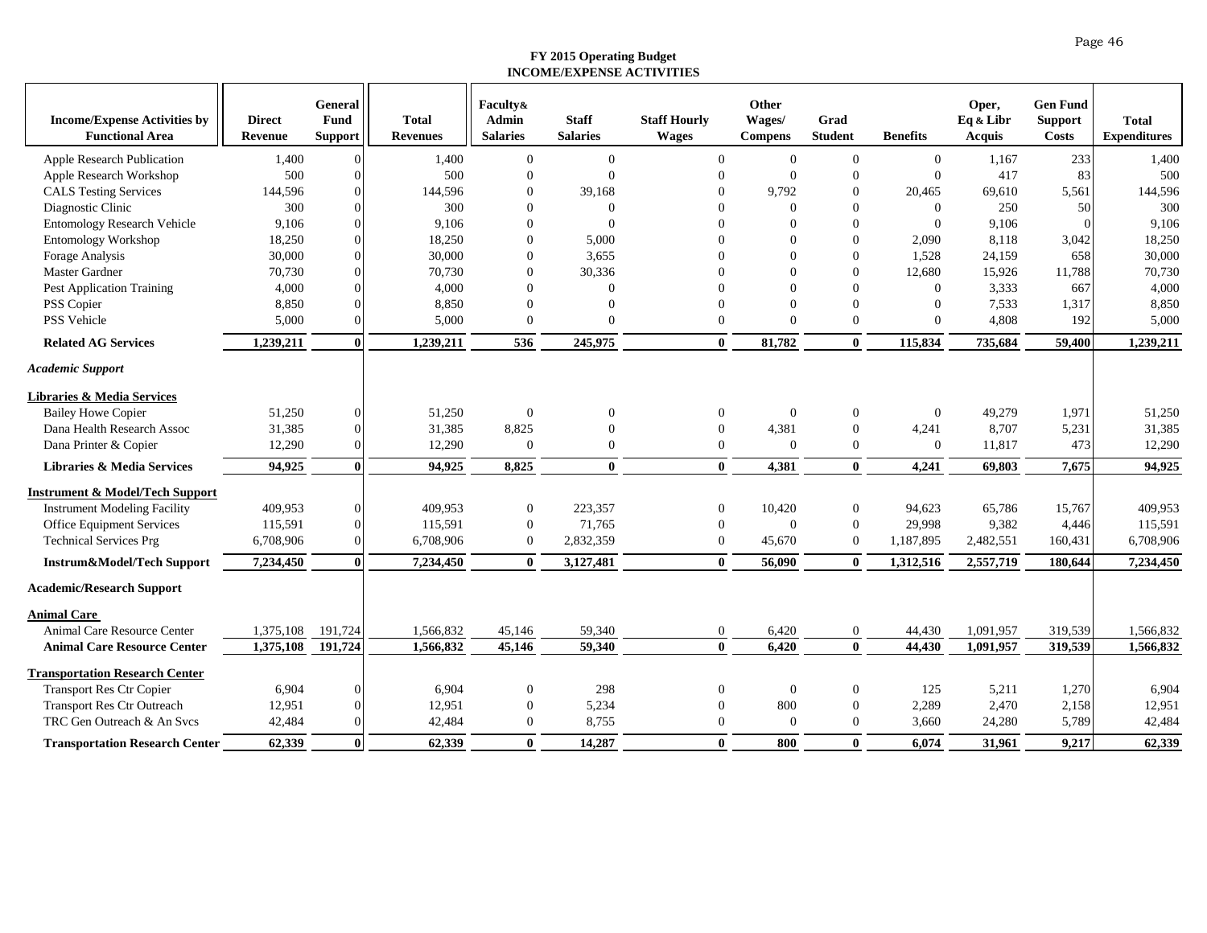## FY 2015 Operating Budget
## INCOME/EXPENSE ACTIVITIES

| Income/Expense Activities by Functional Area | Direct Revenue | General Fund Support | Total Revenues | Faculty& Admin Salaries | Staff Salaries | Staff Hourly Wages | Other Wages/ Compens | Grad Student | Benefits | Oper, Eq & Libr Acquis | Gen Fund Support Costs | Total Expenditures |
|---|---|---|---|---|---|---|---|---|---|---|---|---|
| Apple Research Publication | 1,400 | 0 | 1,400 | 0 | 0 | 0 | 0 | 0 | 0 | 1,167 | 233 | 1,400 |
| Apple Research Workshop | 500 | 0 | 500 | 0 | 0 | 0 | 0 | 0 | 0 | 417 | 83 | 500 |
| CALS Testing Services | 144,596 | 0 | 144,596 | 0 | 39,168 | 0 | 9,792 | 0 | 20,465 | 69,610 | 5,561 | 144,596 |
| Diagnostic Clinic | 300 | 0 | 300 | 0 | 0 | 0 | 0 | 0 | 0 | 250 | 50 | 300 |
| Entomology Research Vehicle | 9,106 | 0 | 9,106 | 0 | 0 | 0 | 0 | 0 | 0 | 9,106 | 0 | 9,106 |
| Entomology Workshop | 18,250 | 0 | 18,250 | 0 | 5,000 | 0 | 0 | 0 | 2,090 | 8,118 | 3,042 | 18,250 |
| Forage Analysis | 30,000 | 0 | 30,000 | 0 | 3,655 | 0 | 0 | 0 | 1,528 | 24,159 | 658 | 30,000 |
| Master Gardner | 70,730 | 0 | 70,730 | 0 | 30,336 | 0 | 0 | 0 | 12,680 | 15,926 | 11,788 | 70,730 |
| Pest Application Training | 4,000 | 0 | 4,000 | 0 | 0 | 0 | 0 | 0 | 0 | 3,333 | 667 | 4,000 |
| PSS Copier | 8,850 | 0 | 8,850 | 0 | 0 | 0 | 0 | 0 | 0 | 7,533 | 1,317 | 8,850 |
| PSS Vehicle | 5,000 | 0 | 5,000 | 0 | 0 | 0 | 0 | 0 | 0 | 4,808 | 192 | 5,000 |
| **Related AG Services** | **1,239,211** | **0** | **1,239,211** | **536** | **245,975** | **0** | **81,782** | **0** | **115,834** | **735,684** | **59,400** | **1,239,211** |
| ***Academic Support*** | | | | | | | | | | | | |
| **Libraries & Media Services** | | | | | | | | | | | | |
| Bailey Howe Copier | 51,250 | 0 | 51,250 | 0 | 0 | 0 | 0 | 0 | 0 | 49,279 | 1,971 | 51,250 |
| Dana Health Research Assoc | 31,385 | 0 | 31,385 | 8,825 | 0 | 0 | 4,381 | 0 | 4,241 | 8,707 | 5,231 | 31,385 |
| Dana Printer & Copier | 12,290 | 0 | 12,290 | 0 | 0 | 0 | 0 | 0 | 0 | 11,817 | 473 | 12,290 |
| **Libraries & Media Services** | **94,925** | **0** | **94,925** | **8,825** | **0** | **0** | **4,381** | **0** | **4,241** | **69,803** | **7,675** | **94,925** |
| **Instrument & Model/Tech Support** | | | | | | | | | | | | |
| Instrument Modeling Facility | 409,953 | 0 | 409,953 | 0 | 223,357 | 0 | 10,420 | 0 | 94,623 | 65,786 | 15,767 | 409,953 |
| Office Equipment Services | 115,591 | 0 | 115,591 | 0 | 71,765 | 0 | 0 | 0 | 29,998 | 9,382 | 4,446 | 115,591 |
| Technical Services Prg | 6,708,906 | 0 | 6,708,906 | 0 | 2,832,359 | 0 | 45,670 | 0 | 1,187,895 | 2,482,551 | 160,431 | 6,708,906 |
| **Instrum&Model/Tech Support** | **7,234,450** | **0** | **7,234,450** | **0** | **3,127,481** | **0** | **56,090** | **0** | **1,312,516** | **2,557,719** | **180,644** | **7,234,450** |
| **Academic/Research Support** | | | | | | | | | | | | |
| **Animal Care** | | | | | | | | | | | | |
| Animal Care Resource Center | 1,375,108 | 191,724 | 1,566,832 | 45,146 | 59,340 | 0 | 6,420 | 0 | 44,430 | 1,091,957 | 319,539 | 1,566,832 |
| **Animal Care Resource Center** | **1,375,108** | **191,724** | **1,566,832** | **45,146** | **59,340** | **0** | **6,420** | **0** | **44,430** | **1,091,957** | **319,539** | **1,566,832** |
| **Transportation Research Center** | | | | | | | | | | | | |
| Transport Res Ctr Copier | 6,904 | 0 | 6,904 | 0 | 298 | 0 | 0 | 0 | 125 | 5,211 | 1,270 | 6,904 |
| Transport Res Ctr Outreach | 12,951 | 0 | 12,951 | 0 | 5,234 | 0 | 800 | 0 | 2,289 | 2,470 | 2,158 | 12,951 |
| TRC Gen Outreach & An Svcs | 42,484 | 0 | 42,484 | 0 | 8,755 | 0 | 0 | 0 | 3,660 | 24,280 | 5,789 | 42,484 |
| **Transportation Research Center** | **62,339** | **0** | **62,339** | **0** | **14,287** | **0** | **800** | **0** | **6,074** | **31,961** | **9,217** | **62,339** |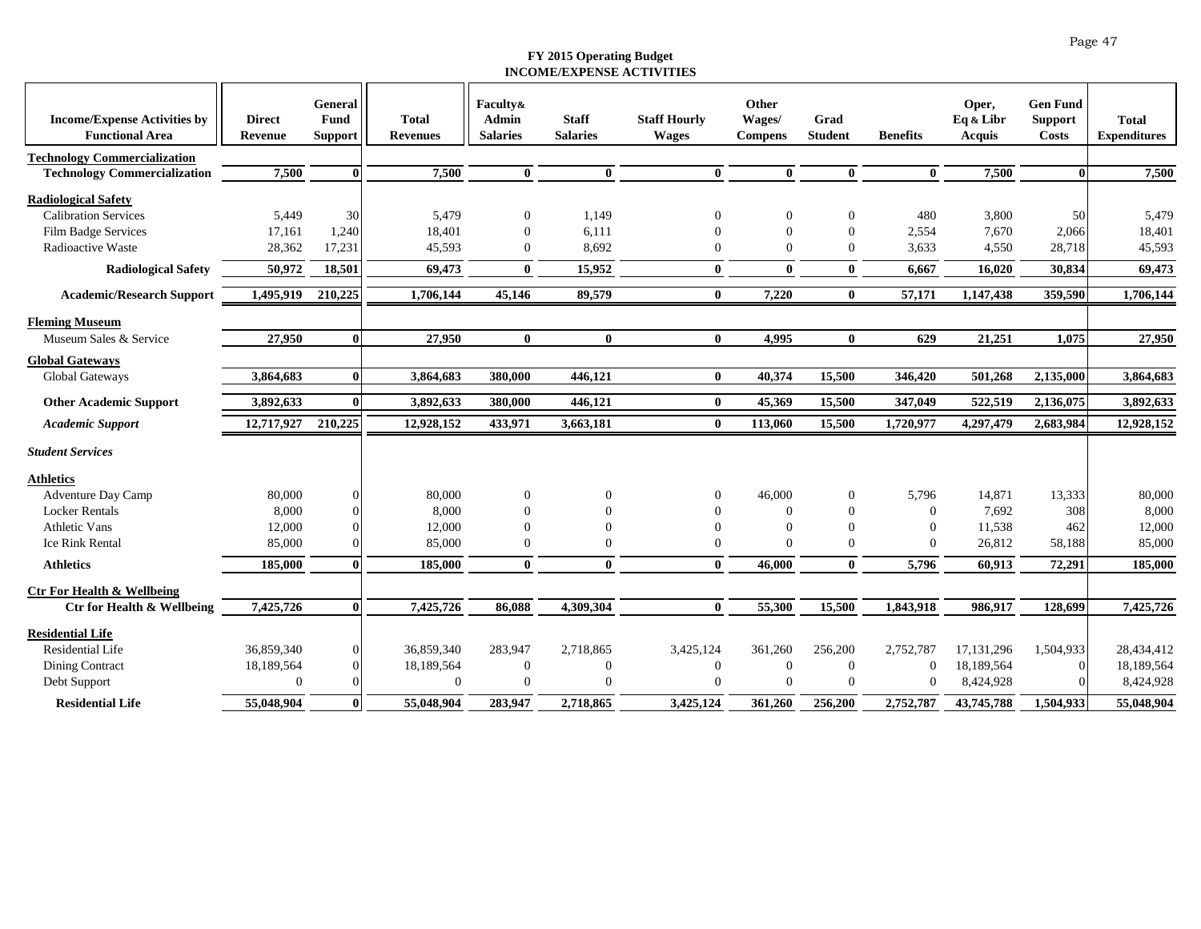**FY 2015 Operating Budget**
**INCOME/EXPENSE ACTIVITIES**

| Income/Expense Activities by Functional Area | Direct Revenue | General Fund Support | Total Revenues | Faculty& Admin Salaries | Staff Salaries | Staff Hourly Wages | Other Wages/ Compens | Grad Student | Benefits | Oper, Eq & Libr Acquis | Gen Fund Support Costs | Total Expenditures |
|---|---|---|---|---|---|---|---|---|---|---|---|---|
| **Technology Commercialization** | | | | | | | | | | | | |
| **Technology Commercialization** | **7,500** | **0** | **7,500** | **0** | **0** | **0** | **0** | **0** | **0** | **7,500** | **0** | **7,500** |
| **Radiological Safety** | | | | | | | | | | | | |
| Calibration Services | 5,449 | 30 | 5,479 | 0 | 1,149 | 0 | 0 | 0 | 480 | 3,800 | 50 | 5,479 |
| Film Badge Services | 17,161 | 1,240 | 18,401 | 0 | 6,111 | 0 | 0 | 0 | 2,554 | 7,670 | 2,066 | 18,401 |
| Radioactive Waste | 28,362 | 17,231 | 45,593 | 0 | 8,692 | 0 | 0 | 0 | 3,633 | 4,550 | 28,718 | 45,593 |
| **Radiological Safety** | **50,972** | **18,501** | **69,473** | **0** | **15,952** | **0** | **0** | **0** | **6,667** | **16,020** | **30,834** | **69,473** |
| **Academic/Research Support** | **1,495,919** | **210,225** | **1,706,144** | **45,146** | **89,579** | **0** | **7,220** | **0** | **57,171** | **1,147,438** | **359,590** | **1,706,144** |
| **Fleming Museum** | | | | | | | | | | | | |
| Museum Sales & Service | **27,950** | **0** | **27,950** | **0** | **0** | **0** | **4,995** | **0** | **629** | **21,251** | **1,075** | **27,950** |
| **Global Gateways** | | | | | | | | | | | | |
| Global Gateways | **3,864,683** | **0** | **3,864,683** | **380,000** | **446,121** | **0** | **40,374** | **15,500** | **346,420** | **501,268** | **2,135,000** | **3,864,683** |
| **Other Academic Support** | **3,892,633** | **0** | **3,892,633** | **380,000** | **446,121** | **0** | **45,369** | **15,500** | **347,049** | **522,519** | **2,136,075** | **3,892,633** |
| ***Academic Support*** | **12,717,927** | **210,225** | **12,928,152** | **433,971** | **3,663,181** | **0** | **113,060** | **15,500** | **1,720,977** | **4,297,479** | **2,683,984** | **12,928,152** |
| ***Student Services*** | | | | | | | | | | | | |
| **Athletics** | | | | | | | | | | | | |
| Adventure Day Camp | 80,000 | 0 | 80,000 | 0 | 0 | 0 | 46,000 | 0 | 5,796 | 14,871 | 13,333 | 80,000 |
| Locker Rentals | 8,000 | 0 | 8,000 | 0 | 0 | 0 | 0 | 0 | 0 | 7,692 | 308 | 8,000 |
| Athletic Vans | 12,000 | 0 | 12,000 | 0 | 0 | 0 | 0 | 0 | 0 | 11,538 | 462 | 12,000 |
| Ice Rink Rental | 85,000 | 0 | 85,000 | 0 | 0 | 0 | 0 | 0 | 0 | 26,812 | 58,188 | 85,000 |
| **Athletics** | **185,000** | **0** | **185,000** | **0** | **0** | **0** | **46,000** | **0** | **5,796** | **60,913** | **72,291** | **185,000** |
| **Ctr For Health & Wellbeing** | | | | | | | | | | | | |
| **Ctr for Health & Wellbeing** | **7,425,726** | **0** | **7,425,726** | **86,088** | **4,309,304** | **0** | **55,300** | **15,500** | **1,843,918** | **986,917** | **128,699** | **7,425,726** |
| **Residential Life** | | | | | | | | | | | | |
| Residential Life | 36,859,340 | 0 | 36,859,340 | 283,947 | 2,718,865 | 3,425,124 | 361,260 | 256,200 | 2,752,787 | 17,131,296 | 1,504,933 | 28,434,412 |
| Dining Contract | 18,189,564 | 0 | 18,189,564 | 0 | 0 | 0 | 0 | 0 | 0 | 18,189,564 | 0 | 18,189,564 |
| Debt Support | 0 | 0 | 0 | 0 | 0 | 0 | 0 | 0 | 0 | 8,424,928 | 0 | 8,424,928 |
| **Residential Life** | **55,048,904** | **0** | **55,048,904** | **283,947** | **2,718,865** | **3,425,124** | **361,260** | **256,200** | **2,752,787** | **43,745,788** | **1,504,933** | **55,048,904** |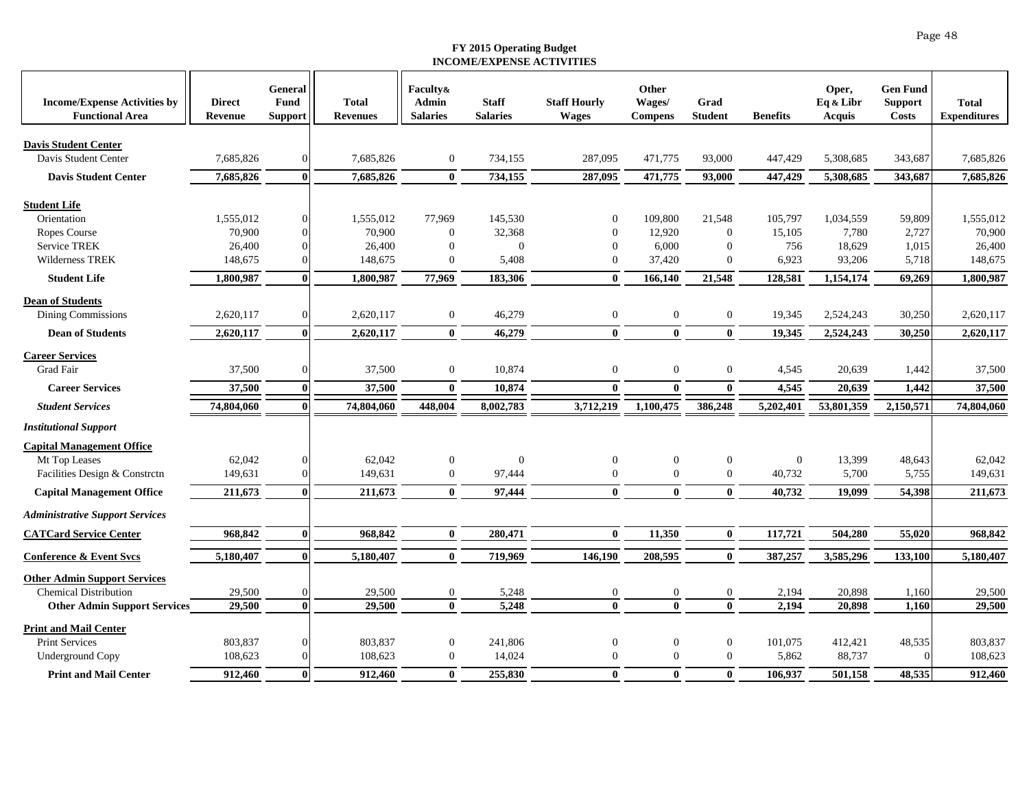# FY 2015 Operating Budget
## INCOME/EXPENSE ACTIVITIES

| Income/Expense Activities by Functional Area | Direct Revenue | General Fund Support | Total Revenues | Faculty& Admin Salaries | Staff Salaries | Staff Hourly Wages | Other Wages/ Compens | Grad Student | Benefits | Oper, Eq & Libr Acquis | Gen Fund Support Costs | Total Expenditures |
|---|---|---|---|---|---|---|---|---|---|---|---|---|
| **Davis Student Center** | | | | | | | | | | | | |
| Davis Student Center | 7,685,826 | 0 | 7,685,826 | 0 | 734,155 | 287,095 | 471,775 | 93,000 | 447,429 | 5,308,685 | 343,687 | 7,685,826 |
| **Davis Student Center** | **7,685,826** | **0** | **7,685,826** | **0** | **734,155** | **287,095** | **471,775** | **93,000** | **447,429** | **5,308,685** | **343,687** | **7,685,826** |
| **Student Life** | | | | | | | | | | | | |
| Orientation | 1,555,012 | 0 | 1,555,012 | 77,969 | 145,530 | 0 | 109,800 | 21,548 | 105,797 | 1,034,559 | 59,809 | 1,555,012 |
| Ropes Course | 70,900 | 0 | 70,900 | 0 | 32,368 | 0 | 12,920 | 0 | 15,105 | 7,780 | 2,727 | 70,900 |
| Service TREK | 26,400 | 0 | 26,400 | 0 | 0 | 0 | 6,000 | 0 | 756 | 18,629 | 1,015 | 26,400 |
| Wilderness TREK | 148,675 | 0 | 148,675 | 0 | 5,408 | 0 | 37,420 | 0 | 6,923 | 93,206 | 5,718 | 148,675 |
| **Student Life** | **1,800,987** | **0** | **1,800,987** | **77,969** | **183,306** | **0** | **166,140** | **21,548** | **128,581** | **1,154,174** | **69,269** | **1,800,987** |
| **Dean of Students** | | | | | | | | | | | | |
| Dining Commissions | 2,620,117 | 0 | 2,620,117 | 0 | 46,279 | 0 | 0 | 0 | 19,345 | 2,524,243 | 30,250 | 2,620,117 |
| **Dean of Students** | **2,620,117** | **0** | **2,620,117** | **0** | **46,279** | **0** | **0** | **0** | **19,345** | **2,524,243** | **30,250** | **2,620,117** |
| **Career Services** | | | | | | | | | | | | |
| Grad Fair | 37,500 | 0 | 37,500 | 0 | 10,874 | 0 | 0 | 0 | 4,545 | 20,639 | 1,442 | 37,500 |
| **Career Services** | **37,500** | **0** | **37,500** | **0** | **10,874** | **0** | **0** | **0** | **4,545** | **20,639** | **1,442** | **37,500** |
| ***Student Services*** | **74,804,060** | **0** | **74,804,060** | **448,004** | **8,002,783** | **3,712,219** | **1,100,475** | **386,248** | **5,202,401** | **53,801,359** | **2,150,571** | **74,804,060** |
| ***Institutional Support*** | | | | | | | | | | | | |
| **Capital Management Office** | | | | | | | | | | | | |
| Mt Top Leases | 62,042 | 0 | 62,042 | 0 | 0 | 0 | 0 | 0 | 0 | 13,399 | 48,643 | 62,042 |
| Facilities Design & Constrctn | 149,631 | 0 | 149,631 | 0 | 97,444 | 0 | 0 | 0 | 40,732 | 5,700 | 5,755 | 149,631 |
| **Capital Management Office** | **211,673** | **0** | **211,673** | **0** | **97,444** | **0** | **0** | **0** | **40,732** | **19,099** | **54,398** | **211,673** |
| ***Administrative Support Services*** | | | | | | | | | | | | |
| **CATCard Service Center** | **968,842** | **0** | **968,842** | **0** | **280,471** | **0** | **11,350** | **0** | **117,721** | **504,280** | **55,020** | **968,842** |
| **Conference & Event Svcs** | **5,180,407** | **0** | **5,180,407** | **0** | **719,969** | **146,190** | **208,595** | **0** | **387,257** | **3,585,296** | **133,100** | **5,180,407** |
| **Other Admin Support Services** | | | | | | | | | | | | |
| Chemical Distribution | 29,500 | 0 | 29,500 | 0 | 5,248 | 0 | 0 | 0 | 2,194 | 20,898 | 1,160 | 29,500 |
| **Other Admin Support Services** | **29,500** | **0** | **29,500** | **0** | **5,248** | **0** | **0** | **0** | **2,194** | **20,898** | **1,160** | **29,500** |
| **Print and Mail Center** | | | | | | | | | | | | |
| Print Services | 803,837 | 0 | 803,837 | 0 | 241,806 | 0 | 0 | 0 | 101,075 | 412,421 | 48,535 | 803,837 |
| Underground Copy | 108,623 | 0 | 108,623 | 0 | 14,024 | 0 | 0 | 0 | 5,862 | 88,737 | 0 | 108,623 |
| **Print and Mail Center** | **912,460** | **0** | **912,460** | **0** | **255,830** | **0** | **0** | **0** | **106,937** | **501,158** | **48,535** | **912,460** |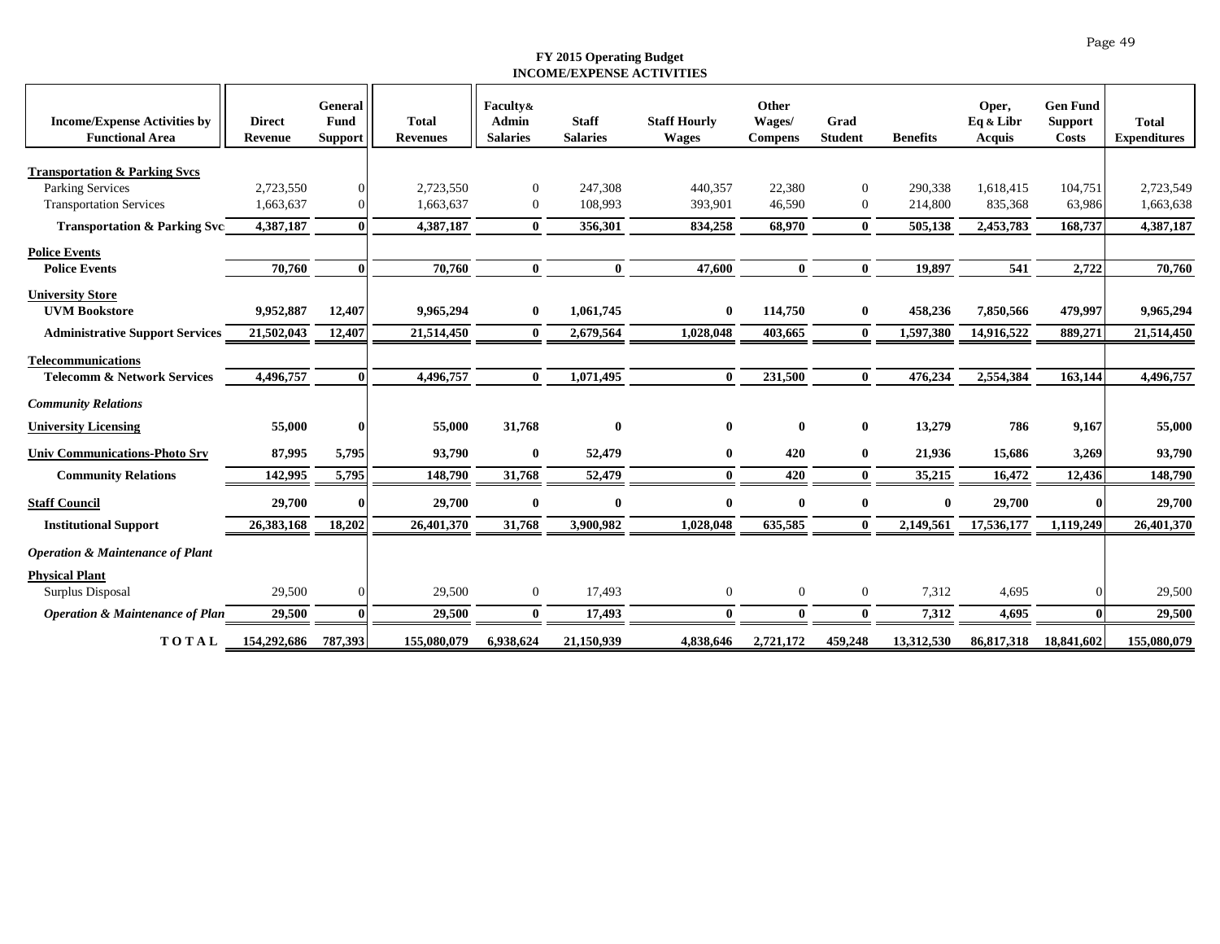**FY 2015 Operating Budget**
**INCOME/EXPENSE ACTIVITIES**

| Income/Expense Activities by Functional Area | Direct Revenue | General Fund Support | Total Revenues | Faculty& Admin Salaries | Staff Salaries | Staff Hourly Wages | Other Wages/ Compens | Grad Student | Benefits | Oper, Eq & Libr Acquis | Gen Fund Support Costs | Total Expenditures |
|---|---|---|---|---|---|---|---|---|---|---|---|---|
| **Transportation & Parking Svcs** | | | | | | | | | | | | |
| Parking Services | 2,723,550 | 0 | 2,723,550 | 0 | 247,308 | 440,357 | 22,380 | 0 | 290,338 | 1,618,415 | 104,751 | 2,723,549 |
| Transportation Services | 1,663,637 | 0 | 1,663,637 | 0 | 108,993 | 393,901 | 46,590 | 0 | 214,800 | 835,368 | 63,986 | 1,663,638 |
| **Transportation & Parking Svc** | **4,387,187** | **0** | **4,387,187** | **0** | **356,301** | **834,258** | **68,970** | **0** | **505,138** | **2,453,783** | **168,737** | **4,387,187** |
| **Police Events** | | | | | | | | | | | | |
| **Police Events** | **70,760** | **0** | **70,760** | **0** | **0** | **47,600** | **0** | **0** | **19,897** | **541** | **2,722** | **70,760** |
| **University Store** | | | | | | | | | | | | |
| **UVM Bookstore** | **9,952,887** | **12,407** | **9,965,294** | **0** | **1,061,745** | **0** | **114,750** | **0** | **458,236** | **7,850,566** | **479,997** | **9,965,294** |
| **Administrative Support Services** | **21,502,043** | **12,407** | **21,514,450** | **0** | **2,679,564** | **1,028,048** | **403,665** | **0** | **1,597,380** | **14,916,522** | **889,271** | **21,514,450** |
| **Telecommunications** | | | | | | | | | | | | |
| **Telecomm & Network Services** | **4,496,757** | **0** | **4,496,757** | **0** | **1,071,495** | **0** | **231,500** | **0** | **476,234** | **2,554,384** | **163,144** | **4,496,757** |
| ***Community Relations*** | | | | | | | | | | | | |
| **University Licensing** | **55,000** | **0** | **55,000** | **31,768** | **0** | **0** | **0** | **0** | **13,279** | **786** | **9,167** | **55,000** |
| **Univ Communications-Photo Srv** | **87,995** | **5,795** | **93,790** | **0** | **52,479** | **0** | **420** | **0** | **21,936** | **15,686** | **3,269** | **93,790** |
| **Community Relations** | **142,995** | **5,795** | **148,790** | **31,768** | **52,479** | **0** | **420** | **0** | **35,215** | **16,472** | **12,436** | **148,790** |
| **Staff Council** | **29,700** | **0** | **29,700** | **0** | **0** | **0** | **0** | **0** | **0** | **29,700** | **0** | **29,700** |
| **Institutional Support** | **26,383,168** | **18,202** | **26,401,370** | **31,768** | **3,900,982** | **1,028,048** | **635,585** | **0** | **2,149,561** | **17,536,177** | **1,119,249** | **26,401,370** |
| ***Operation & Maintenance of Plant*** | | | | | | | | | | | | |
| **Physical Plant** | | | | | | | | | | | | |
| Surplus Disposal | 29,500 | 0 | 29,500 | 0 | 17,493 | 0 | 0 | 0 | 7,312 | 4,695 | 0 | 29,500 |
| ***Operation & Maintenance of Plan*** | **29,500** | **0** | **29,500** | **0** | **17,493** | **0** | **0** | **0** | **7,312** | **4,695** | **0** | **29,500** |
| **T O T A L** | **154,292,686** | **787,393** | **155,080,079** | **6,938,624** | **21,150,939** | **4,838,646** | **2,721,172** | **459,248** | **13,312,530** | **86,817,318** | **18,841,602** | **155,080,079** |